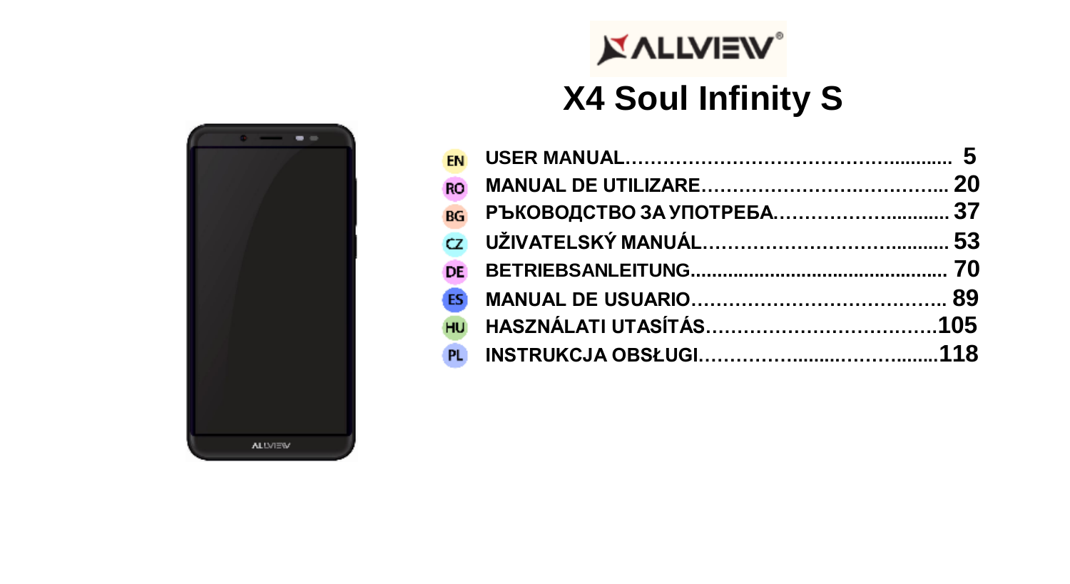ALLVIEW

# X4 Soul Infinity S

| | | |
|---|---|---|
| EN | USER MANUAL | 5 |
| RO | MANUAL DE UTILIZARE | 20 |
| BG | РЪКОВОДСТВО ЗА УПОТРЕБА | 37 |
| CZ | UŽIVATELSKÝ MANUÁL | 53 |
| DE | BETRIEBSANLEITUNG | 70 |
| ES | MANUAL DE USUARIO | 89 |
| HU | HASZNÁLATI UTASÍTÁS | 105 |
| PL | INSTRUKCJA OBSŁUGI | 118 |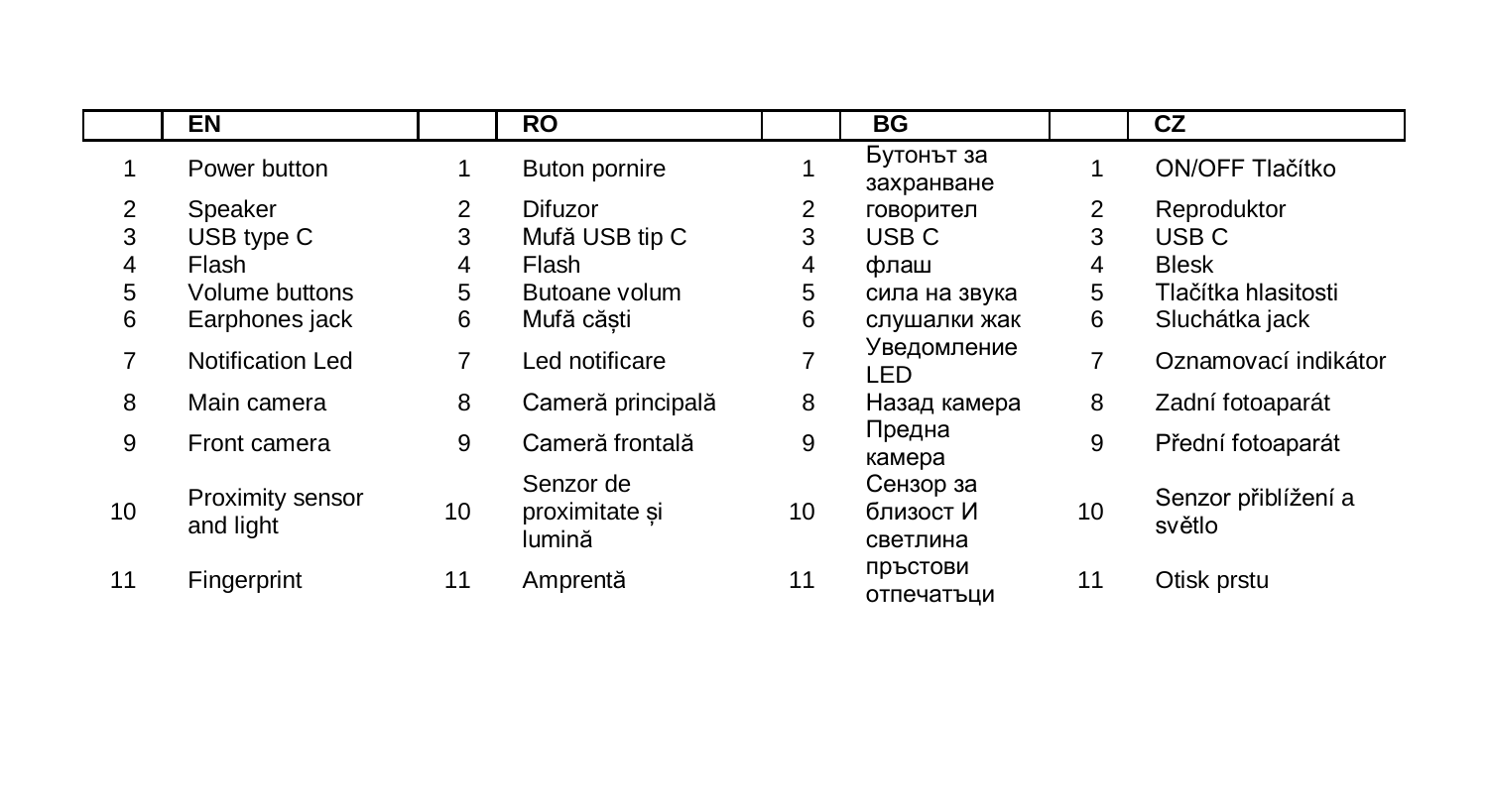| | EN | | RO | | BG | | CZ |
|---|---|---|---|---|---|---|---|
| 1 | Power button | 1 | Buton pornire | 1 | Бутонът за захранване | 1 | ON/OFF Tlačítko |
| 2 | Speaker | 2 | Difuzor | 2 | говорител | 2 | Reproduktor |
| 3 | USB type C | 3 | Mufă USB tip C | 3 | USB C | 3 | USB C |
| 4 | Flash | 4 | Flash | 4 | флаш | 4 | Blesk |
| 5 | Volume buttons | 5 | Butoane volum | 5 | сила на звука | 5 | Tlačítka hlasitosti |
| 6 | Earphones jack | 6 | Mufă căști | 6 | слушалки жак | 6 | Sluchátka jack |
| 7 | Notification Led | 7 | Led notificare | 7 | Уведомление LED | 7 | Oznamovací indikátor |
| 8 | Main camera | 8 | Cameră principală | 8 | Назад камера | 8 | Zadní fotoaparát |
| 9 | Front camera | 9 | Cameră frontală | 9 | Предна камера | 9 | Přední fotoaparát |
| 10 | Proximity sensor and light | 10 | Senzor de proximitate și lumină | 10 | Сензор за близост И светлина | 10 | Senzor přiblížení a světlo |
| 11 | Fingerprint | 11 | Amprentă | 11 | пръстови отпечатъци | 11 | Otisk prstu |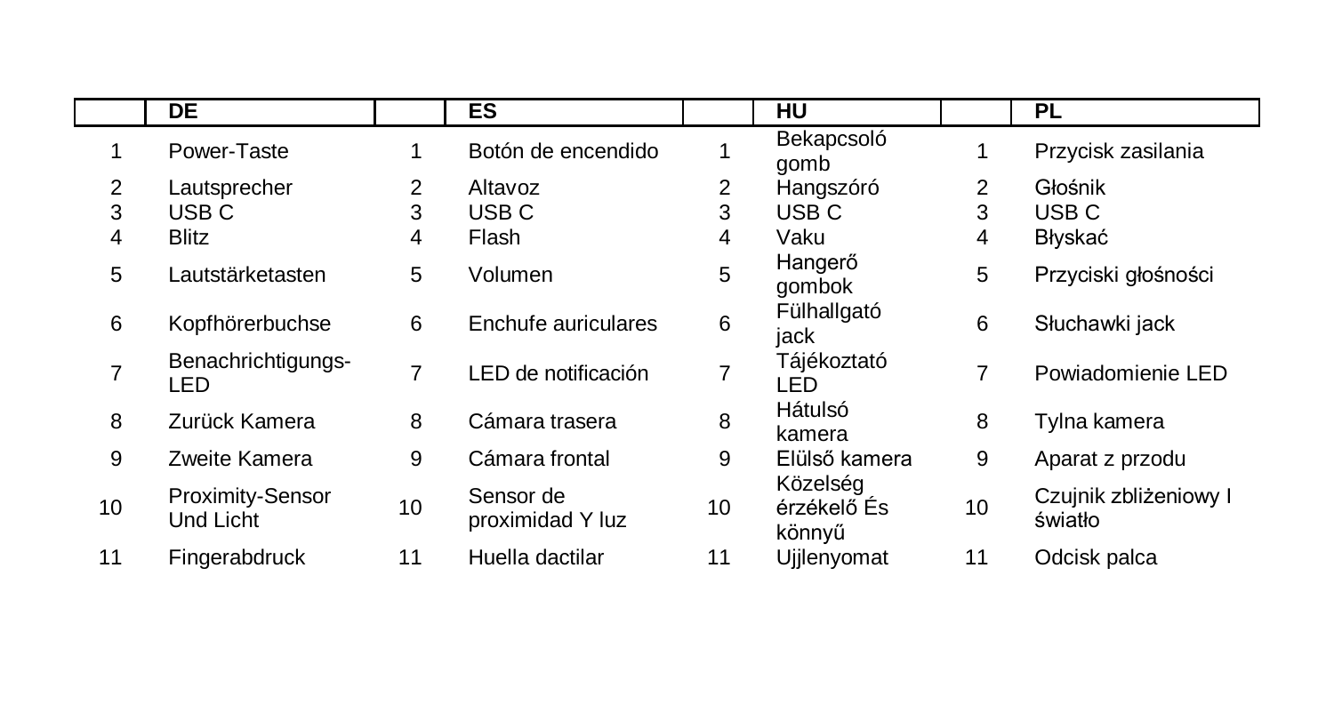| | DE | | ES | | HU | | PL |
|---|---|---|---|---|---|---|---|
| 1 | Power-Taste | 1 | Botón de encendido | 1 | Bekapcsoló gomb | 1 | Przycisk zasilania |
| 2 | Lautsprecher | 2 | Altavoz | 2 | Hangszóró | 2 | Głośnik |
| 3 | USB C | 3 | USB C | 3 | USB C | 3 | USB C |
| 4 | Blitz | 4 | Flash | 4 | Vaku | 4 | Błyskać |
| 5 | Lautstärketasten | 5 | Volumen | 5 | Hangerő gombok | 5 | Przyciski głośności |
| 6 | Kopfhörerbuchse | 6 | Enchufe auriculares | 6 | Fülhallgató jack | 6 | Słuchawki jack |
| 7 | Benachrichtigungs-LED | 7 | LED de notificación | 7 | Tájékoztató LED | 7 | Powiadomienie LED |
| 8 | Zurück Kamera | 8 | Cámara trasera | 8 | Hátulsó kamera | 8 | Tylna kamera |
| 9 | Zweite Kamera | 9 | Cámara frontal | 9 | Elülső kamera | 9 | Aparat z przodu |
| 10 | Proximity-Sensor Und Licht | 10 | Sensor de proximidad Y luz | 10 | Közelség érzékelő És könnyű | 10 | Czujnik zbliżeniowy I światło |
| 11 | Fingerabdruck | 11 | Huella dactilar | 11 | Ujjlenyomat | 11 | Odcisk palca |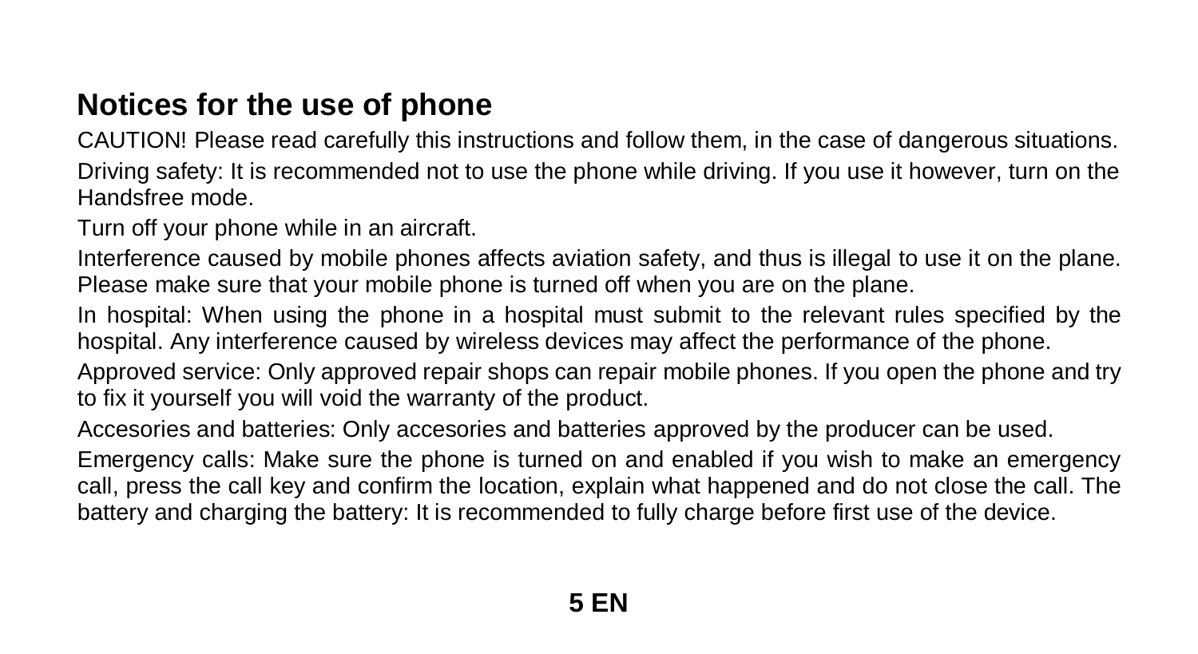# Notices for the use of phone

CAUTION! Please read carefully this instructions and follow them, in the case of dangerous situations.

Driving safety: It is recommended not to use the phone while driving. If you use it however, turn on the Handsfree mode.

Turn off your phone while in an aircraft.

Interference caused by mobile phones affects aviation safety, and thus is illegal to use it on the plane. Please make sure that your mobile phone is turned off when you are on the plane.

In hospital: When using the phone in a hospital must submit to the relevant rules specified by the hospital. Any interference caused by wireless devices may affect the performance of the phone.

Approved service: Only approved repair shops can repair mobile phones. If you open the phone and try to fix it yourself you will void the warranty of the product.

Accesories and batteries: Only accesories and batteries approved by the producer can be used.

Emergency calls: Make sure the phone is turned on and enabled if you wish to make an emergency call, press the call key and confirm the location, explain what happened and do not close the call. The battery and charging the battery: It is recommended to fully charge before first use of the device.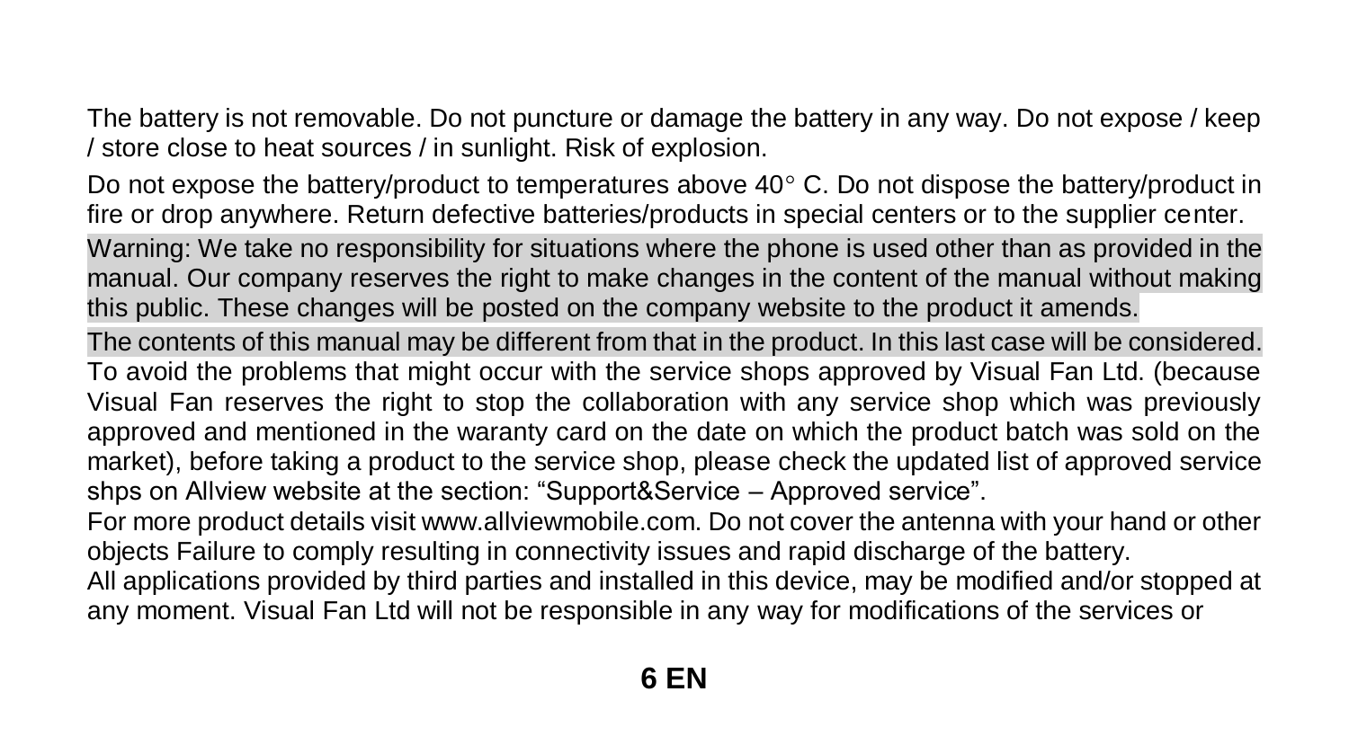The battery is not removable. Do not puncture or damage the battery in any way. Do not expose / keep / store close to heat sources / in sunlight. Risk of explosion.

Do not expose the battery/product to temperatures above 40° C. Do not dispose the battery/product in fire or drop anywhere. Return defective batteries/products in special centers or to the supplier center.

Warning: We take no responsibility for situations where the phone is used other than as provided in the manual. Our company reserves the right to make changes in the content of the manual without making this public. These changes will be posted on the company website to the product it amends.

The contents of this manual may be different from that in the product. In this last case will be considered. To avoid the problems that might occur with the service shops approved by Visual Fan Ltd. (because Visual Fan reserves the right to stop the collaboration with any service shop which was previously approved and mentioned in the waranty card on the date on which the product batch was sold on the market), before taking a product to the service shop, please check the updated list of approved service shps on Allview website at the section: “Support&Service – Approved service”.

For more product details visit www.allviewmobile.com. Do not cover the antenna with your hand or other objects Failure to comply resulting in connectivity issues and rapid discharge of the battery.

All applications provided by third parties and installed in this device, may be modified and/or stopped at any moment. Visual Fan Ltd will not be responsible in any way for modifications of the services or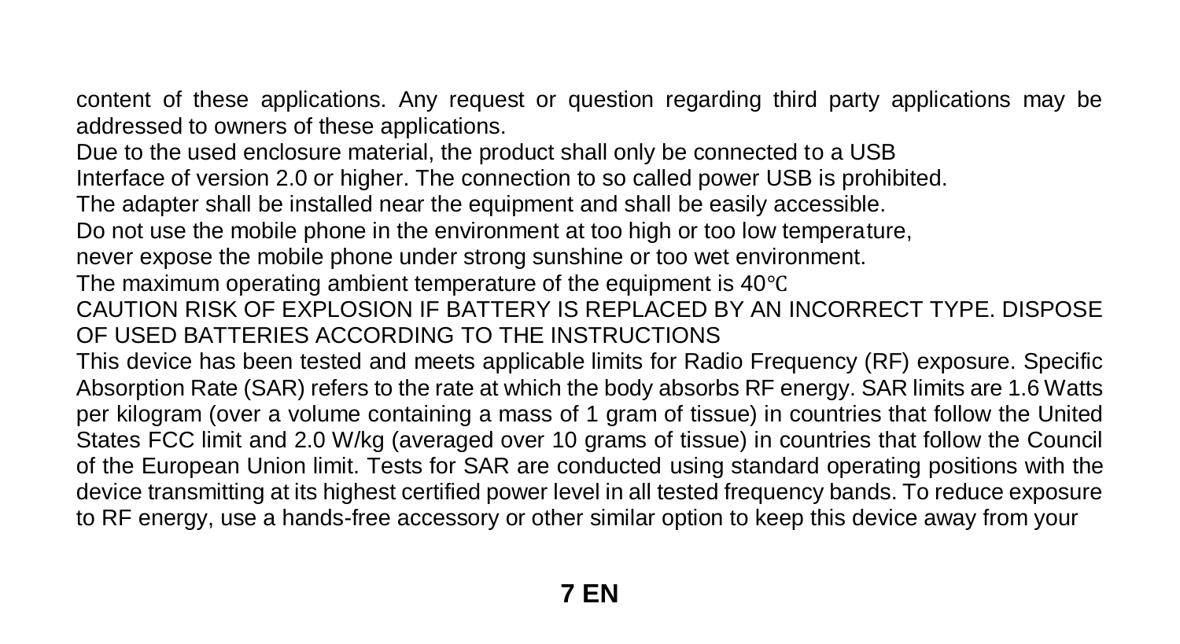content of these applications. Any request or question regarding third party applications may be addressed to owners of these applications.

Due to the used enclosure material, the product shall only be connected to a USB Interface of version 2.0 or higher. The connection to so called power USB is prohibited.

The adapter shall be installed near the equipment and shall be easily accessible.

Do not use the mobile phone in the environment at too high or too low temperature, never expose the mobile phone under strong sunshine or too wet environment.

The maximum operating ambient temperature of the equipment is 40℃

CAUTION RISK OF EXPLOSION IF BATTERY IS REPLACED BY AN INCORRECT TYPE. DISPOSE OF USED BATTERIES ACCORDING TO THE INSTRUCTIONS

This device has been tested and meets applicable limits for Radio Frequency (RF) exposure. Specific Absorption Rate (SAR) refers to the rate at which the body absorbs RF energy. SAR limits are 1.6 Watts per kilogram (over a volume containing a mass of 1 gram of tissue) in countries that follow the United States FCC limit and 2.0 W/kg (averaged over 10 grams of tissue) in countries that follow the Council of the European Union limit. Tests for SAR are conducted using standard operating positions with the device transmitting at its highest certified power level in all tested frequency bands. To reduce exposure to RF energy, use a hands-free accessory or other similar option to keep this device away from your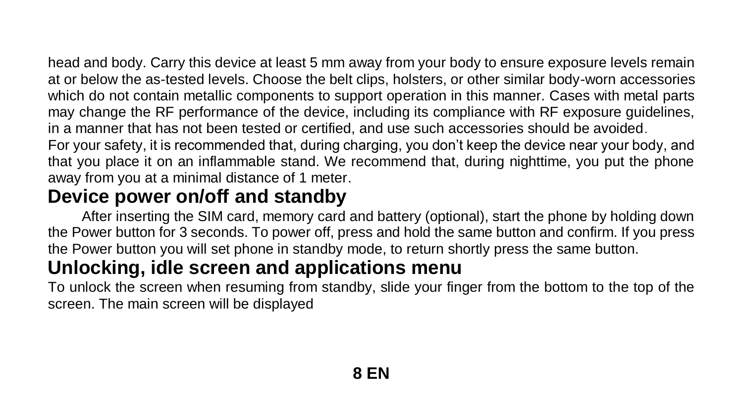head and body. Carry this device at least 5 mm away from your body to ensure exposure levels remain at or below the as-tested levels. Choose the belt clips, holsters, or other similar body-worn accessories which do not contain metallic components to support operation in this manner. Cases with metal parts may change the RF performance of the device, including its compliance with RF exposure guidelines, in a manner that has not been tested or certified, and use such accessories should be avoided.

For your safety, it is recommended that, during charging, you don't keep the device near your body, and that you place it on an inflammable stand. We recommend that, during nighttime, you put the phone away from you at a minimal distance of 1 meter.

## Device power on/off and standby

After inserting the SIM card, memory card and battery (optional), start the phone by holding down the Power button for 3 seconds. To power off, press and hold the same button and confirm. If you press the Power button you will set phone in standby mode, to return shortly press the same button.

## Unlocking, idle screen and applications menu

To unlock the screen when resuming from standby, slide your finger from the bottom to the top of the screen. The main screen will be displayed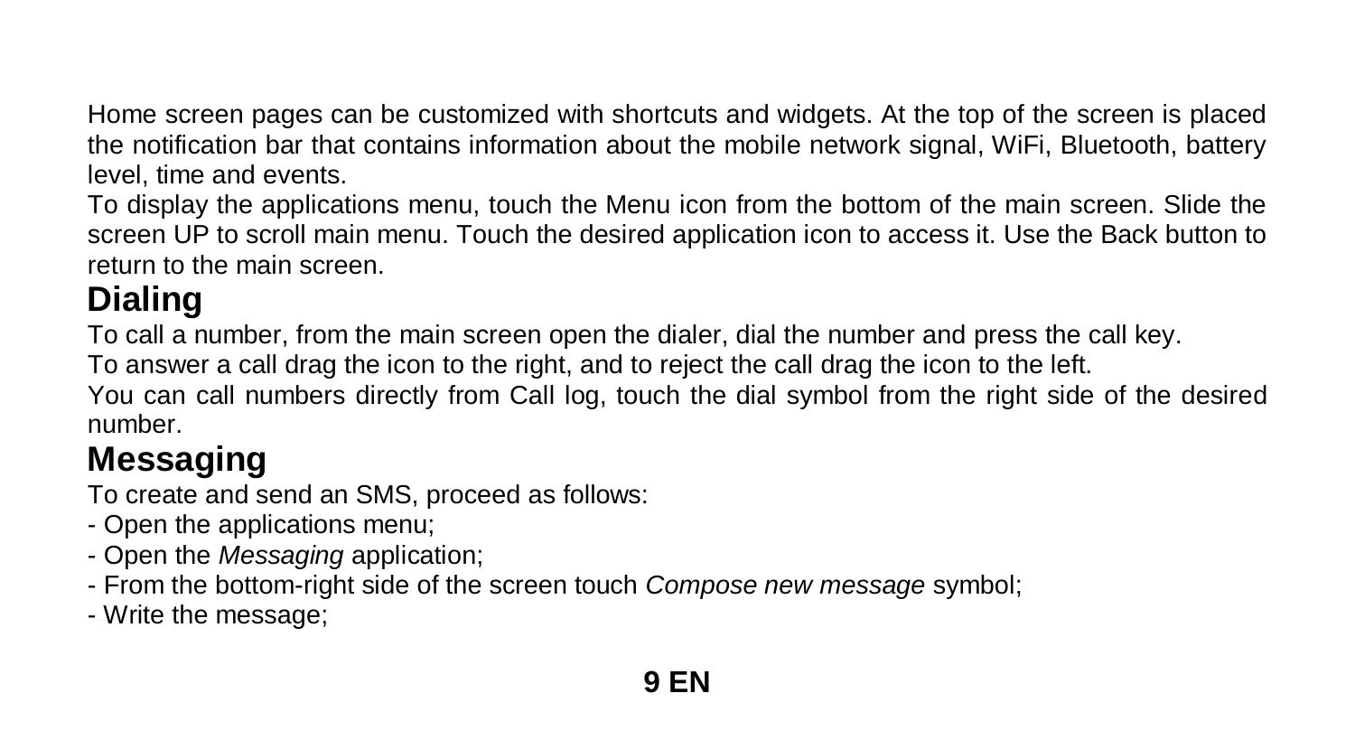Home screen pages can be customized with shortcuts and widgets. At the top of the screen is placed the notification bar that contains information about the mobile network signal, WiFi, Bluetooth, battery level, time and events.

To display the applications menu, touch the Menu icon from the bottom of the main screen. Slide the screen UP to scroll main menu. Touch the desired application icon to access it. Use the Back button to return to the main screen.

## Dialing

To call a number, from the main screen open the dialer, dial the number and press the call key.

To answer a call drag the icon to the right, and to reject the call drag the icon to the left.

You can call numbers directly from Call log, touch the dial symbol from the right side of the desired number.

## Messaging

To create and send an SMS, proceed as follows:

- Open the applications menu;
- Open the *Messaging* application;
- From the bottom-right side of the screen touch *Compose new message* symbol;
- Write the message;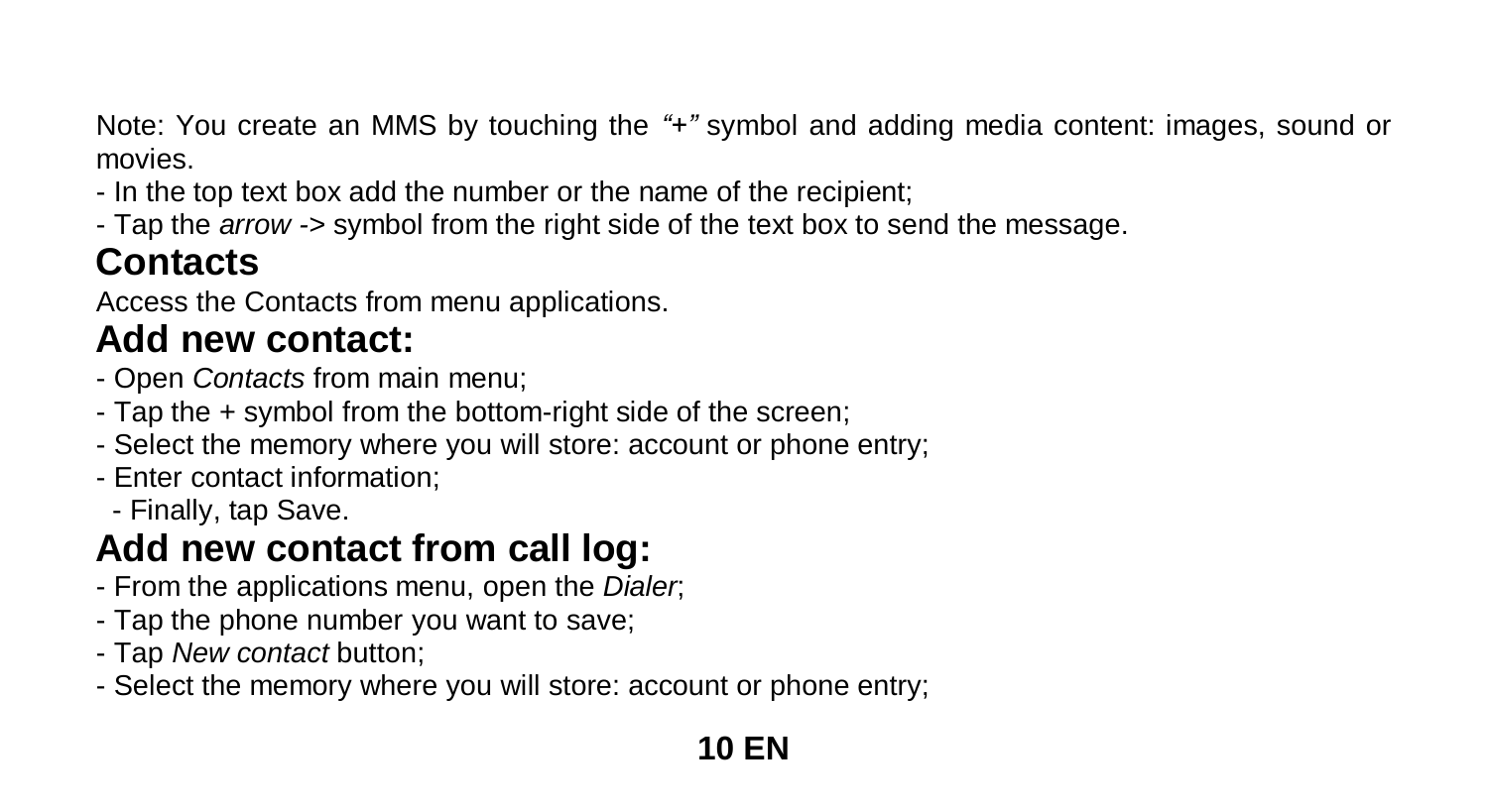Note: You create an MMS by touching the *"+"* symbol and adding media content: images, sound or movies.

- In the top text box add the number or the name of the recipient;
- Tap the *arrow* -> symbol from the right side of the text box to send the message.

## Contacts

Access the Contacts from menu applications.

## Add new contact:

- Open *Contacts* from main menu;
- Tap the + symbol from the bottom-right side of the screen;
- Select the memory where you will store: account or phone entry;
- Enter contact information;
- Finally, tap Save.

## Add new contact from call log:

- From the applications menu, open the *Dialer*;
- Tap the phone number you want to save;
- Tap *New contact* button;
- Select the memory where you will store: account or phone entry;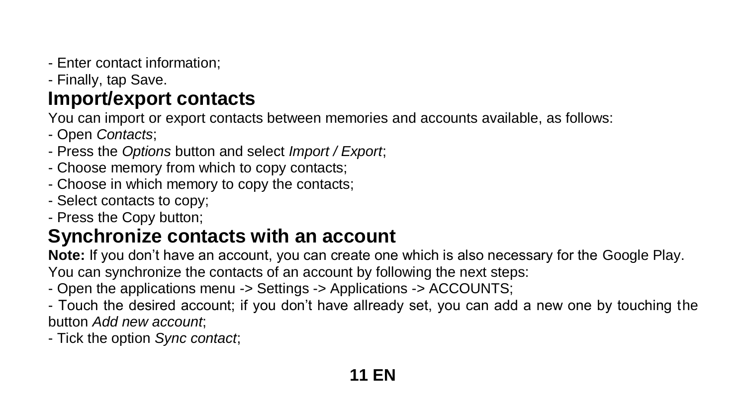- Enter contact information;
- Finally, tap Save.

## Import/export contacts

You can import or export contacts between memories and accounts available, as follows:
- Open *Contacts*;
- Press the *Options* button and select *Import / Export*;
- Choose memory from which to copy contacts;
- Choose in which memory to copy the contacts;
- Select contacts to copy;
- Press the Copy button;

## Synchronize contacts with an account

**Note:** If you don't have an account, you can create one which is also necessary for the Google Play.
You can synchronize the contacts of an account by following the next steps:
- Open the applications menu -> Settings -> Applications -> ACCOUNTS;
- Touch the desired account; if you don't have allready set, you can add a new one by touching the button *Add new account*;
- Tick the option *Sync contact*;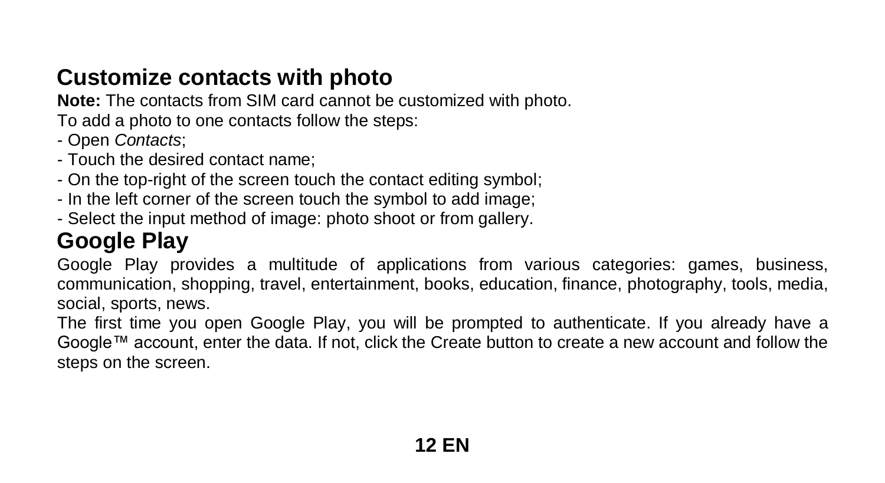## Customize contacts with photo

**Note:** The contacts from SIM card cannot be customized with photo.

To add a photo to one contacts follow the steps:

- Open *Contacts*;
- Touch the desired contact name;
- On the top-right of the screen touch the contact editing symbol;
- In the left corner of the screen touch the symbol to add image;
- Select the input method of image: photo shoot or from gallery.

## Google Play

Google Play provides a multitude of applications from various categories: games, business, communication, shopping, travel, entertainment, books, education, finance, photography, tools, media, social, sports, news.

The first time you open Google Play, you will be prompted to authenticate. If you already have a Google™ account, enter the data. If not, click the Create button to create a new account and follow the steps on the screen.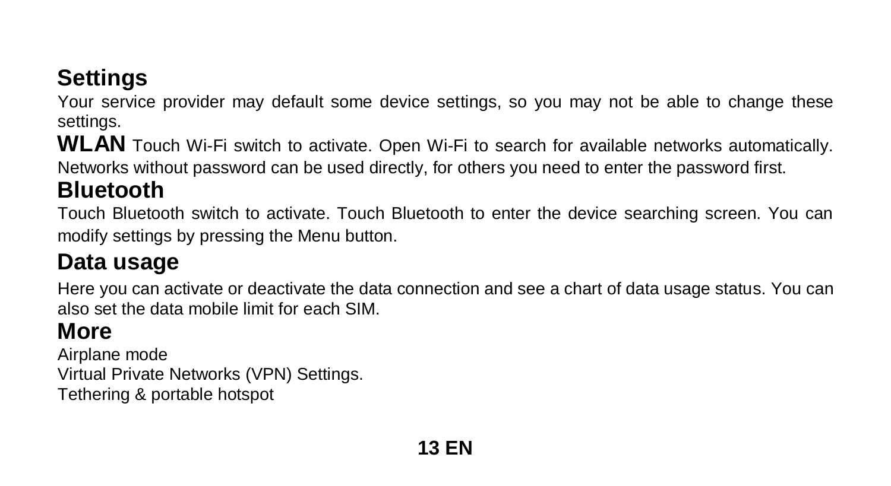## Settings

Your service provider may default some device settings, so you may not be able to change these settings.

**WLAN** Touch Wi-Fi switch to activate. Open Wi-Fi to search for available networks automatically. Networks without password can be used directly, for others you need to enter the password first.

## Bluetooth

Touch Bluetooth switch to activate. Touch Bluetooth to enter the device searching screen. You can modify settings by pressing the Menu button.

## Data usage

Here you can activate or deactivate the data connection and see a chart of data usage status. You can also set the data mobile limit for each SIM.

## More

Airplane mode
Virtual Private Networks (VPN) Settings.
Tethering & portable hotspot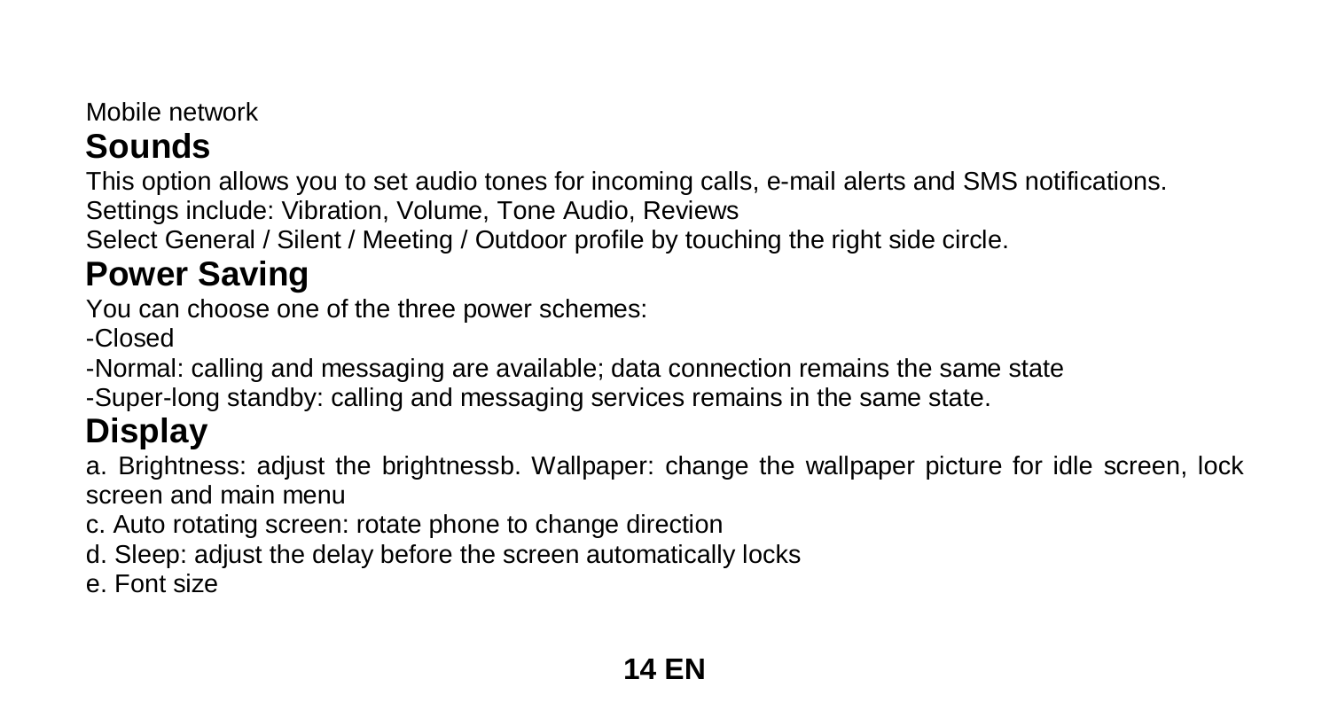Mobile network

## Sounds

This option allows you to set audio tones for incoming calls, e-mail alerts and SMS notifications.
Settings include: Vibration, Volume, Tone Audio, Reviews
Select General / Silent / Meeting / Outdoor profile by touching the right side circle.

## Power Saving

You can choose one of the three power schemes:

-Closed

-Normal: calling and messaging are available; data connection remains the same state

-Super-long standby: calling and messaging services remains in the same state.

## Display

a. Brightness: adjust the brightnessb. Wallpaper: change the wallpaper picture for idle screen, lock screen and main menu

c. Auto rotating screen: rotate phone to change direction

d. Sleep: adjust the delay before the screen automatically locks

e. Font size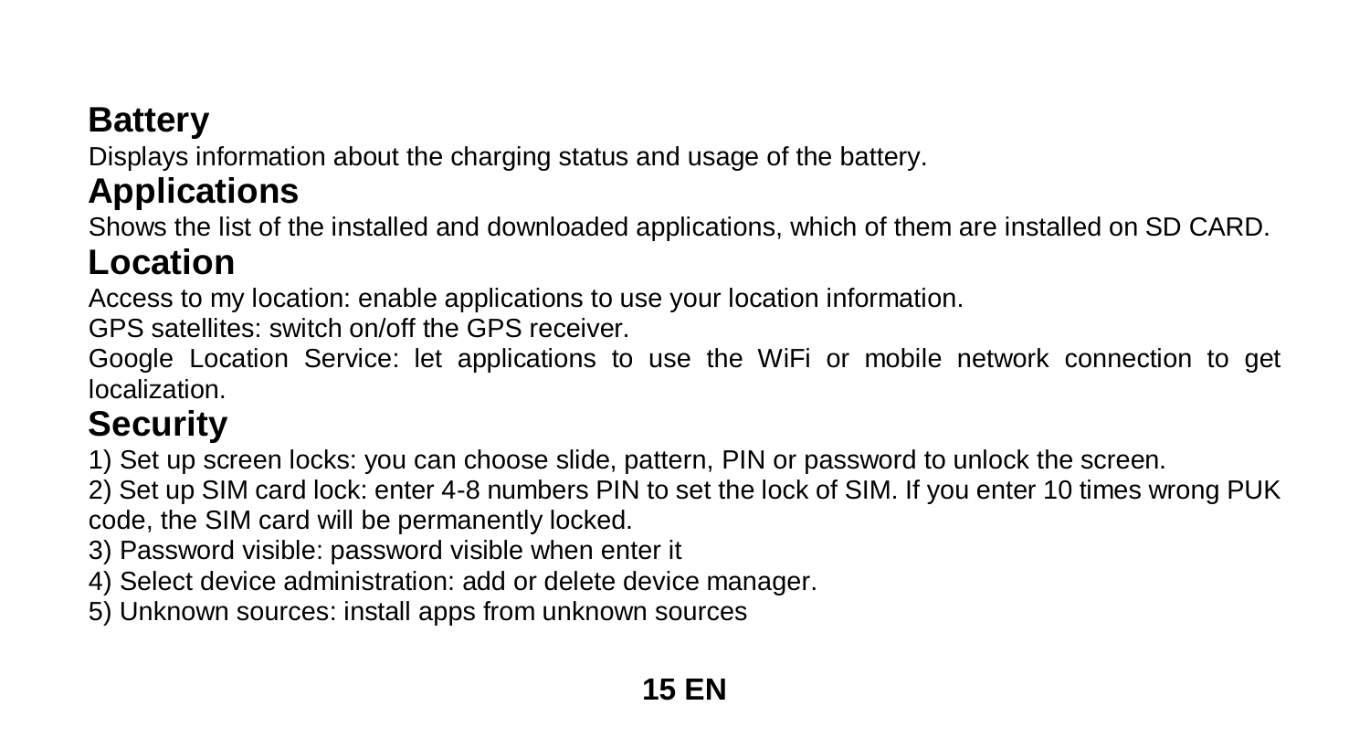## Battery

Displays information about the charging status and usage of the battery.

## Applications

Shows the list of the installed and downloaded applications, which of them are installed on SD CARD.

## Location

Access to my location: enable applications to use your location information.

GPS satellites: switch on/off the GPS receiver.

Google Location Service: let applications to use the WiFi or mobile network connection to get localization.

## Security

1) Set up screen locks: you can choose slide, pattern, PIN or password to unlock the screen.
2) Set up SIM card lock: enter 4-8 numbers PIN to set the lock of SIM. If you enter 10 times wrong PUK code, the SIM card will be permanently locked.
3) Password visible: password visible when enter it
4) Select device administration: add or delete device manager.
5) Unknown sources: install apps from unknown sources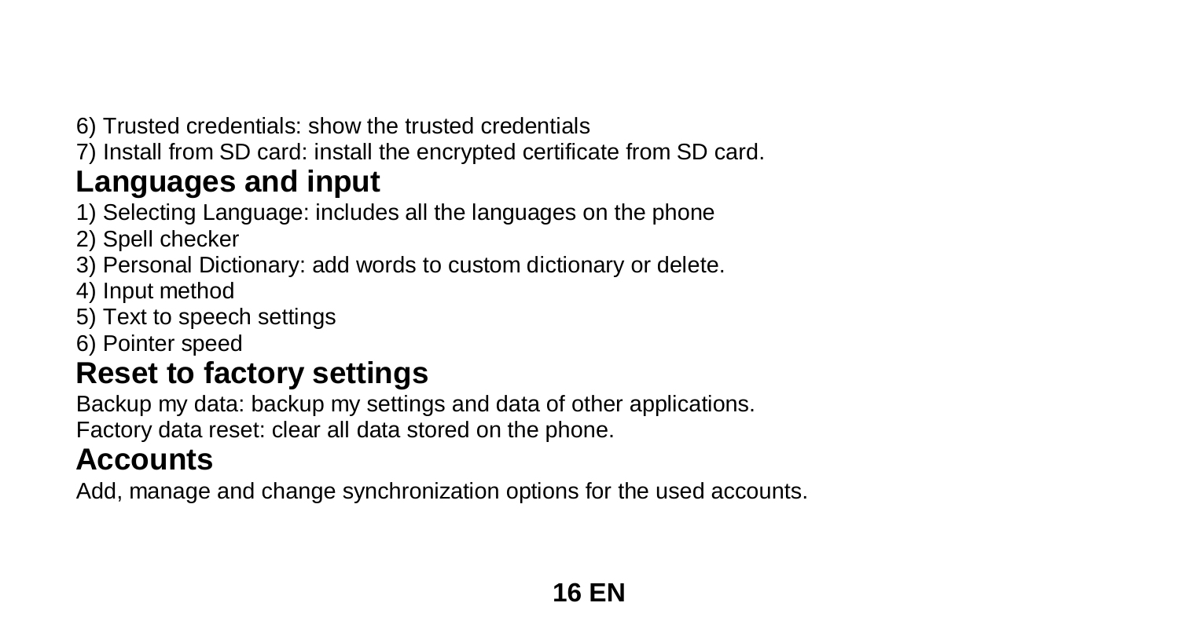6) Trusted credentials: show the trusted credentials

7) Install from SD card: install the encrypted certificate from SD card.

## Languages and input

1) Selecting Language: includes all the languages on the phone

2) Spell checker

3) Personal Dictionary: add words to custom dictionary or delete.

4) Input method

5) Text to speech settings

6) Pointer speed

## Reset to factory settings

Backup my data: backup my settings and data of other applications.

Factory data reset: clear all data stored on the phone.

## Accounts

Add, manage and change synchronization options for the used accounts.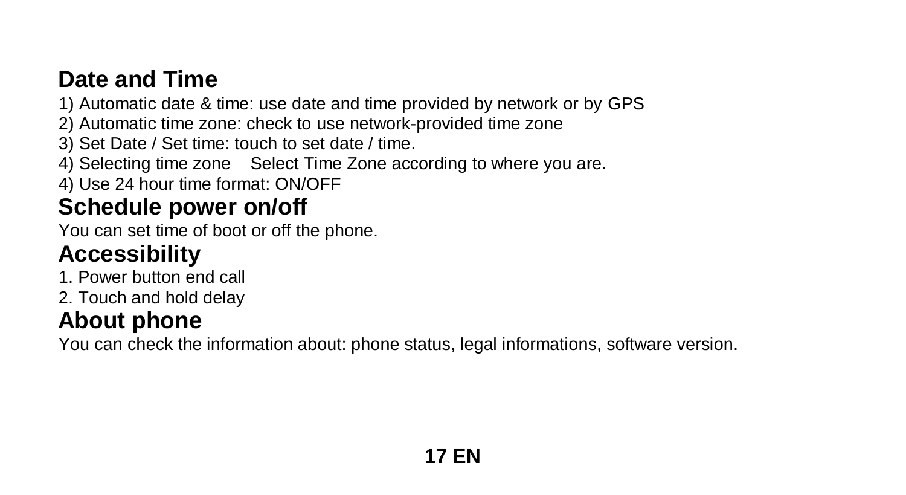## Date and Time

1) Automatic date & time: use date and time provided by network or by GPS
2) Automatic time zone: check to use network-provided time zone
3) Set Date / Set time: touch to set date / time.
4) Selecting time zone Select Time Zone according to where you are.
4) Use 24 hour time format: ON/OFF

## Schedule power on/off

You can set time of boot or off the phone.

## Accessibility

1. Power button end call
2. Touch and hold delay

## About phone

You can check the information about: phone status, legal informations, software version.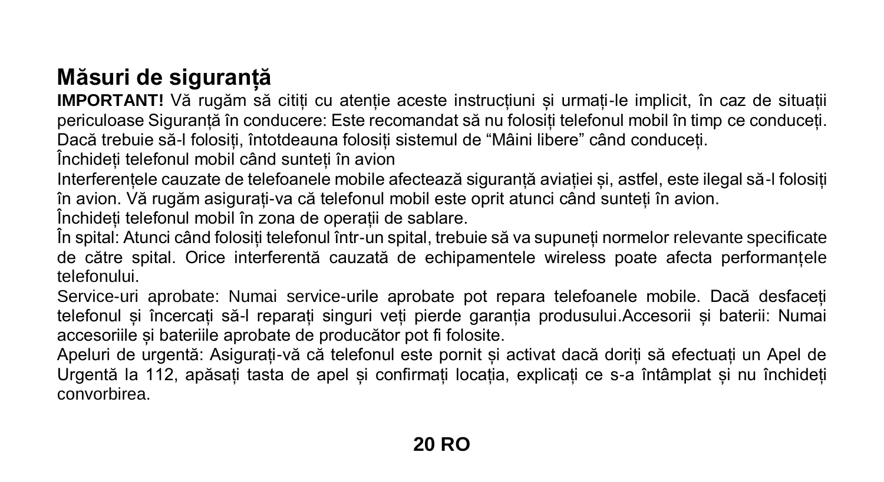## Măsuri de siguranță

**IMPORTANT!** Vă rugăm să citiți cu atenție aceste instrucțiuni și urmați-le implicit, în caz de situații periculoase Siguranță în conducere: Este recomandat să nu folosiți telefonul mobil în timp ce conduceți. Dacă trebuie să-l folosiți, întotdeauna folosiți sistemul de "Mâini libere" când conduceți.

Închideți telefonul mobil când sunteți în avion

Interferențele cauzate de telefoanele mobile afectează siguranță aviației și, astfel, este ilegal să-l folosiți în avion. Vă rugăm asigurați-va că telefonul mobil este oprit atunci când sunteți în avion.

Închideți telefonul mobil în zona de operații de sablare.

În spital: Atunci când folosiți telefonul într-un spital, trebuie să va supuneți normelor relevante specificate de către spital. Orice interferentă cauzată de echipamentele wireless poate afecta performanțele telefonului.

Service-uri aprobate: Numai service-urile aprobate pot repara telefoanele mobile. Dacă desfaceți telefonul și încercați să-l reparați singuri veți pierde garanția produsului.Accesorii și baterii: Numai accesoriile și bateriile aprobate de producător pot fi folosite.

Apeluri de urgentă: Asigurați-vă că telefonul este pornit și activat dacă doriți să efectuați un Apel de Urgentă la 112, apăsați tasta de apel și confirmați locația, explicați ce s-a întâmplat și nu închideți convorbirea.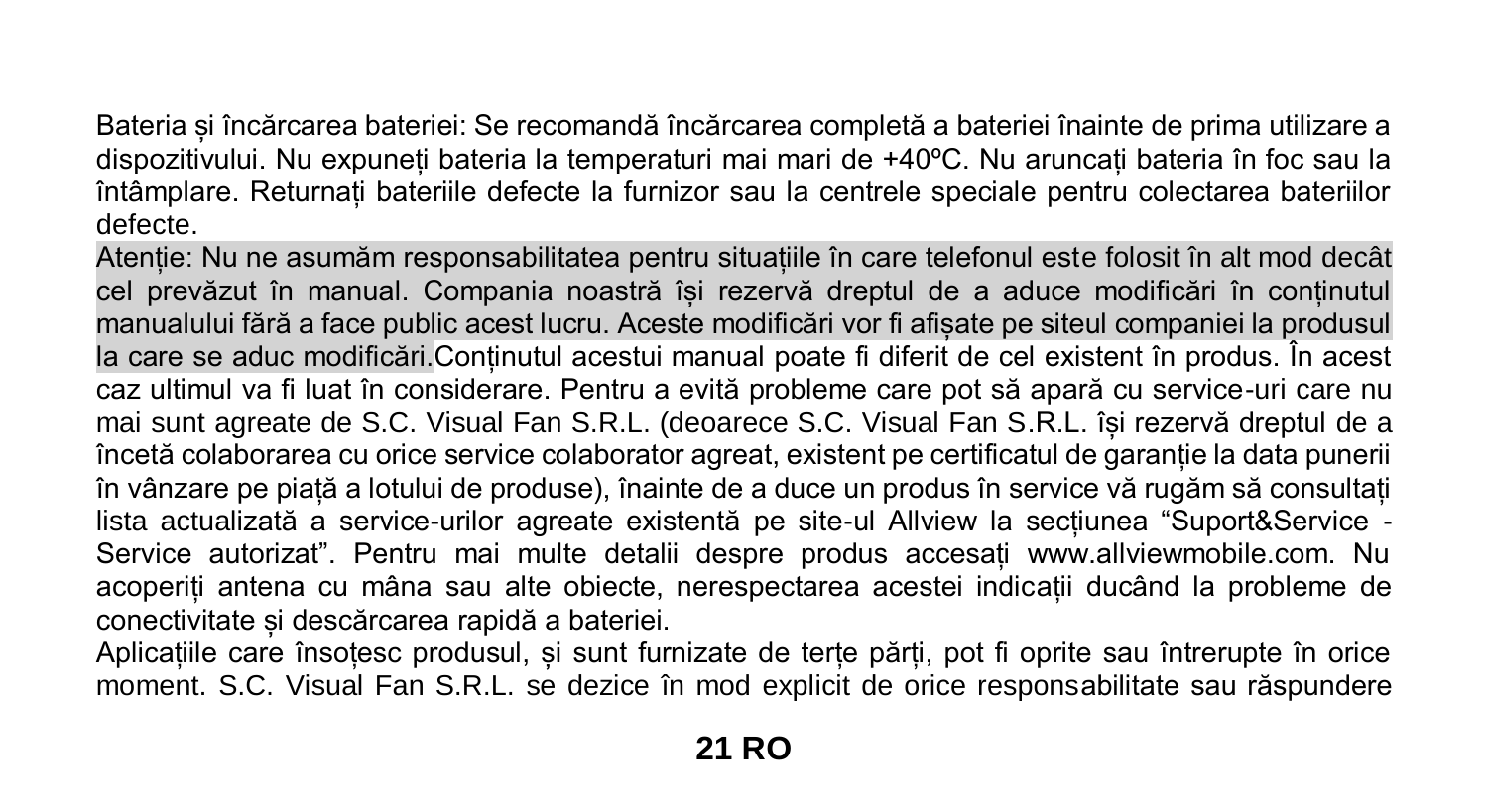Bateria și încărcarea bateriei: Se recomandă încărcarea completă a bateriei înainte de prima utilizare a dispozitivului. Nu expuneți bateria la temperaturi mai mari de +40ºC. Nu aruncați bateria în foc sau la întâmplare. Returnați bateriile defecte la furnizor sau la centrele speciale pentru colectarea bateriilor defecte.

Atenție: Nu ne asumăm responsabilitatea pentru situațiile în care telefonul este folosit în alt mod decât cel prevăzut în manual. Compania noastră își rezervă dreptul de a aduce modificări în conținutul manualului fără a face public acest lucru. Aceste modificări vor fi afișate pe siteul companiei la produsul la care se aduc modificări.Conținutul acestui manual poate fi diferit de cel existent în produs. În acest caz ultimul va fi luat în considerare. Pentru a evită probleme care pot să apară cu service-uri care nu mai sunt agreate de S.C. Visual Fan S.R.L. (deoarece S.C. Visual Fan S.R.L. își rezervă dreptul de a încetă colaborarea cu orice service colaborator agreat, existent pe certificatul de garanție la data punerii în vânzare pe piață a lotului de produse), înainte de a duce un produs în service vă rugăm să consultați lista actualizată a service-urilor agreate existentă pe site-ul Allview la secțiunea “Suport&Service - Service autorizat”. Pentru mai multe detalii despre produs accesați www.allviewmobile.com. Nu acoperiți antena cu mâna sau alte obiecte, nerespectarea acestei indicații ducând la probleme de conectivitate și descărcarea rapidă a bateriei.

Aplicațiile care însoțesc produsul, și sunt furnizate de terțe părți, pot fi oprite sau întrerupte în orice moment. S.C. Visual Fan S.R.L. se dezice în mod explicit de orice responsabilitate sau răspundere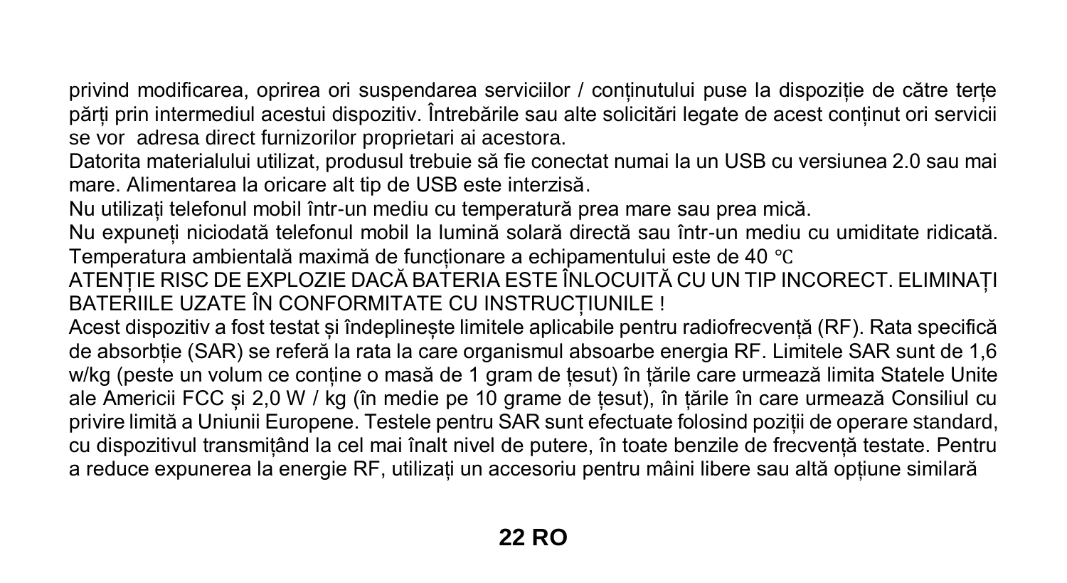privind modificarea, oprirea ori suspendarea serviciilor / conținutului puse la dispoziție de către terțe părți prin intermediul acestui dispozitiv. Întrebările sau alte solicitări legate de acest conținut ori servicii se vor adresa direct furnizorilor proprietari ai acestora.

Datorita materialului utilizat, produsul trebuie să fie conectat numai la un USB cu versiunea 2.0 sau mai mare. Alimentarea la oricare alt tip de USB este interzisă.

Nu utilizați telefonul mobil într-un mediu cu temperatură prea mare sau prea mică.

Nu expuneți niciodată telefonul mobil la lumină solară directă sau într-un mediu cu umiditate ridicată.

Temperatura ambientală maximă de funcționare a echipamentului este de 40 ℃

ATENȚIE RISC DE EXPLOZIE DACĂ BATERIA ESTE ÎNLOCUITĂ CU UN TIP INCORECT. ELIMINAȚI BATERIILE UZATE ÎN CONFORMITATE CU INSTRUCȚIUNILE !

Acest dispozitiv a fost testat și îndeplinește limitele aplicabile pentru radiofrecvență (RF). Rata specifică de absorbție (SAR) se referă la rata la care organismul absoarbe energia RF. Limitele SAR sunt de 1,6 w/kg (peste un volum ce conține o masă de 1 gram de țesut) în țările care urmează limita Statele Unite ale Americii FCC și 2,0 W / kg (în medie pe 10 grame de țesut), în țările în care urmează Consiliul cu privire limită a Uniunii Europene. Testele pentru SAR sunt efectuate folosind poziții de operare standard, cu dispozitivul transmițând la cel mai înalt nivel de putere, în toate benzile de frecvență testate. Pentru a reduce expunerea la energie RF, utilizați un accesoriu pentru mâini libere sau altă opțiune similară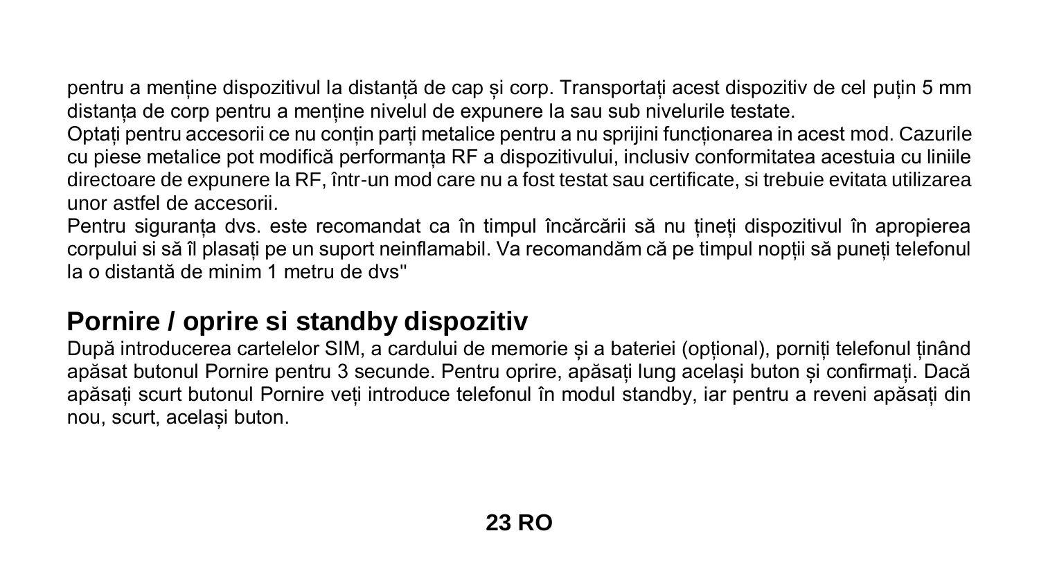pentru a menține dispozitivul la distanță de cap și corp. Transportați acest dispozitiv de cel puțin 5 mm distanța de corp pentru a menține nivelul de expunere la sau sub nivelurile testate.
Optați pentru accesorii ce nu conțin parți metalice pentru a nu sprijini funcționarea in acest mod. Cazurile cu piese metalice pot modifică performanța RF a dispozitivului, inclusiv conformitatea acestuia cu liniile directoare de expunere la RF, într-un mod care nu a fost testat sau certificate, si trebuie evitata utilizarea unor astfel de accesorii.
Pentru siguranța dvs. este recomandat ca în timpul încărcării să nu țineți dispozitivul în apropierea corpului si să îl plasați pe un suport neinflamabil. Va recomandăm că pe timpul nopții să puneți telefonul la o distantă de minim 1 metru de dvs"

## Pornire / oprire si standby dispozitiv

După introducerea cartelelor SIM, a cardului de memorie și a bateriei (opțional), porniți telefonul ținând apăsat butonul Pornire pentru 3 secunde. Pentru oprire, apăsați lung același buton și confirmați. Dacă apăsați scurt butonul Pornire veți introduce telefonul în modul standby, iar pentru a reveni apăsați din nou, scurt, același buton.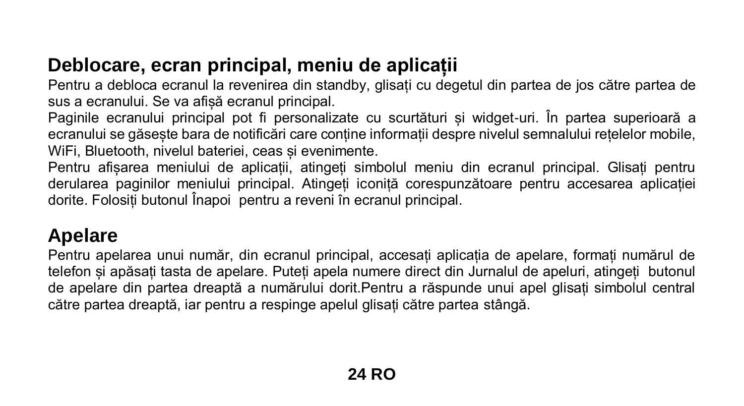## Deblocare, ecran principal, meniu de aplicații

Pentru a debloca ecranul la revenirea din standby, glisați cu degetul din partea de jos către partea de sus a ecranului. Se va afișă ecranul principal.
Paginile ecranului principal pot fi personalizate cu scurtături și widget-uri. În partea superioară a ecranului se găsește bara de notificări care conține informații despre nivelul semnalului rețelelor mobile, WiFi, Bluetooth, nivelul bateriei, ceas și evenimente.
Pentru afișarea meniului de aplicații, atingeți simbolul meniu din ecranul principal. Glisați pentru derularea paginilor meniului principal. Atingeți iconiță corespunzătoare pentru accesarea aplicației dorite. Folosiți butonul Înapoi  pentru a reveni în ecranul principal.

## Apelare

Pentru apelarea unui număr, din ecranul principal, accesați aplicația de apelare, formați numărul de telefon și apăsați tasta de apelare. Puteți apela numere direct din Jurnalul de apeluri, atingeți  butonul de apelare din partea dreaptă a numărului dorit.Pentru a răspunde unui apel glisați simbolul central către partea dreaptă, iar pentru a respinge apelul glisați către partea stângă.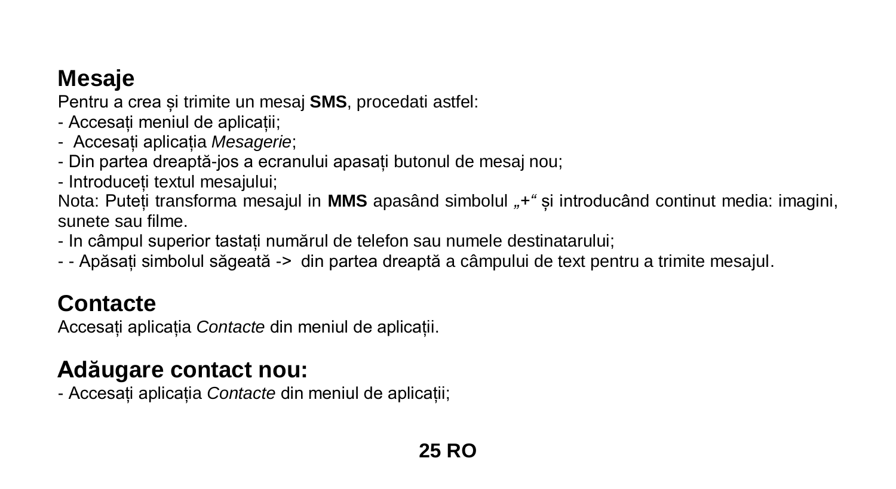## Mesaje

Pentru a crea și trimite un mesaj **SMS**, procedati astfel:

- Accesați meniul de aplicații;
- Accesați aplicația *Mesagerie*;
- Din partea dreaptă-jos a ecranului apasați butonul de mesaj nou;
- Introduceți textul mesajului;

Nota: Puteți transforma mesajul in **MMS** apasând simbolul „+“ și introducând continut media: imagini, sunete sau filme.

- In câmpul superior tastați numărul de telefon sau numele destinatarului;
- - Apăsați simbolul săgeată -> din partea dreaptă a câmpului de text pentru a trimite mesajul.

## Contacte

Accesați aplicația *Contacte* din meniul de aplicații.

## Adăugare contact nou:

- Accesați aplicația *Contacte* din meniul de aplicații;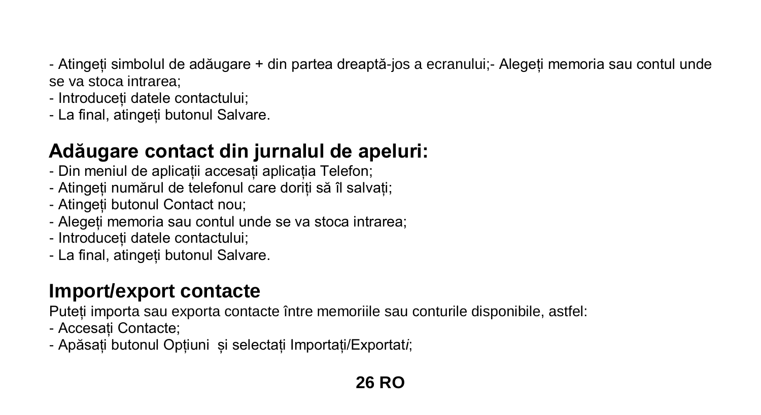- Atingeți simbolul de adăugare + din partea dreaptă-jos a ecranului;- Alegeți memoria sau contul unde se va stoca intrarea;
- Introduceți datele contactului;
- La final, atingeți butonul Salvare.

## Adăugare contact din jurnalul de apeluri:

- Din meniul de aplicații accesați aplicația Telefon;
- Atingeți numărul de telefonul care doriți să îl salvați;
- Atingeți butonul Contact nou;
- Alegeți memoria sau contul unde se va stoca intrarea;
- Introduceți datele contactului;
- La final, atingeți butonul Salvare.

## Import/export contacte

Puteți importa sau exporta contacte între memoriile sau conturile disponibile, astfel:

- Accesați Contacte;
- Apăsați butonul Opțiuni  și selectați Importați/Exportat*i*;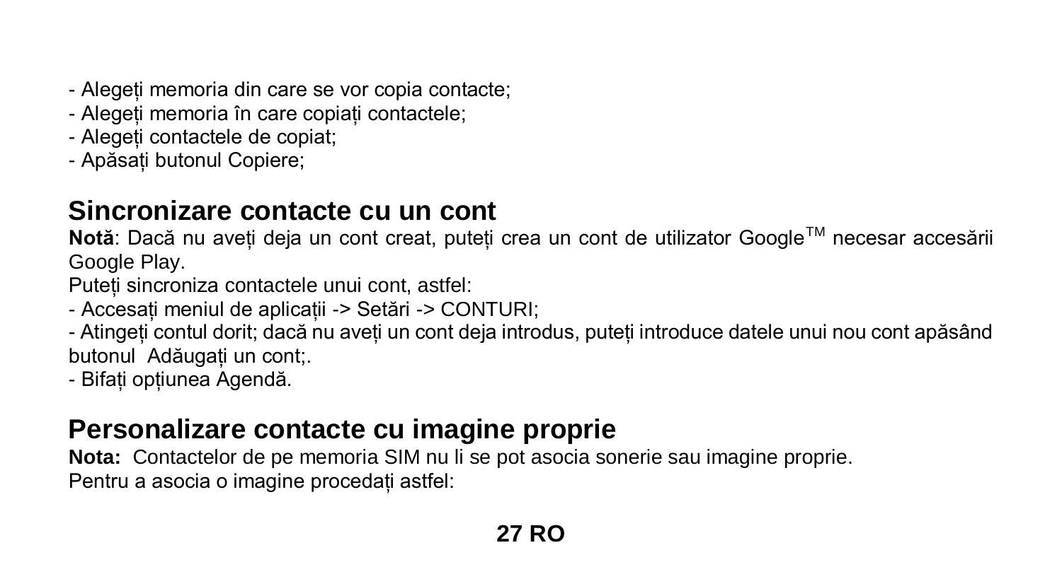- Alegeți memoria din care se vor copia contacte;
- Alegeți memoria în care copiați contactele;
- Alegeți contactele de copiat;
- Apăsați butonul Copiere;

## Sincronizare contacte cu un cont

**Notă**: Dacă nu aveți deja un cont creat, puteți crea un cont de utilizator Google™ necesar accesării Google Play.

Puteți sincroniza contactele unui cont, astfel:

- Accesați meniul de aplicații -> Setări -> CONTURI;
- Atingeți contul dorit; dacă nu aveți un cont deja introdus, puteți introduce datele unui nou cont apăsând butonul Adăugați un cont;.
- Bifați opțiunea Agendă.

## Personalizare contacte cu imagine proprie

**Nota:** Contactelor de pe memoria SIM nu li se pot asocia sonerie sau imagine proprie.

Pentru a asocia o imagine procedați astfel: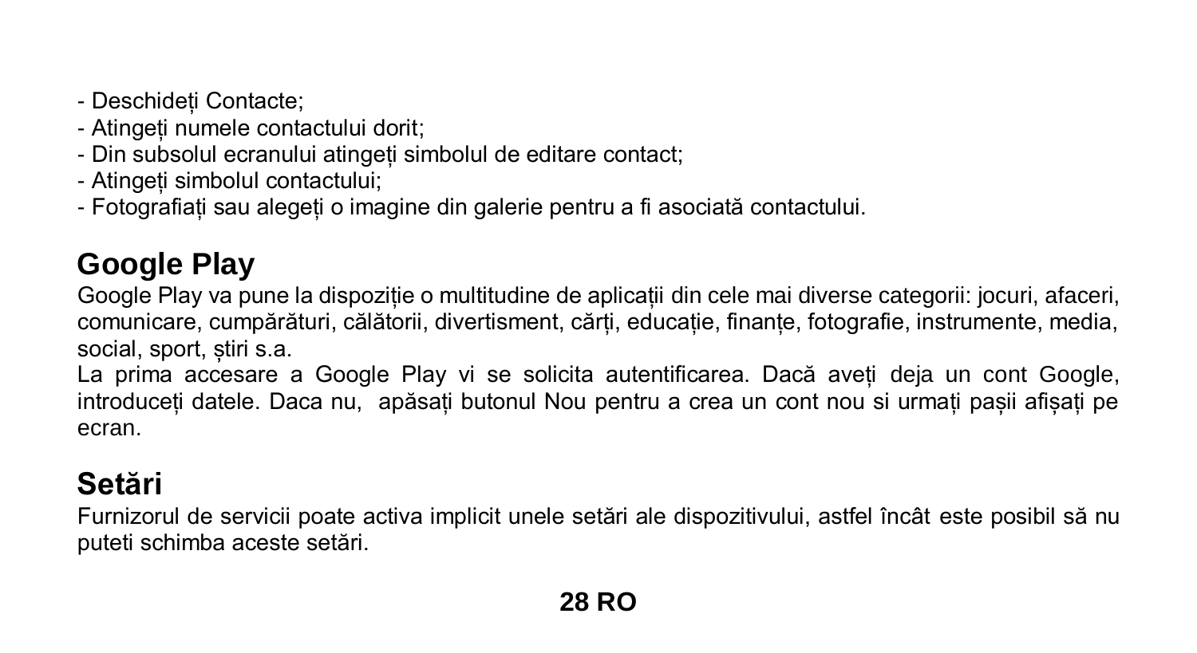- Deschideți Contacte;
- Atingeți numele contactului dorit;
- Din subsolul ecranului atingeți simbolul de editare contact;
- Atingeți simbolul contactului;
- Fotografiați sau alegeți o imagine din galerie pentru a fi asociată contactului.

## Google Play

Google Play va pune la dispoziție o multitudine de aplicații din cele mai diverse categorii: jocuri, afaceri, comunicare, cumpărături, călătorii, divertisment, cărți, educație, finanțe, fotografie, instrumente, media, social, sport, știri s.a.

La prima accesare a Google Play vi se solicita autentificarea. Dacă aveți deja un cont Google, introduceți datele. Daca nu, apăsați butonul Nou pentru a crea un cont nou si urmați pașii afișați pe ecran.

## Setări

Furnizorul de servicii poate activa implicit unele setări ale dispozitivului, astfel încât este posibil să nu puteti schimba aceste setări.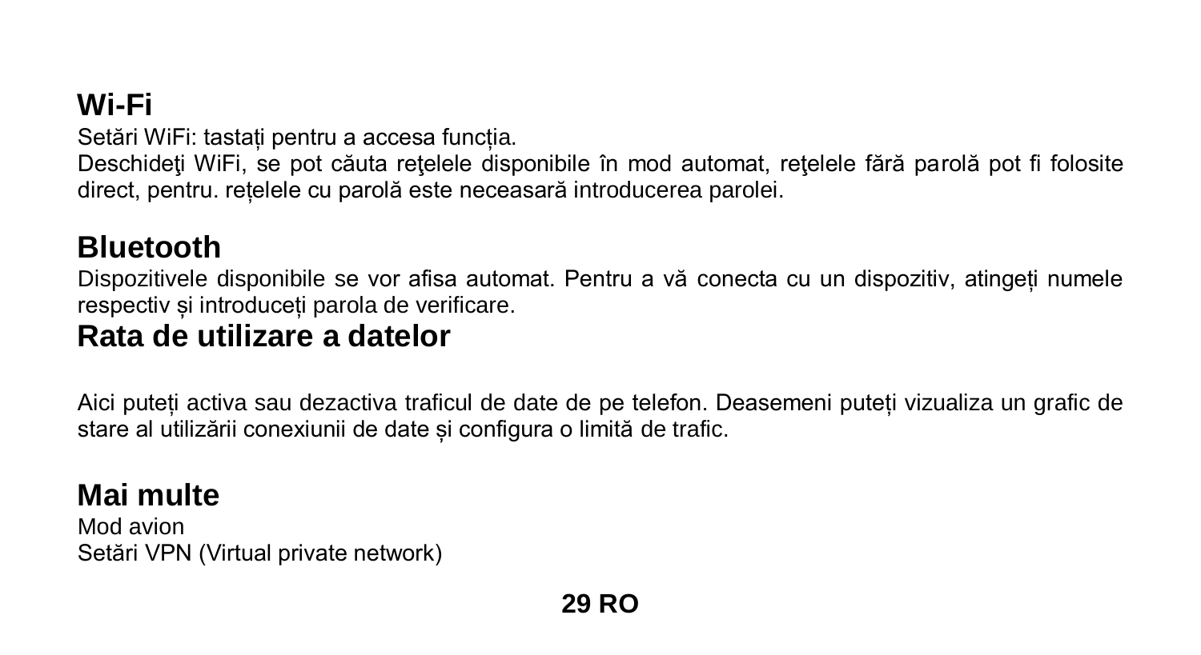## Wi-Fi

Setări WiFi: tastați pentru a accesa funcția.
Deschideţi WiFi, se pot căuta reţelele disponibile în mod automat, reţelele fără parolă pot fi folosite direct, pentru. rețelele cu parolă este neceasară introducerea parolei.

## Bluetooth

Dispozitivele disponibile se vor afisa automat. Pentru a vă conecta cu un dispozitiv, atingeți numele respectiv și introduceți parola de verificare.

## Rata de utilizare a datelor

Aici puteți activa sau dezactiva traficul de date de pe telefon. Deasemeni puteți vizualiza un grafic de stare al utilizării conexiunii de date și configura o limită de trafic.

## Mai multe

Mod avion
Setări VPN (Virtual private network)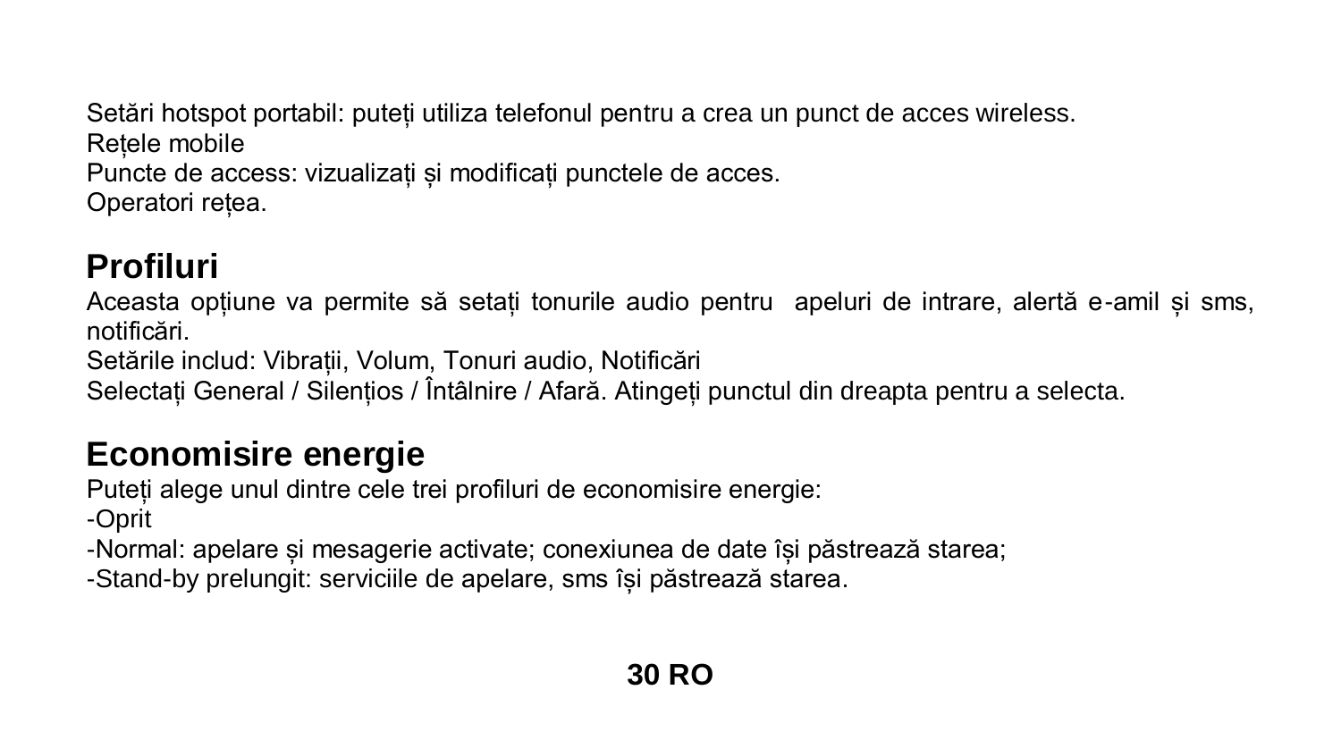Setări hotspot portabil: puteți utiliza telefonul pentru a crea un punct de acces wireless.
Rețele mobile
Puncte de access: vizualizați și modificați punctele de acces.
Operatori rețea.

## Profiluri

Aceasta opțiune va permite să setați tonurile audio pentru  apeluri de intrare, alertă e-amil și sms, notificări.
Setările includ: Vibrații, Volum, Tonuri audio, Notificări
Selectați General / Silențios / Întâlnire / Afară. Atingeți punctul din dreapta pentru a selecta.

## Economisire energie

Puteți alege unul dintre cele trei profiluri de economisire energie:
-Oprit
-Normal: apelare și mesagerie activate; conexiunea de date își păstrează starea;
-Stand-by prelungit: serviciile de apelare, sms își păstrează starea.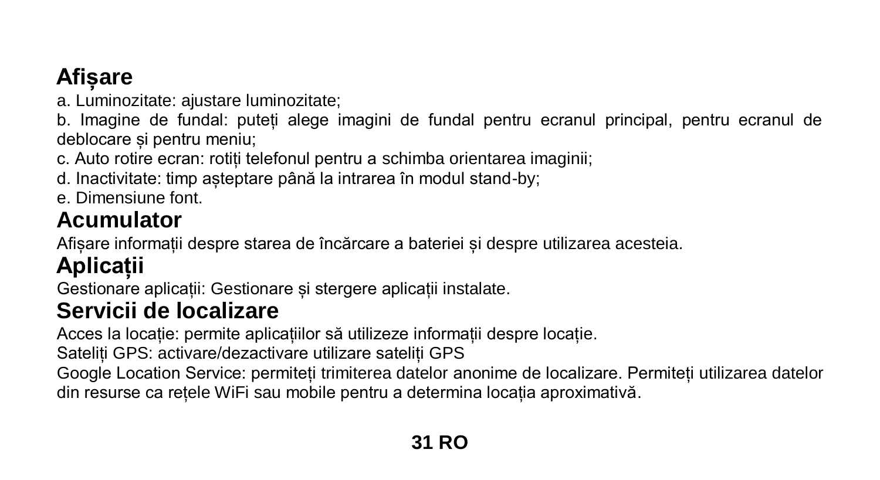## Afișare

a. Luminozitate: ajustare luminozitate;

b. Imagine de fundal: puteți alege imagini de fundal pentru ecranul principal, pentru ecranul de deblocare și pentru meniu;

c. Auto rotire ecran: rotiți telefonul pentru a schimba orientarea imaginii;

d. Inactivitate: timp așteptare până la intrarea în modul stand-by;

e. Dimensiune font.

## Acumulator

Afișare informații despre starea de încărcare a bateriei și despre utilizarea acesteia.

## Aplicații

Gestionare aplicații: Gestionare și stergere aplicații instalate.

## Servicii de localizare

Acces la locație: permite aplicațiilor să utilizeze informații despre locație.

Sateliți GPS: activare/dezactivare utilizare sateliți GPS

Google Location Service: permiteți trimiterea datelor anonime de localizare. Permiteți utilizarea datelor din resurse ca rețele WiFi sau mobile pentru a determina locația aproximativă.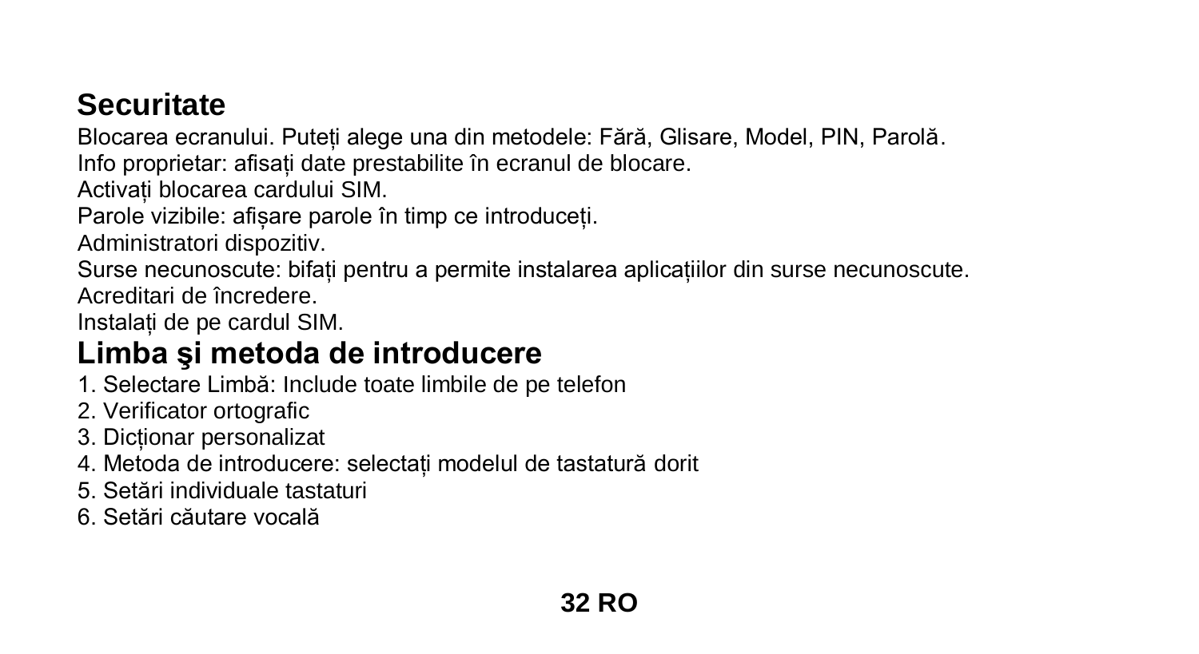## Securitate

Blocarea ecranului. Puteți alege una din metodele: Fără, Glisare, Model, PIN, Parolă.
Info proprietar: afisați date prestabilite în ecranul de blocare.
Activați blocarea cardului SIM.
Parole vizibile: afișare parole în timp ce introduceți.
Administratori dispozitiv.
Surse necunoscute: bifați pentru a permite instalarea aplicațiilor din surse necunoscute.
Acreditari de încredere.
Instalați de pe cardul SIM.

## Limba şi metoda de introducere

1. Selectare Limbă: Include toate limbile de pe telefon
2. Verificator ortografic
3. Dicționar personalizat
4. Metoda de introducere: selectați modelul de tastatură dorit
5. Setări individuale tastaturi
6. Setări căutare vocală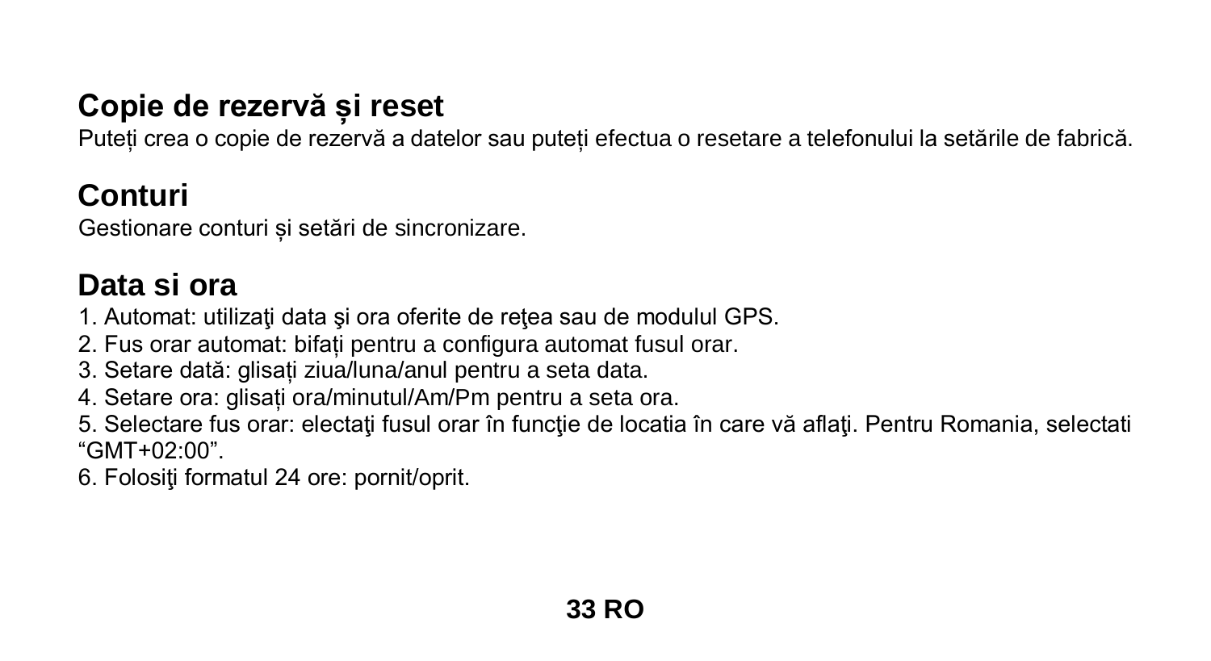## Copie de rezervă și reset

Puteți crea o copie de rezervă a datelor sau puteți efectua o resetare a telefonului la setările de fabrică.

## Conturi

Gestionare conturi și setări de sincronizare.

## Data si ora

1. Automat: utilizaţi data şi ora oferite de reţea sau de modulul GPS.
2. Fus orar automat: bifați pentru a configura automat fusul orar.
3. Setare dată: glisați ziua/luna/anul pentru a seta data.
4. Setare ora: glisați ora/minutul/Am/Pm pentru a seta ora.
5. Selectare fus orar: electaţi fusul orar în funcţie de locatia în care vă aflaţi. Pentru Romania, selectati “GMT+02:00”.
6. Folosiţi formatul 24 ore: pornit/oprit.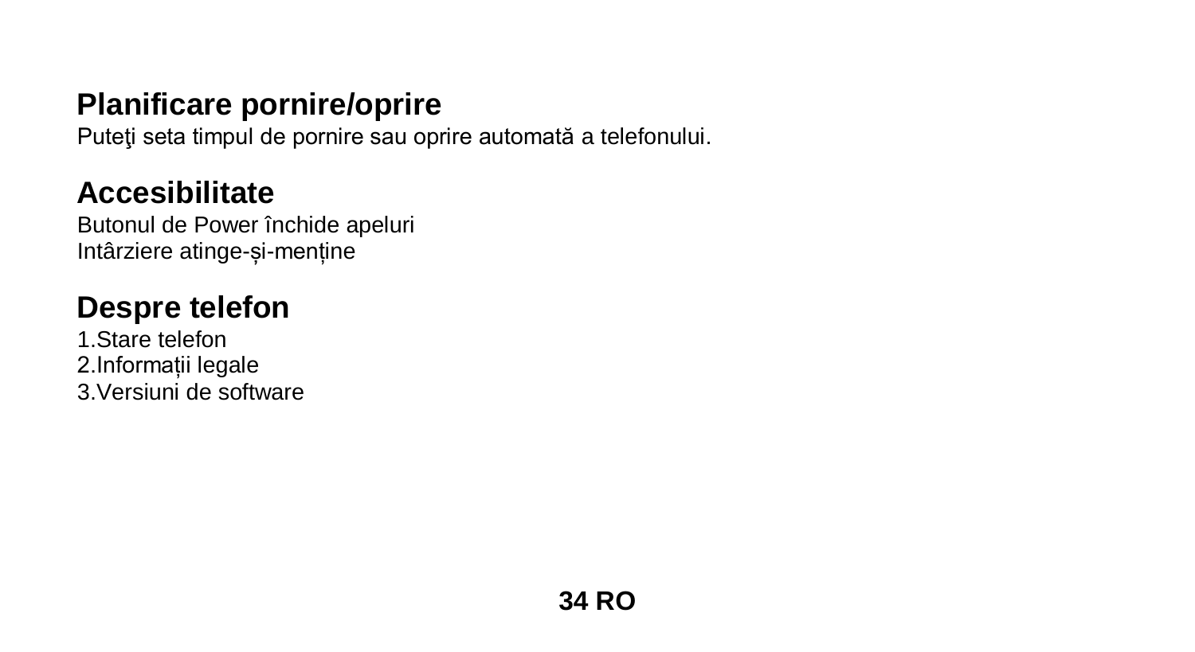## Planificare pornire/oprire

Puteţi seta timpul de pornire sau oprire automată a telefonului.

## Accesibilitate

Butonul de Power închide apeluri
Intârziere atinge-și-menține

## Despre telefon

1.Stare telefon
2.Informații legale
3.Versiuni de software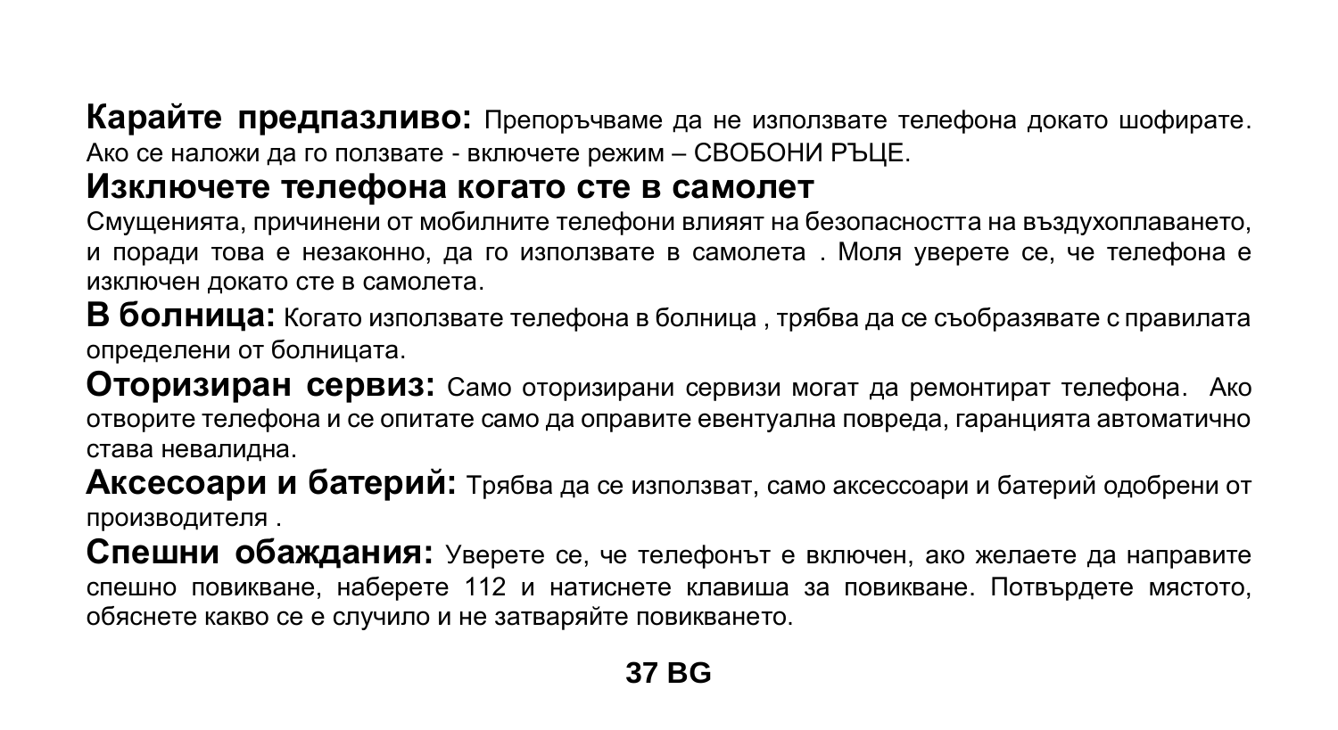**Карайте предпазливо:** Препоръчваме да не използвате телефона докато шофирате. Ако се наложи да го ползвате - включете режим – СВОБОНИ РЪЦЕ.

**Изключете телефона когато сте в самолет**

Смущенията, причинени от мобилните телефони влияят на безопасността на въздухоплаването, и поради това е незаконно, да го използвате в самолета . Моля уверете се, че телефона е изключен докато сте в самолета.

**В болница:** Когато използвате телефона в болница , трябва да се съобразявате с правилата определени от болницата.

**Оторизиран сервиз:** Само оторизирани сервизи могат да ремонтират телефона. Ако отворите телефона и се опитате само да оправите евентуална повреда, гаранцията автоматично става невалидна.

**Аксесоари и батерий:** Трябва да се използват, само аксессоари и батерий одобрени от производителя .

**Спешни обаждания:** Уверете се, че телефонът е включен, ако желаете да направите спешно повикване, наберете 112 и натиснете клавиша за повикване. Потвърдете мястото, обяснете какво се е случило и не затваряйте повикването.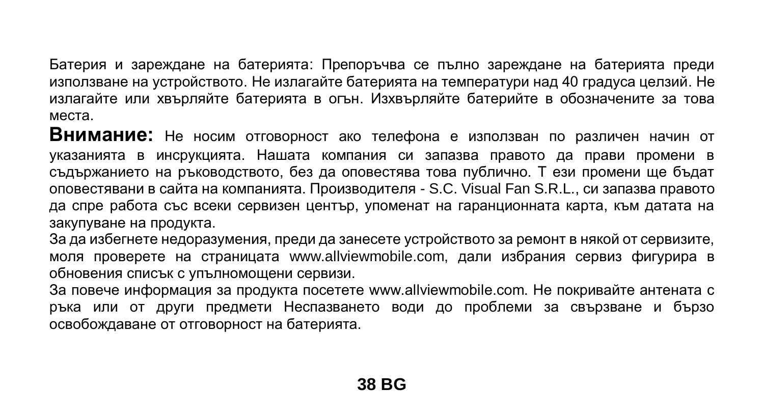Батерия и зареждане на батерията: Препоръчва се пълно зареждане на батерията преди използване на устройството. Не излагайте батерията на температури над 40 градуса целзий. Не излагайте или хвърляйте батерията в огън. Изхвърляйте батерийте в обозначените за това места.

**Внимание:** Не носим отговорност ако телефона е използван по различен начин от указанията в инсрукцията. Нашата компания си запазва правото да прави промени в съдържанието на ръководството, без да оповестява това публично. Т ези промени ще бъдат оповестявани в сайта на компанията. Производителя - S.C. Visual Fan S.R.L., си запазва правото да спре работа със всеки сервизен център, упоменат на гаранционната карта, към датата на закупуване на продукта.

За да избегнете недоразумения, преди да занесете устройството за ремонт в някой от сервизите, моля проверете на страницата www.allviewmobile.com, дали избрания сервиз фигурира в обновения списък с упълномощени сервизи.

За повече информация за продукта посетете www.allviewmobile.com. Не покривайте антената с ръка или от други предмети Неспазването води до проблеми за свързване и бързо освобождаване от отговорност на батерията.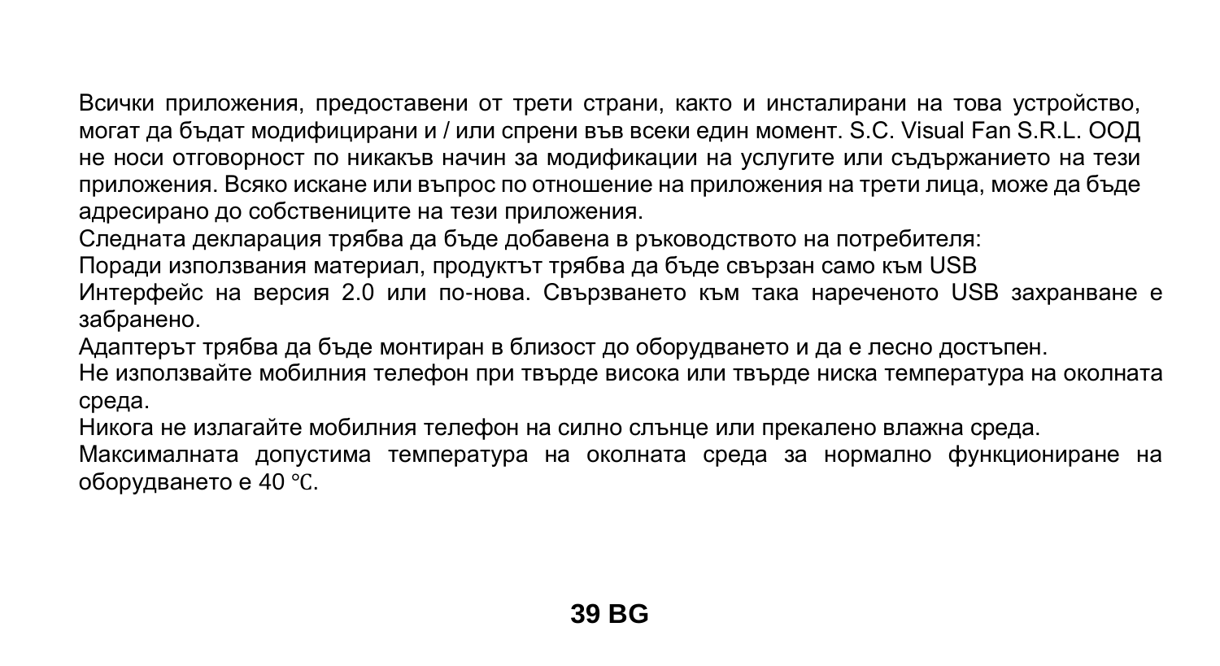Всички приложения, предоставени от трети страни, както и инсталирани на това устройство, могат да бъдат модифицирани и / или спрени във всеки един момент. S.C. Visual Fan S.R.L. ООД не носи отговорност по никакъв начин за модификации на услугите или съдържанието на тези приложения. Всяко искане или въпрос по отношение на приложения на трети лица, може да бъде адресирано до собствениците на тези приложения.

Следната декларация трябва да бъде добавена в ръководството на потребителя:

Поради използвания материал, продуктът трябва да бъде свързан само към USB Интерфейс на версия 2.0 или по-нова. Свързването към така нареченото USB захранване е забранено.

Адаптерът трябва да бъде монтиран в близост до оборудването и да е лесно достъпен.

Не използвайте мобилния телефон при твърде висока или твърде ниска температура на околната среда.

Никога не излагайте мобилния телефон на силно слънце или прекалено влажна среда.

Максималната допустима температура на околната среда за нормално функциониране на оборудването е 40 ℃.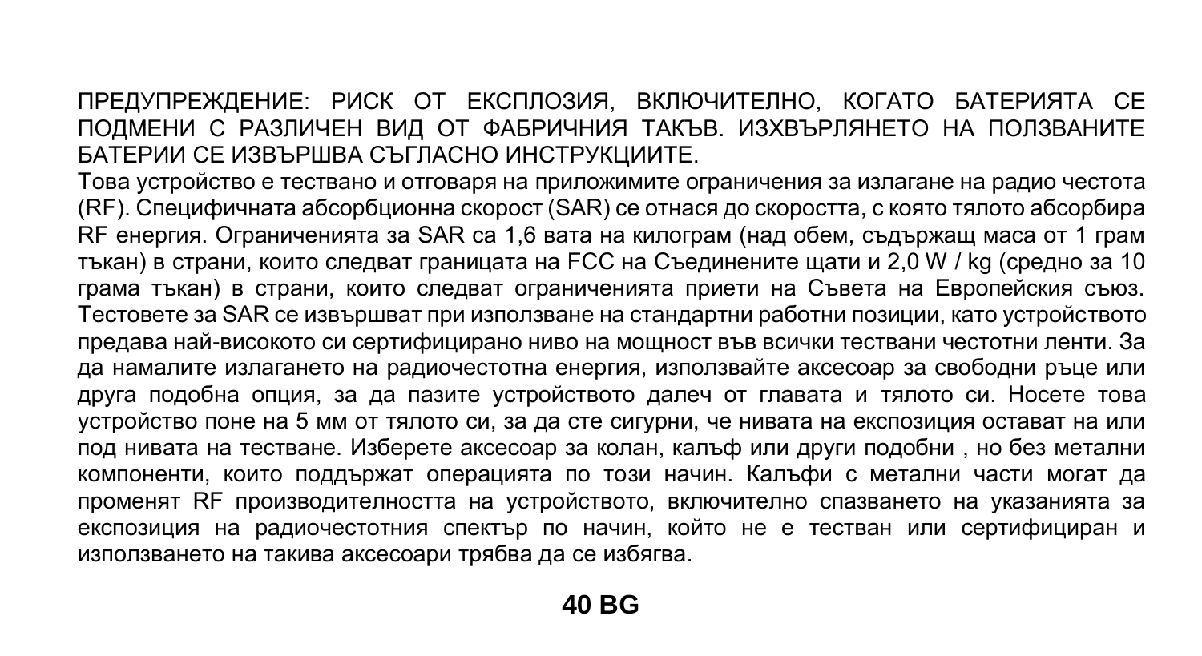ПРЕДУПРЕЖДЕНИЕ: РИСК ОТ ЕКСПЛОЗИЯ, ВКЛЮЧИТЕЛНО, КОГАТО БАТЕРИЯТА СЕ ПОДМЕНИ С РАЗЛИЧЕН ВИД ОТ ФАБРИЧНИЯ ТАКЪВ. ИЗХВЪРЛЯНЕТО НА ПОЛЗВАНИТЕ БАТЕРИИ СЕ ИЗВЪРШВА СЪГЛАСНО ИНСТРУКЦИИТЕ.

Това устройство е тествано и отговаря на приложимите ограничения за излагане на радио честота (RF). Специфичната абсорбционна скорост (SAR) се отнася до скоростта, с която тялото абсорбира RF енергия. Ограниченията за SAR са 1,6 вата на килограм (над обем, съдържащ маса от 1 грам тъкан) в страни, които следват границата на FCC на Съединените щати и 2,0 W / kg (средно за 10 грама тъкан) в страни, които следват ограниченията приети на Съвета на Европейския съюз. Тестовете за SAR се извършват при използване на стандартни работни позиции, като устройството предава най-високото си сертифицирано ниво на мощност във всички тествани честотни ленти. За да намалите излагането на радиочестотна енергия, използвайте аксесоар за свободни ръце или друга подобна опция, за да пазите устройството далеч от главата и тялото си. Носете това устройство поне на 5 мм от тялото си, за да сте сигурни, че нивата на експозиция остават на или под нивата на тестване. Изберете аксесоар за колан, калъф или други подобни , но без метални компоненти, които поддържат операцията по този начин. Калъфи с метални части могат да променят RF производителността на устройството, включително спазването на указанията за експозиция на радиочестотния спектър по начин, който не е тестван или сертифициран и използването на такива аксесоари трябва да се избягва.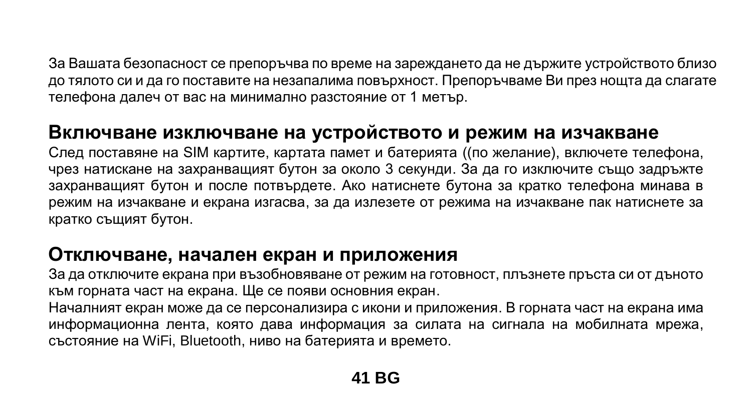За Вашата безопасност се препоръчва по време на зареждането да не държите устройството близо до тялото си и да го поставите на незапалима повърхност. Препоръчваме Ви през нощта да слагате телефона далеч от вас на минимално разстояние от 1 метър.

## Включване изключване на устройството и режим на изчакване

След поставяне на SIM картите, картата памет и батерията ((по желание), включете телефона, чрез натискане на захранващият бутон за около 3 секунди. За да го изключите също задръжте захранващият бутон и после потвърдете. Ако натиснете бутона за кратко телефона минава в режим на изчакване и екрана изгасва, за да излезете от режима на изчакване пак натиснете за кратко същият бутон.

## Отключване, начален екран и приложения

За да отключите екрана при възобновяване от режим на готовност, плъзнете пръста си от дъното към горната част на екрана. Ще се появи основния екран.

Началният екран може да се персонализира с икони и приложения. В горната част на екрана има информационна лента, която дава информация за силата на сигнала на мобилната мрежа, състояние на WiFi, Bluetooth, ниво на батерията и времето.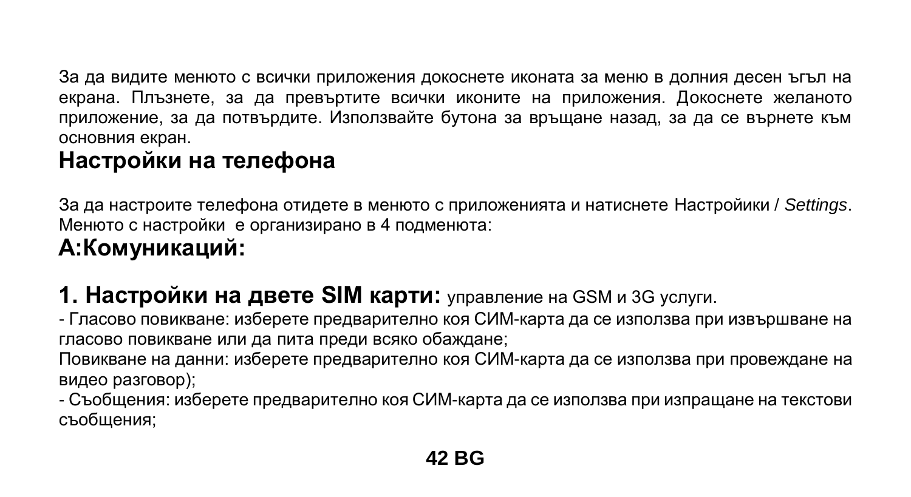За да видите менюто с всички приложения докоснете иконата за меню в долния десен ъгъл на екрана. Плъзнете, за да превъртите всички иконите на приложения. Докоснете желаното приложение, за да потвърдите. Използвайте бутона за връщане назад, за да се върнете към основния екран.

## Настройки на телефона

За да настроите телефона отидете в менюто с приложенията и натиснете Настройики / *Settings*. Менюто с настройки е организирано в 4 подменюта:

## A:Комуникаций:

**1. Настройки на двете SIM карти:** управление на GSM и 3G услуги.

- Гласово повикване: изберете предварително коя СИМ-карта да се използва при извършване на гласово повикване или да пита преди всяко обаждане;

Повикване на данни: изберете предварително коя СИМ-карта да се използва при провеждане на видео разговор);

- Съобщения: изберете предварително коя СИМ-карта да се използва при изпращане на текстови съобщения;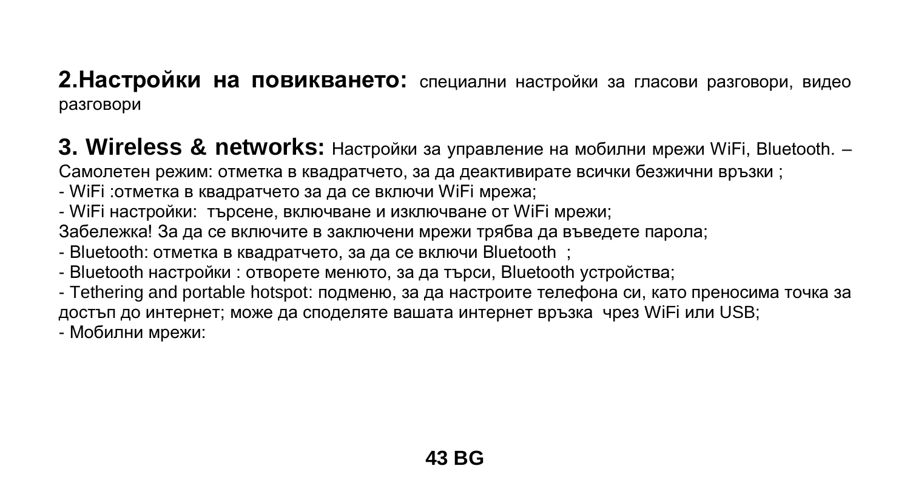**2.Настройки на повикването:** специални настройки за гласови разговори, видео разговори

**3. Wireless & networks:** Настройки за управление на мобилни мрежи WiFi, Bluetooth. – Самолетен режим: отметка в квадратчето, за да деактивирате всички безжични връзки ;

- WiFi :отметка в квадратчето за да се включи WiFi мрежа;
- WiFi настройки: търсене, включване и изключване от WiFi мрежи;

Забележка! За да се включите в заключени мрежи трябва да въведете парола;

- Bluetooth: отметка в квадратчето, за да се включи Bluetooth ;
- Bluetooth настройки : отворете менюто, за да търси, Bluetooth устройства;
- Tethering and portable hotspot: подменю, за да настроите телефона си, като преносима точка за достъп до интернет; може да споделяте вашата интернет връзка чрез WiFi или USB;
- Мобилни мрежи: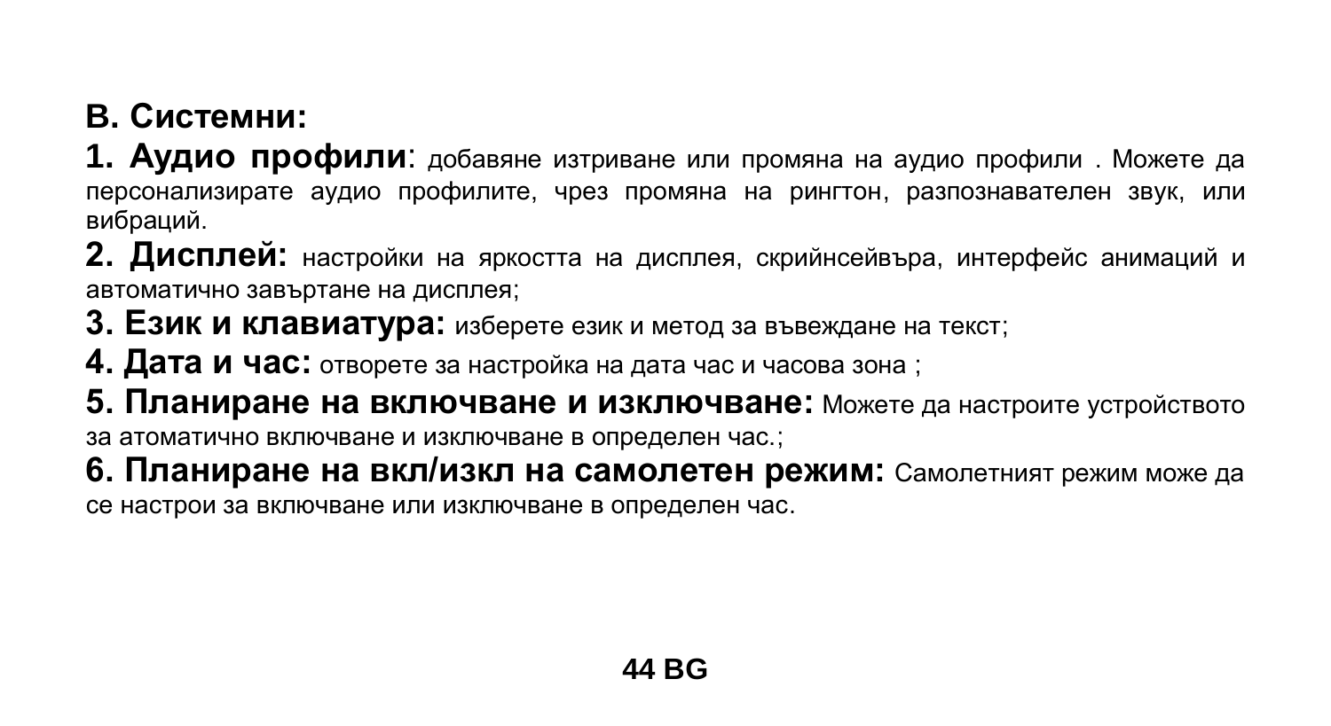**B. Системни:**

**1. Аудио профили**: добавяне изтриване или промяна на аудио профили . Можете да персонализирате аудио профилите, чрез промяна на рингтон, разпознавателен звук, или вибраций.

**2. Дисплей:** настройки на яркостта на дисплея, скрийнсейвъра, интерфейс анимаций и автоматично завъртане на дисплея;

**3. Език и клавиатура:** изберете език и метод за въвеждане на текст;

**4. Дата и час:** отворете за настройка на дата час и часова зона ;

**5. Планиране на включване и изключване:** Можете да настроите устройството за атоматично включване и изключване в определен час.;

**6. Планиране на вкл/изкл на самолетен режим:** Самолетният режим може да се настрои за включване или изключване в определен час.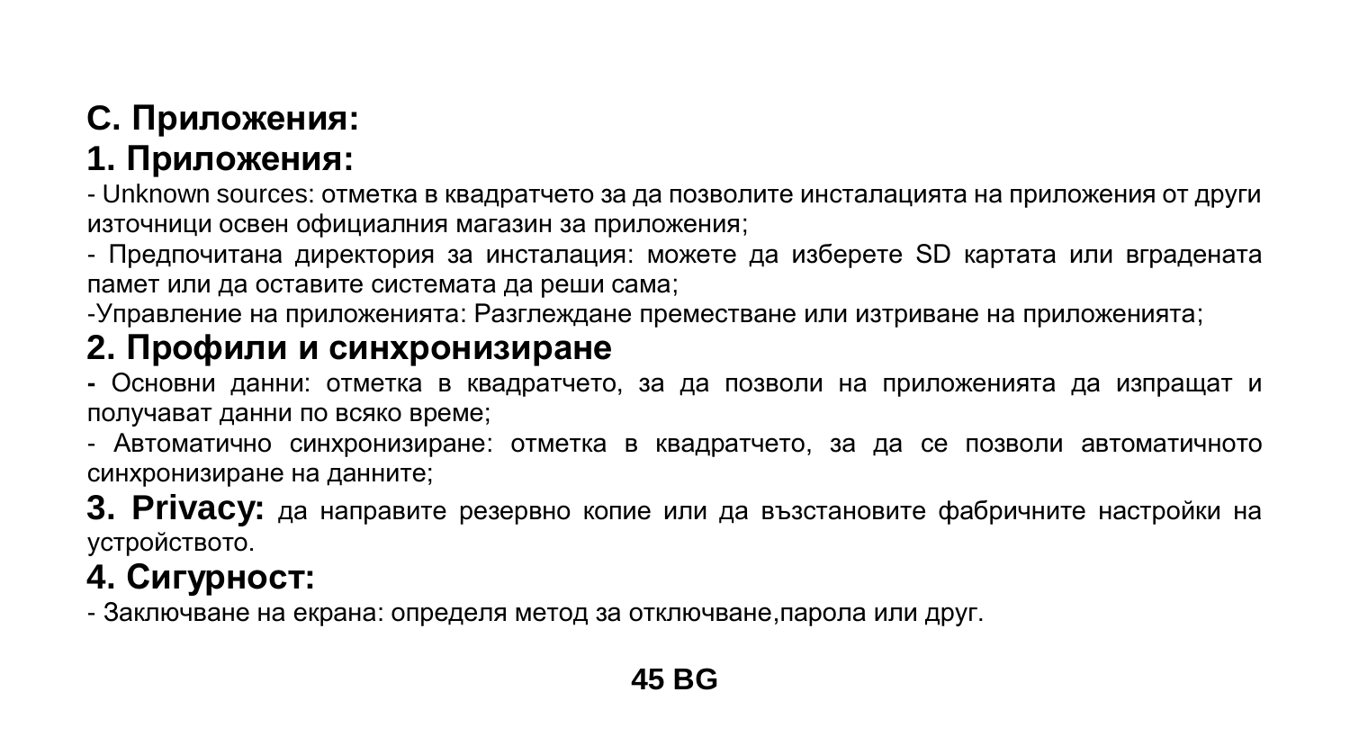## C. Приложения:

### 1. Приложения:

- Unknown sources: отметка в квадратчето за да позволите инсталацията на приложения от други източници освен официалния магазин за приложения;
- Предпочитана директория за инсталация: можете да изберете SD картата или вградената памет или да оставите системата да реши сама;
-Управление на приложенията: Разглеждане преместване или изтриване на приложенията;

### 2. Профили и синхронизиране

- Основни данни: отметка в квадратчето, за да позволи на приложенията да изпращат и получават данни по всяко време;
- Автоматично синхронизиране: отметка в квадратчето, за да се позволи автоматичното синхронизиране на данните;

**3. Privacy:** да направите резервно копие или да възстановите фабричните настройки на устройството.

### 4. Сигурност:

- Заключване на екрана: определя метод за отключване,парола или друг.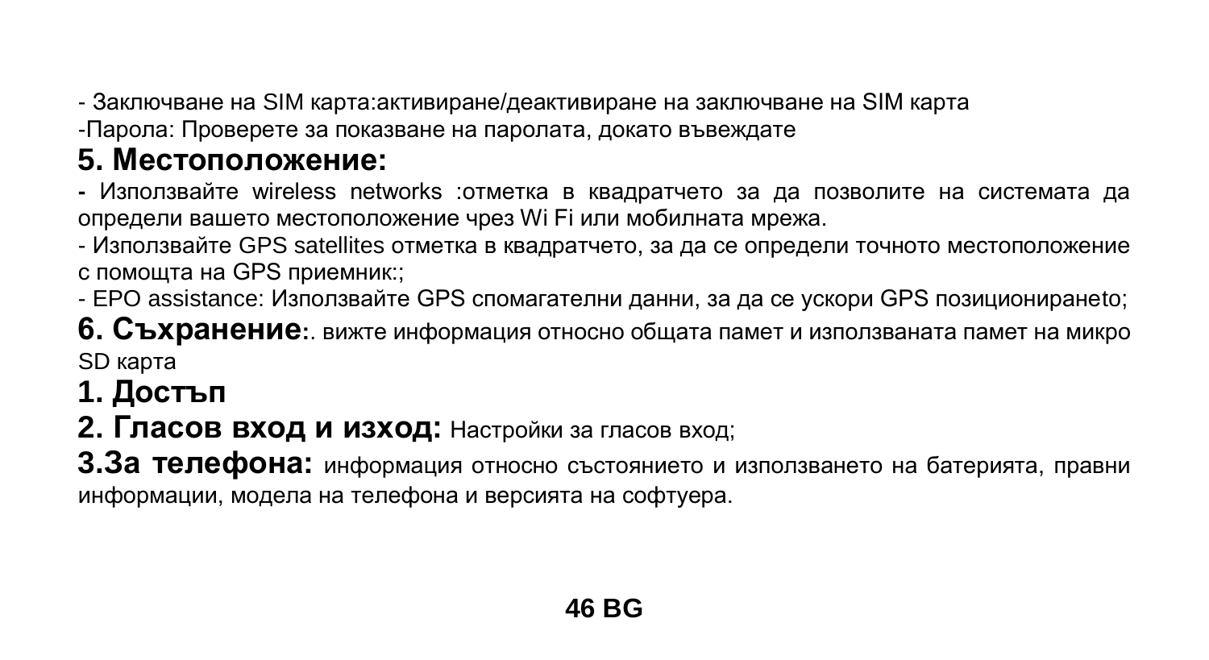- Заключване на SIM карта:активиране/деактивиране на заключване на SIM карта

-Парола: Проверете за показване на паролата, докато въвеждате

## 5. Местоположение:

**-** Използвайте wireless networks :отметка в квадратчето за да позволите на системата да определи вашето местоположение чрез Wi Fi или мобилната мрежа.

- Използвайте GPS satellites отметка в квадратчето, за да се определи точното местоположение с помощта на GPS приемник:;

- EPO assistance: Използвайте GPS спомагателни данни, за да се ускори GPS позиционирането;

**6. Съхранение:**. вижте информация относно общата памет и използваната памет на микро SD карта

## 1. Достъп

**2. Гласов вход и изход:** Настройки за гласов вход;

**3.За телефона:** информация относно състоянието и използването на батерията, правни информации, модела на телефона и версията на софтуера.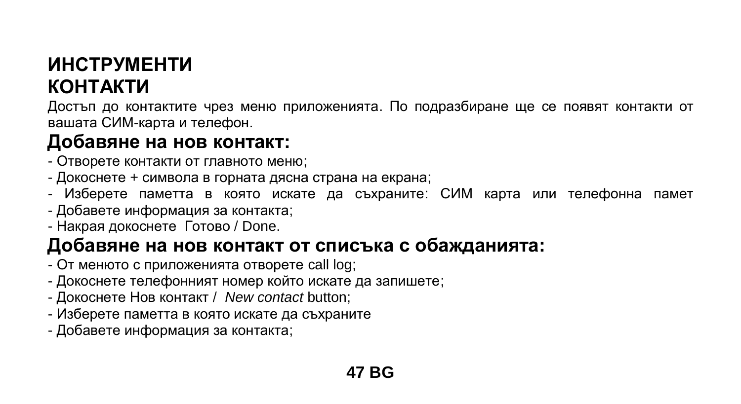# ИНСТРУМЕНТИ

## КОНТАКТИ

Достъп до контактите чрез меню приложенията. По подразбиране ще се появят контакти от вашата СИМ-карта и телефон.

### Добавяне на нов контакт:

- Отворете контакти от главното меню;
- Докоснете + символа в горната дясна страна на екрана;
- Изберете паметта в която искате да съхраните: СИМ карта или телефонна памет
- Добавете информация за контакта;
- Накрая докоснете Готово / Done.

### Добавяне на нов контакт от списъка с обажданията:

- От менюто с приложенията отворете call log;
- Докоснете телефонният номер който искате да запишете;
- Докоснете Нов контакт / *New contact* button;
- Изберете паметта в която искате да съхраните
- Добавете информация за контакта;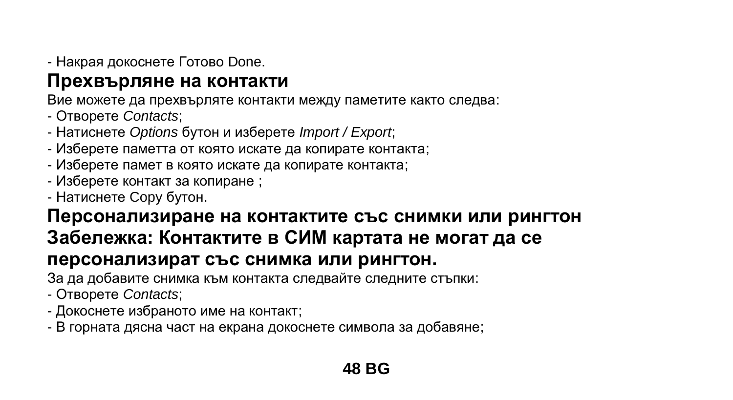- Накрая докоснете Готово Done.

## Прехвърляне на контакти

Вие можете да прехвърляте контакти между паметите както следва:
- Отворете *Contacts*;
- Натиснете *Options* бутон и изберете *Import / Export*;
- Изберете паметта от която искате да копирате контакта;
- Изберете памет в която искате да копирате контакта;
- Изберете контакт за копиране ;
- Натиснете Copy бутон.

## Персонализиране на контактите със снимки или рингтон

**Забележка: Контактите в СИМ картата не могат да се персонализират със снимка или рингтон.**

За да добавите снимка към контакта следвайте следните стъпки:
- Отворете *Contacts*;
- Докоснете избраното име на контакт;
- В горната дясна част на екрана докоснете символа за добавяне;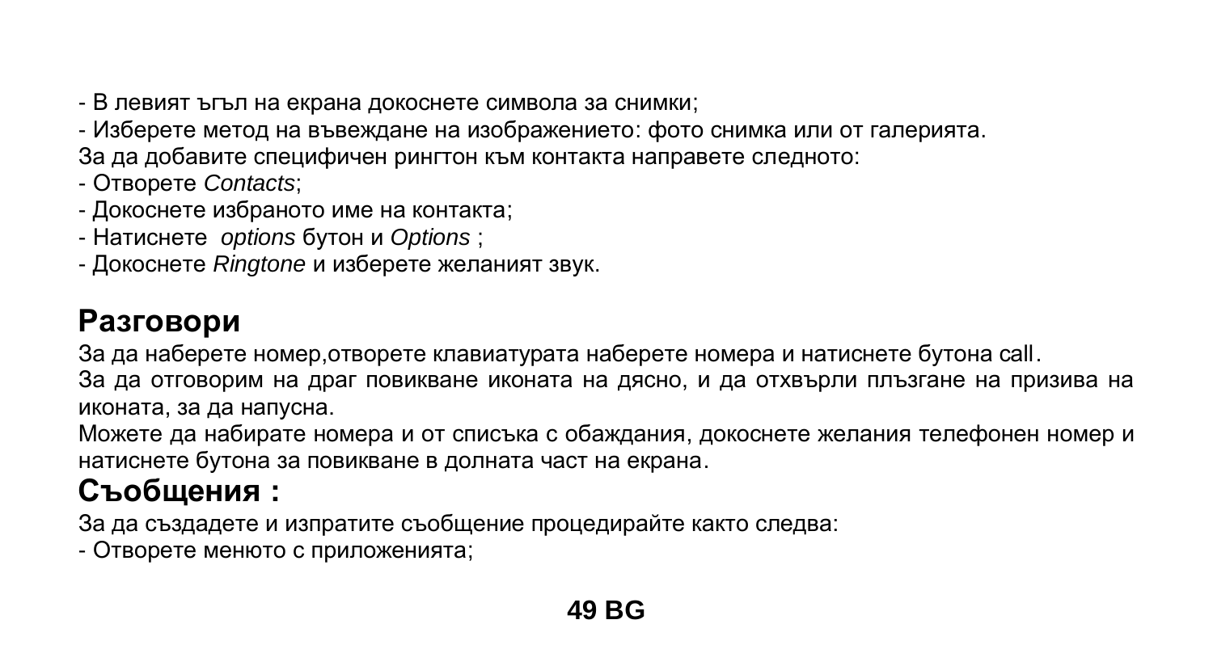- В левият ъгъл на екрана докоснете символа за снимки;
- Изберете метод на въвеждане на изображението: фото снимка или от галерията.

За да добавите специфичен рингтон към контакта направете следното:

- Отворете *Contacts*;
- Докоснете избраното име на контакта;
- Натиснете *options* бутон и *Options* ;
- Докоснете *Ringtone* и изберете желаният звук.

## Разговори

За да наберете номер,отворете клавиатурата наберете номера и натиснете бутона call.

За да отговорим на драг повикване иконата на дясно, и да отхвърли плъзгане на призива на иконата, за да напусна.

Можете да набирате номера и от списъка с обаждания, докоснете желания телефонен номер и натиснете бутона за повикване в долната част на екрана.

## Съобщения :

За да създадете и изпратите съобщение процедирайте както следва:

- Отворете менюто с приложенията;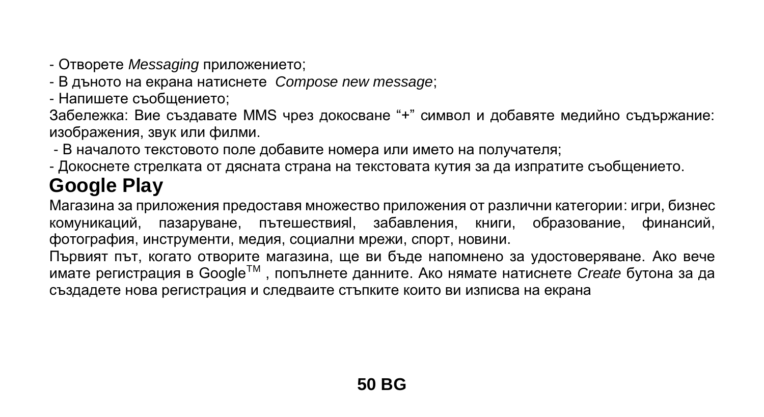- Отворете *Messaging* приложението;
- В дъното на екрана натиснете *Compose new message*;
- Напишете съобщението;

Забележка: Вие създавате MMS чрез докосване “+” символ и добавяте медийно съдържание: изображения, звук или филми.

- В началото текстовото поле добавите номера или името на получателя;
- Докоснете стрелката от дясната страна на текстовата кутия за да изпратите съобщението.

## Google Play

Магазина за приложения предоставя множество приложения от различни категории: игри, бизнес комуникаций, пазаруване, пътешествияl, забавления, книги, образование, финансий, фотография, инструменти, медия, социални мрежи, спорт, новини.

Първият път, когато отворите магазина, ще ви бъде напомнено за удостоверяване. Ако вече имате регистрация в Google™ , попълнете данните. Ако нямате натиснете *Create* бутона за да създадете нова регистрация и следваите стъпките които ви изписва на екрана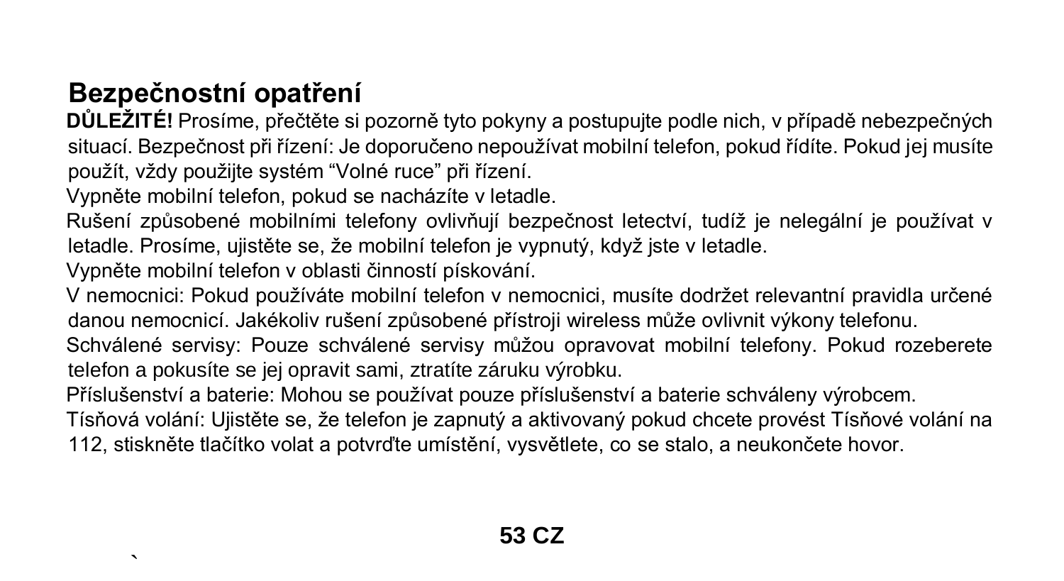## Bezpečnostní opatření

**DŮLEŽITÉ!** Prosíme, přečtěte si pozorně tyto pokyny a postupujte podle nich, v případě nebezpečných situací. Bezpečnost při řízení: Je doporučeno nepoužívat mobilní telefon, pokud řídíte. Pokud jej musíte použít, vždy použijte systém “Volné ruce” při řízení.

Vypněte mobilní telefon, pokud se nacházíte v letadle.

Rušení způsobené mobilními telefony ovlivňují bezpečnost letectví, tudíž je nelegální je používat v letadle. Prosíme, ujistěte se, že mobilní telefon je vypnutý, když jste v letadle.

Vypněte mobilní telefon v oblasti činností pískování.

V nemocnici: Pokud používáte mobilní telefon v nemocnici, musíte dodržet relevantní pravidla určené danou nemocnicí. Jakékoliv rušení způsobené přístroji wireless může ovlivnit výkony telefonu.

Schválené servisy: Pouze schválené servisy můžou opravovat mobilní telefony. Pokud rozeberete telefon a pokusíte se jej opravit sami, ztratíte záruku výrobku.

Příslušenství a baterie: Mohou se používat pouze příslušenství a baterie schváleny výrobcem.

Tísňová volání: Ujistěte se, že telefon je zapnutý a aktivovaný pokud chcete provést Tísňové volání na 112, stiskněte tlačítko volat a potvrďte umístění, vysvětlete, co se stalo, a neukončete hovor.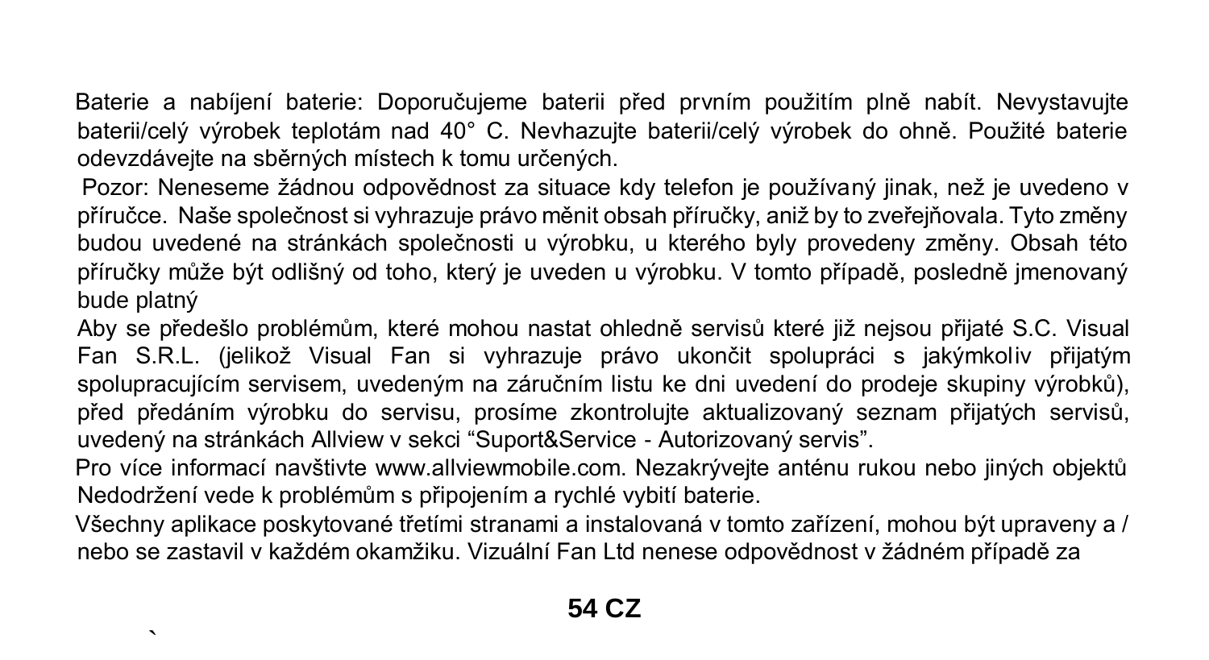Baterie a nabíjení baterie: Doporučujeme baterii před prvním použitím plně nabít. Nevystavujte baterii/celý výrobek teplotám nad 40° C. Nevhazujte baterii/celý výrobek do ohně. Použité baterie odevzdávejte na sběrných místech k tomu určených.

Pozor: Neneseme žádnou odpovědnost za situace kdy telefon je používaný jinak, než je uvedeno v příručce. Naše společnost si vyhrazuje právo měnit obsah příručky, aniž by to zveřejňovala. Tyto změny budou uvedené na stránkách společnosti u výrobku, u kterého byly provedeny změny. Obsah této příručky může být odlišný od toho, který je uveden u výrobku. V tomto případě, posledně jmenovaný bude platný

Aby se předešlo problémům, které mohou nastat ohledně servisů které již nejsou přijaté S.C. Visual Fan S.R.L. (jelikož Visual Fan si vyhrazuje právo ukončit spolupráci s jakýmkoliv přijatým spolupracujícím servisem, uvedeným na záručním listu ke dni uvedení do prodeje skupiny výrobků), před předáním výrobku do servisu, prosíme zkontrolujte aktualizovaný seznam přijatých servisů, uvedený na stránkách Allview v sekci “Suport&Service - Autorizovaný servis”.

Pro více informací navštivte www.allviewmobile.com. Nezakrývejte anténu rukou nebo jiných objektů Nedodržení vede k problémům s připojením a rychlé vybití baterie.

Všechny aplikace poskytované třetími stranami a instalovaná v tomto zařízení, mohou být upraveny a / nebo se zastavil v každém okamžiku. Vizuální Fan Ltd nenese odpovědnost v žádném případě za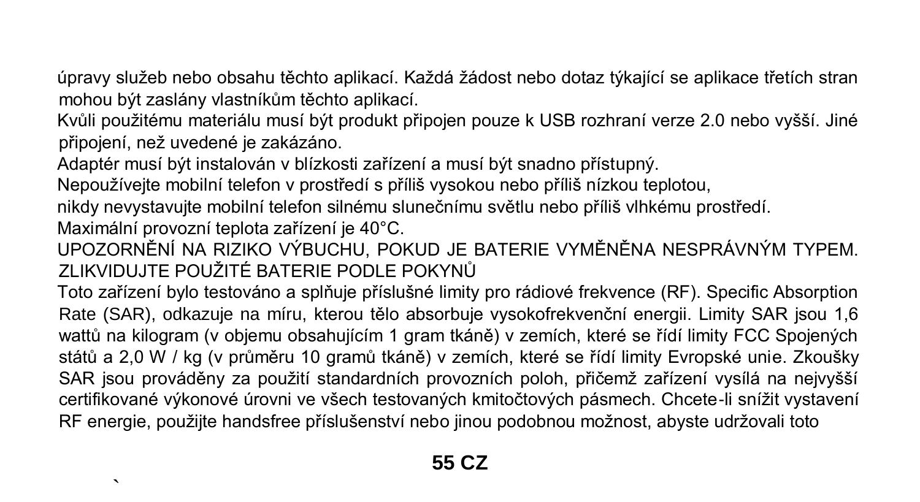úpravy služeb nebo obsahu těchto aplikací. Každá žádost nebo dotaz týkající se aplikace třetích stran mohou být zaslány vlastníkům těchto aplikací.

Kvůli použitému materiálu musí být produkt připojen pouze k USB rozhraní verze 2.0 nebo vyšší. Jiné připojení, než uvedené je zakázáno.

Adaptér musí být instalován v blízkosti zařízení a musí být snadno přístupný.

Nepoužívejte mobilní telefon v prostředí s příliš vysokou nebo příliš nízkou teplotou,

nikdy nevystavujte mobilní telefon silnému slunečnímu světlu nebo příliš vlhkému prostředí.

Maximální provozní teplota zařízení je 40°C.

UPOZORNĚNÍ NA RIZIKO VÝBUCHU, POKUD JE BATERIE VYMĚNĚNA NESPRÁVNÝM TYPEM. ZLIKVIDUJTE POUŽITÉ BATERIE PODLE POKYNŮ

Toto zařízení bylo testováno a splňuje příslušné limity pro rádiové frekvence (RF). Specific Absorption Rate (SAR), odkazuje na míru, kterou tělo absorbuje vysokofrekvenční energii. Limity SAR jsou 1,6 wattů na kilogram (v objemu obsahujícím 1 gram tkáně) v zemích, které se řídí limity FCC Spojených států a 2,0 W / kg (v průměru 10 gramů tkáně) v zemích, které se řídí limity Evropské unie. Zkoušky SAR jsou prováděny za použití standardních provozních poloh, přičemž zařízení vysílá na nejvyšší certifikované výkonové úrovni ve všech testovaných kmitočtových pásmech. Chcete-li snížit vystavení RF energie, použijte handsfree příslušenství nebo jinou podobnou možnost, abyste udržovali toto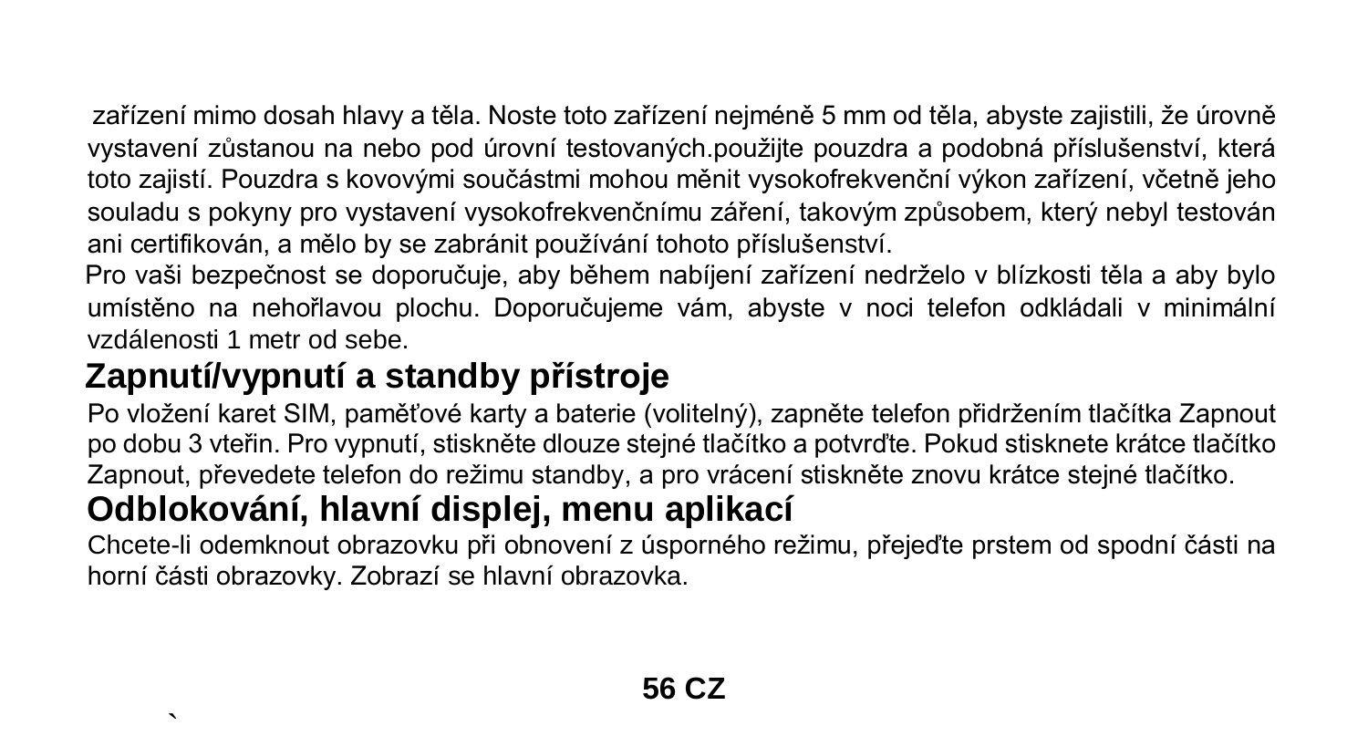zařízení mimo dosah hlavy a těla. Noste toto zařízení nejméně 5 mm od těla, abyste zajistili, že úrovně vystavení zůstanou na nebo pod úrovní testovaných.použijte pouzdra a podobná příslušenství, která toto zajistí. Pouzdra s kovovými součástmi mohou měnit vysokofrekvenční výkon zařízení, včetně jeho souladu s pokyny pro vystavení vysokofrekvenčnímu záření, takovým způsobem, který nebyl testován ani certifikován, a mělo by se zabránit používání tohoto příslušenství.

Pro vaši bezpečnost se doporučuje, aby během nabíjení zařízení nedrželo v blízkosti těla a aby bylo umístěno na nehořlavou plochu. Doporučujeme vám, abyste v noci telefon odkládali v minimální vzdálenosti 1 metr od sebe.

## Zapnutí/vypnutí a standby přístroje

Po vložení karet SIM, paměťové karty a baterie (volitelný), zapněte telefon přidržením tlačítka Zapnout po dobu 3 vteřin. Pro vypnutí, stiskněte dlouze stejné tlačítko a potvrďte. Pokud stisknete krátce tlačítko Zapnout, převedete telefon do režimu standby, a pro vrácení stiskněte znovu krátce stejné tlačítko.

## Odblokování, hlavní displej, menu aplikací

Chcete-li odemknout obrazovku při obnovení z úsporného režimu, přejeďte prstem od spodní části na horní části obrazovky. Zobrazí se hlavní obrazovka.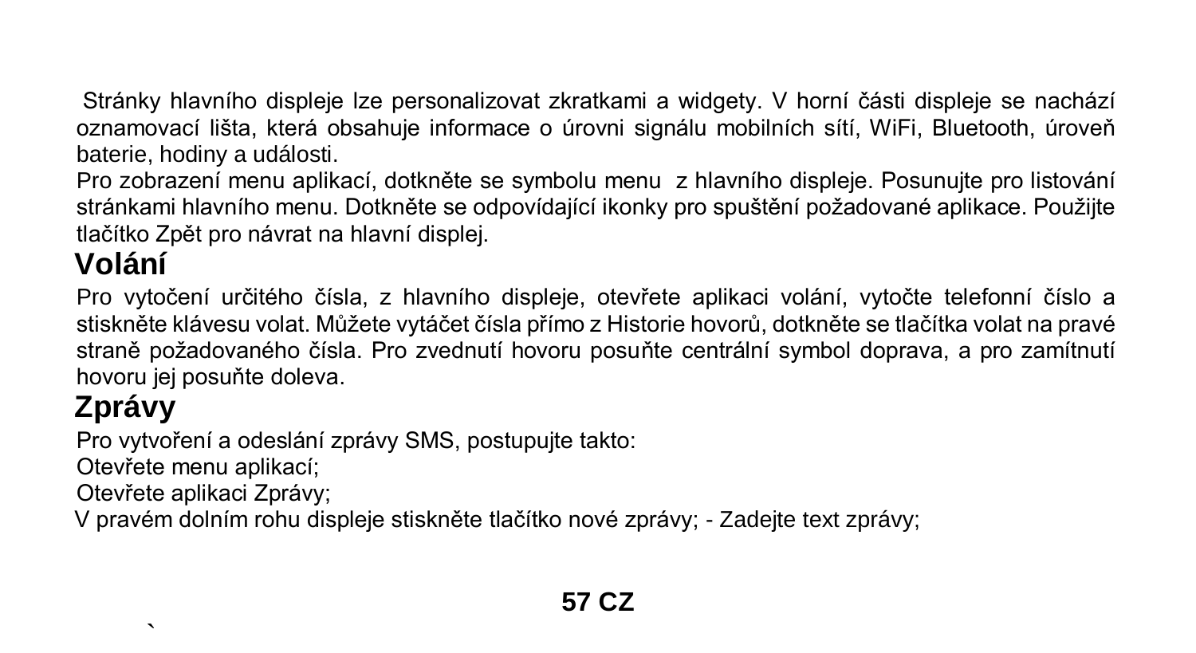Stránky hlavního displeje lze personalizovat zkratkami a widgety. V horní části displeje se nachází oznamovací lišta, která obsahuje informace o úrovni signálu mobilních sítí, WiFi, Bluetooth, úroveň baterie, hodiny a události.

Pro zobrazení menu aplikací, dotkněte se symbolu menu  z hlavního displeje. Posunujte pro listování stránkami hlavního menu. Dotkněte se odpovídající ikonky pro spuštění požadované aplikace. Použijte tlačítko Zpět pro návrat na hlavní displej.

## Volání

Pro vytočení určitého čísla, z hlavního displeje, otevřete aplikaci volání, vytočte telefonní číslo a stiskněte klávesu volat. Můžete vytáčet čísla přímo z Historie hovorů, dotkněte se tlačítka volat na pravé straně požadovaného čísla. Pro zvednutí hovoru posuňte centrální symbol doprava, a pro zamítnutí hovoru jej posuňte doleva.

## Zprávy

Pro vytvoření a odeslání zprávy SMS, postupujte takto:

Otevřete menu aplikací;

Otevřete aplikaci Zprávy;

V pravém dolním rohu displeje stiskněte tlačítko nové zprávy; - Zadejte text zprávy;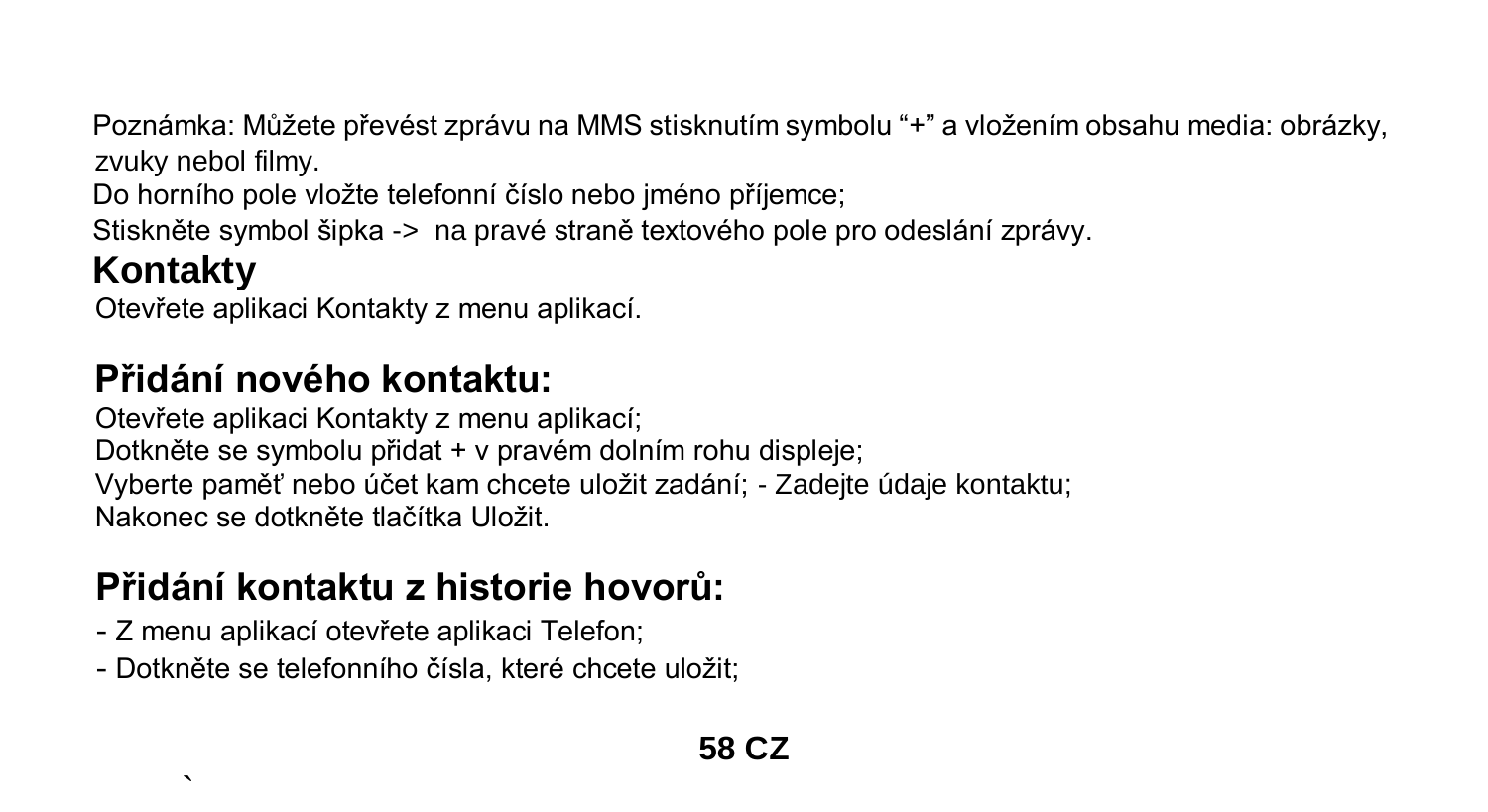Poznámka: Můžete převést zprávu na MMS stisknutím symbolu “+” a vložením obsahu media: obrázky, zvuky nebol filmy.

Do horního pole vložte telefonní číslo nebo jméno příjemce;

Stiskněte symbol šipka -> na pravé straně textového pole pro odeslání zprávy.

## Kontakty

Otevřete aplikaci Kontakty z menu aplikací.

## Přidání nového kontaktu:

Otevřete aplikaci Kontakty z menu aplikací;

Dotkněte se symbolu přidat + v pravém dolním rohu displeje;

Vyberte paměť nebo účet kam chcete uložit zadání; - Zadejte údaje kontaktu;

Nakonec se dotkněte tlačítka Uložit.

## Přidání kontaktu z historie hovorů:

- Z menu aplikací otevřete aplikaci Telefon;
- Dotkněte se telefonního čísla, které chcete uložit;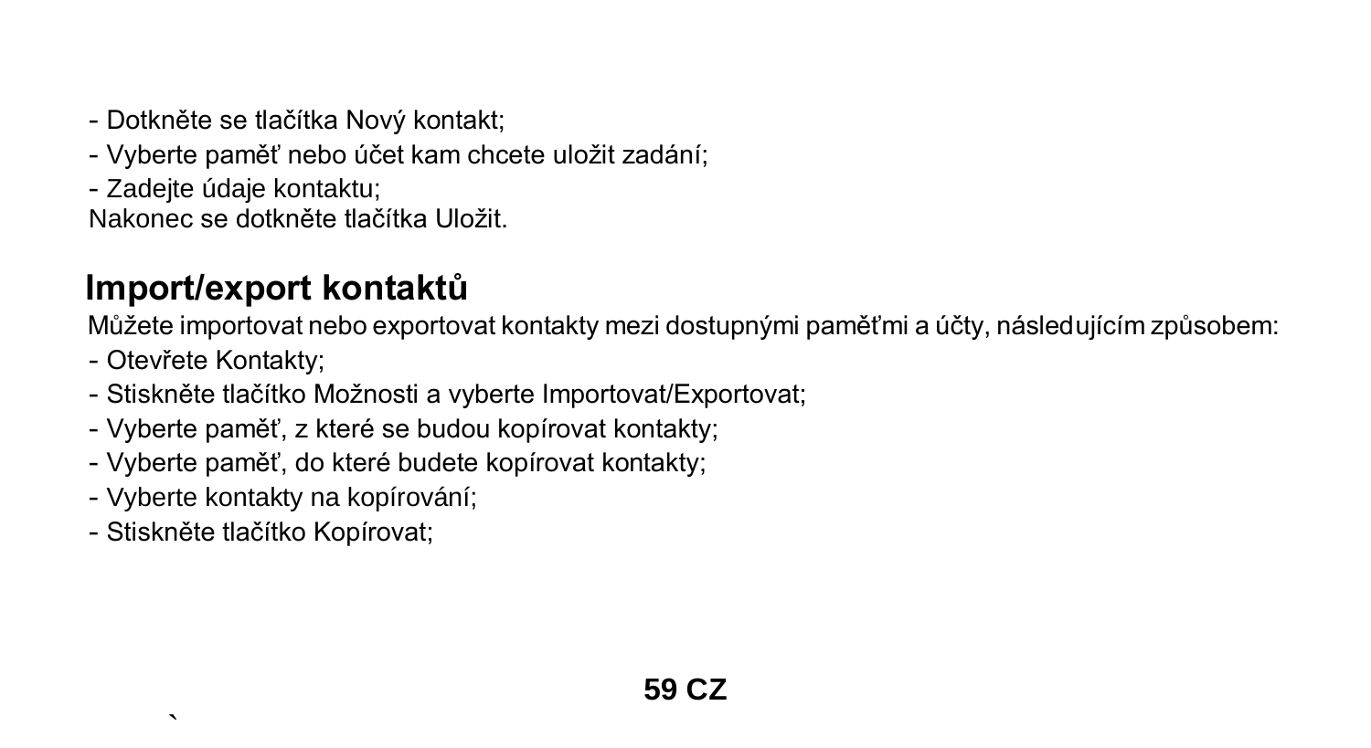- Dotkněte se tlačítka Nový kontakt;
- Vyberte paměť nebo účet kam chcete uložit zadání;
- Zadejte údaje kontaktu;

Nakonec se dotkněte tlačítka Uložit.

## Import/export kontaktů

Můžete importovat nebo exportovat kontakty mezi dostupnými paměťmi a účty, následujícím způsobem:

- Otevřete Kontakty;
- Stiskněte tlačítko Možnosti a vyberte Importovat/Exportovat;
- Vyberte paměť, z které se budou kopírovat kontakty;
- Vyberte paměť, do které budete kopírovat kontakty;
- Vyberte kontakty na kopírování;
- Stiskněte tlačítko Kopírovat;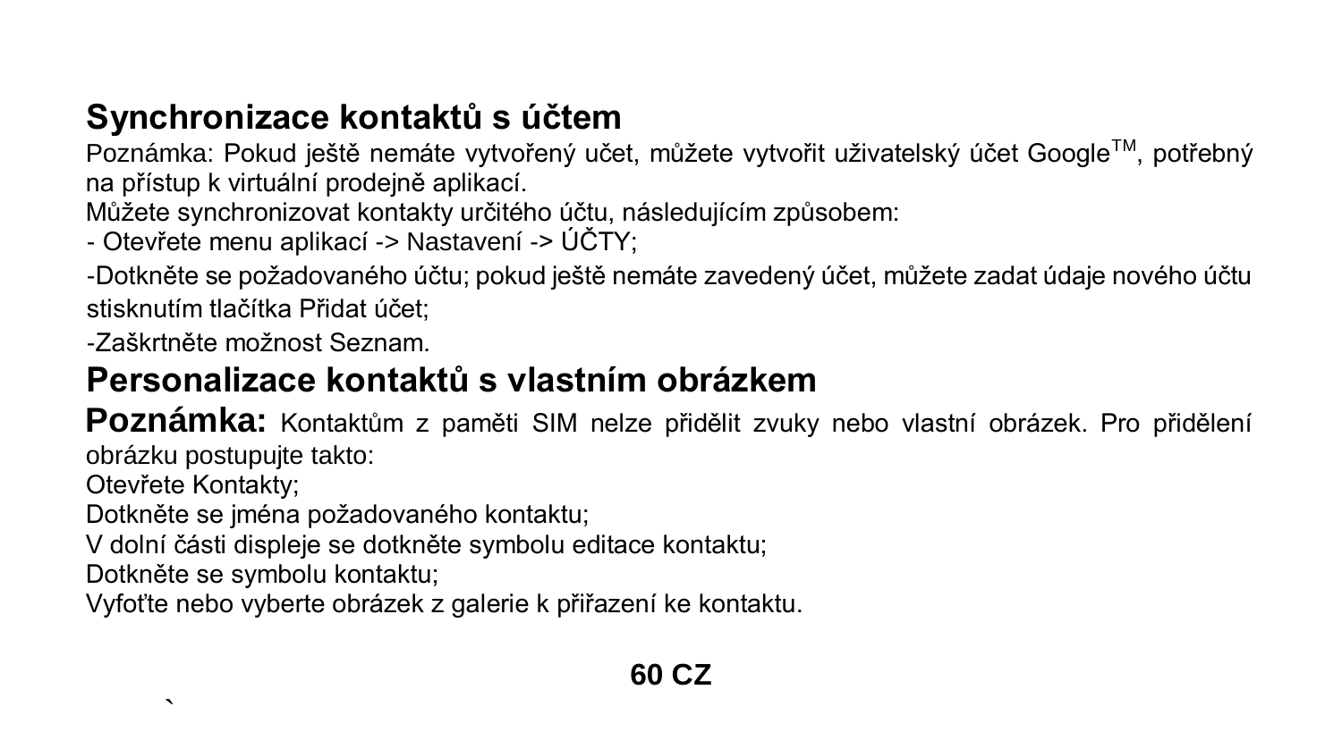## Synchronizace kontaktů s účtem

Poznámka: Pokud ještě nemáte vytvořený účet, můžete vytvořit uživatelský účet Google™, potřebný na přístup k virtuální prodejně aplikací.

Můžete synchronizovat kontakty určitého účtu, následujícím způsobem:

- Otevřete menu aplikací -> Nastavení -> ÚČTY;

-Dotkněte se požadovaného účtu; pokud ještě nemáte zavedený účet, můžete zadat údaje nového účtu stisknutím tlačítka Přidat účet;

-Zaškrtněte možnost Seznam.

## Personalizace kontaktů s vlastním obrázkem

**Poznámka:** Kontaktům z paměti SIM nelze přidělit zvuky nebo vlastní obrázek. Pro přidělení obrázku postupujte takto:

Otevřete Kontakty;

Dotkněte se jména požadovaného kontaktu;

V dolní části displeje se dotkněte symbolu editace kontaktu;

Dotkněte se symbolu kontaktu;

Vyfoťte nebo vyberte obrázek z galerie k přiřazení ke kontaktu.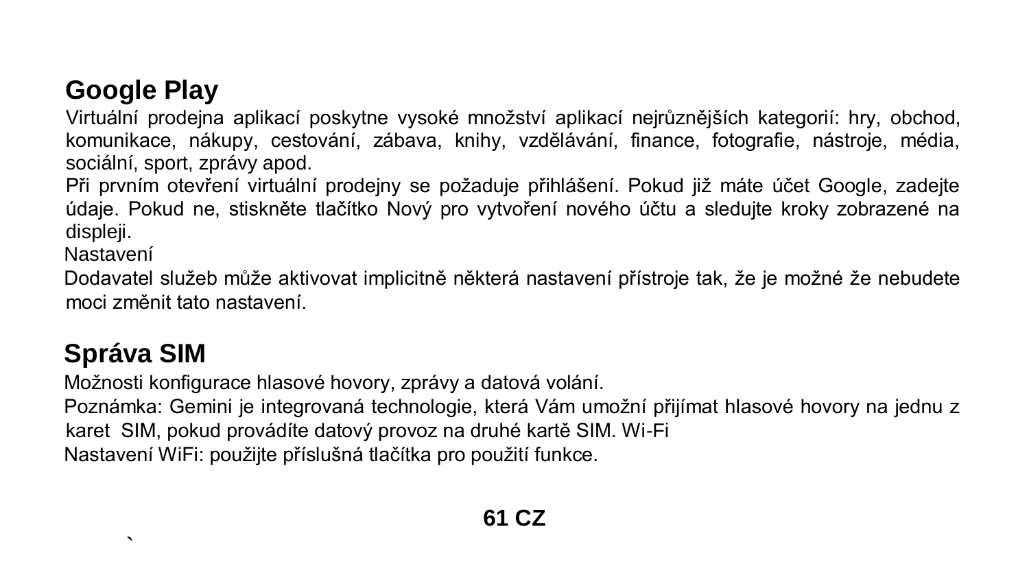## Google Play

Virtuální prodejna aplikací poskytne vysoké množství aplikací nejrůznějších kategorií: hry, obchod, komunikace, nákupy, cestování, zábava, knihy, vzdělávání, finance, fotografie, nástroje, média, sociální, sport, zprávy apod.

Při prvním otevření virtuální prodejny se požaduje přihlášení. Pokud již máte účet Google, zadejte údaje. Pokud ne, stiskněte tlačítko Nový pro vytvoření nového účtu a sledujte kroky zobrazené na displeji.

Nastavení

Dodavatel služeb může aktivovat implicitně některá nastavení přístroje tak, že je možné že nebudete moci změnit tato nastavení.

## Správa SIM

Možnosti konfigurace hlasové hovory, zprávy a datová volání.

Poznámka: Gemini je integrovaná technologie, která Vám umožní přijímat hlasové hovory na jednu z karet SIM, pokud provádíte datový provoz na druhé kartě SIM. Wi-Fi

Nastavení WiFi: použijte příslušná tlačítka pro použití funkce.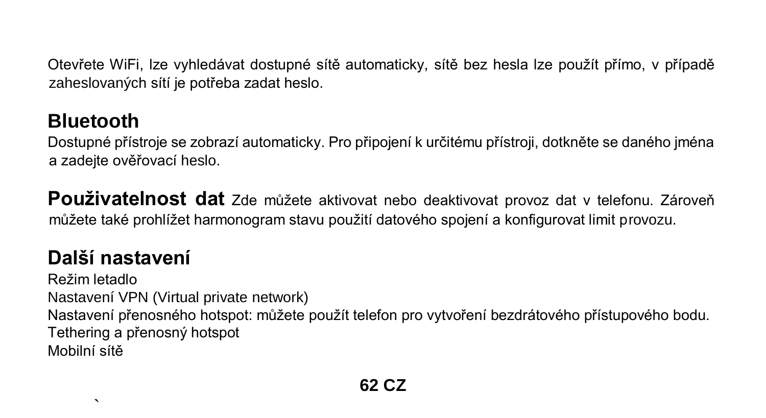Otevřete WiFi, lze vyhledávat dostupné sítě automaticky, sítě bez hesla lze použít přímo, v případě zaheslovaných sítí je potřeba zadat heslo.

## Bluetooth

Dostupné přístroje se zobrazí automaticky. Pro připojení k určitému přístroji, dotkněte se daného jména a zadejte ověřovací heslo.

**Používatelnost dat** Zde můžete aktivovat nebo deaktivovat provoz dat v telefonu. Zároveň můžete také prohlížet harmonogram stavu použití datového spojení a konfigurovat limit provozu.

## Další nastavení

Režim letadlo
Nastavení VPN (Virtual private network)
Nastavení přenosného hotspot: můžete použít telefon pro vytvoření bezdrátového přístupového bodu.
Tethering a přenosný hotspot
Mobilní sítě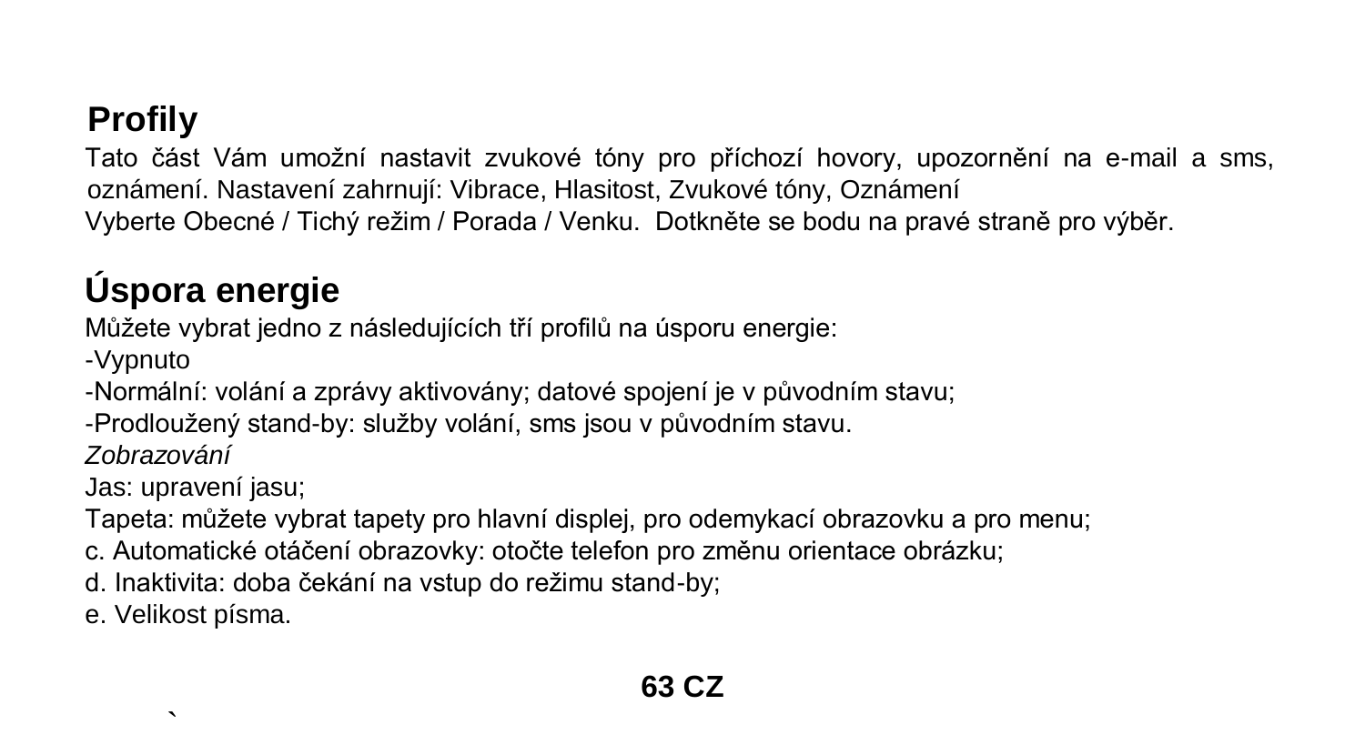## Profily

Tato část Vám umožní nastavit zvukové tóny pro příchozí hovory, upozornění na e-mail a sms, oznámení. Nastavení zahrnují: Vibrace, Hlasitost, Zvukové tóny, Oznámení

Vyberte Obecné / Tichý režim / Porada / Venku. Dotkněte se bodu na pravé straně pro výběr.

## Úspora energie

Můžete vybrat jedno z následujících tří profilů na úsporu energie:

-Vypnuto

-Normální: volání a zprávy aktivovány; datové spojení je v původním stavu;

-Prodloužený stand-by: služby volání, sms jsou v původním stavu.

*Zobrazování*

Jas: upravení jasu;

Tapeta: můžete vybrat tapety pro hlavní displej, pro odemykací obrazovku a pro menu;

c. Automatické otáčení obrazovky: otočte telefon pro změnu orientace obrázku;

d. Inaktivita: doba čekání na vstup do režimu stand-by;

e. Velikost písma.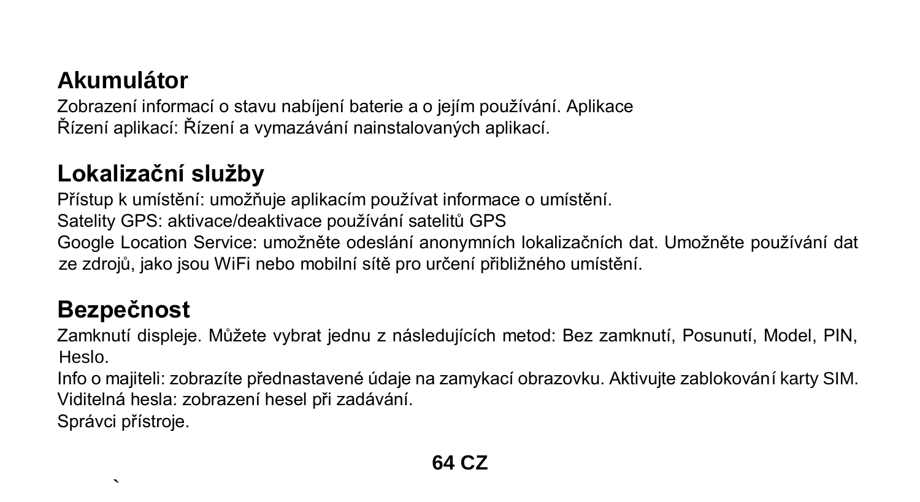## Akumulátor

Zobrazení informací o stavu nabíjení baterie a o jejím používání. Aplikace
Řízení aplikací: Řízení a vymazávání nainstalovaných aplikací.

## Lokalizační služby

Přístup k umístění: umožňuje aplikacím používat informace o umístění.
Satelity GPS: aktivace/deaktivace používání satelitů GPS
Google Location Service: umožněte odeslání anonymních lokalizačních dat. Umožněte používání dat ze zdrojů, jako jsou WiFi nebo mobilní sítě pro určení přibližného umístění.

## Bezpečnost

Zamknutí displeje. Můžete vybrat jednu z následujících metod: Bez zamknutí, Posunutí, Model, PIN, Heslo.
Info o majiteli: zobrazíte přednastavené údaje na zamykací obrazovku. Aktivujte zablokování karty SIM.
Viditelná hesla: zobrazení hesel při zadávání.
Správci přístroje.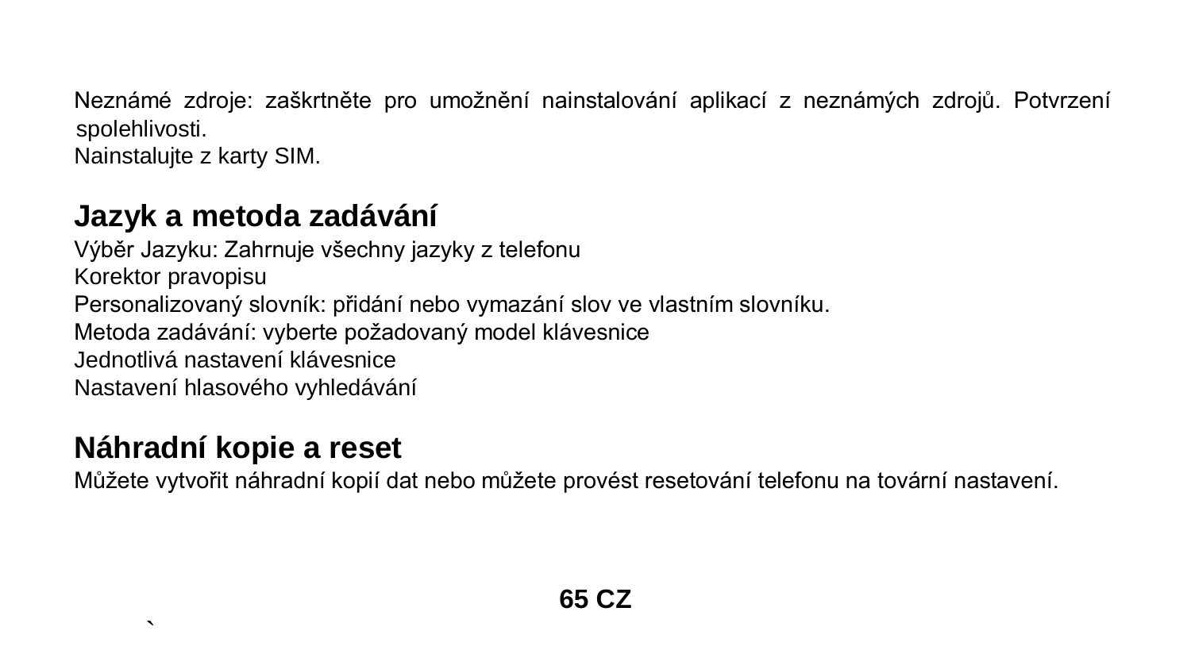Neznámé zdroje: zaškrtněte pro umožnění nainstalování aplikací z neznámých zdrojů. Potvrzení spolehlivosti.
Nainstalujte z karty SIM.

## Jazyk a metoda zadávání

Výběr Jazyku: Zahrnuje všechny jazyky z telefonu
Korektor pravopisu
Personalizovaný slovník: přidání nebo vymazání slov ve vlastním slovníku.
Metoda zadávání: vyberte požadovaný model klávesnice
Jednotlivá nastavení klávesnice
Nastavení hlasového vyhledávání

## Náhradní kopie a reset

Můžete vytvořit náhradní kopií dat nebo můžete provést resetování telefonu na tovární nastavení.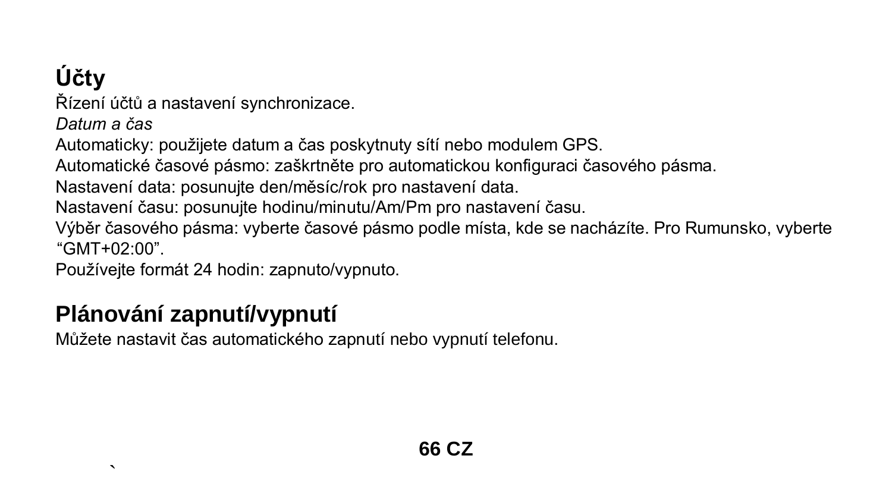## Účty

Řízení účtů a nastavení synchronizace.

*Datum a čas*

Automaticky: použijete datum a čas poskytnuty sítí nebo modulem GPS.

Automatické časové pásmo: zaškrtněte pro automatickou konfiguraci časového pásma.

Nastavení data: posunujte den/měsíc/rok pro nastavení data.

Nastavení času: posunujte hodinu/minutu/Am/Pm pro nastavení času.

Výběr časového pásma: vyberte časové pásmo podle místa, kde se nacházíte. Pro Rumunsko, vyberte “GMT+02:00”.

Používejte formát 24 hodin: zapnuto/vypnuto.

## Plánování zapnutí/vypnutí

Můžete nastavit čas automatického zapnutí nebo vypnutí telefonu.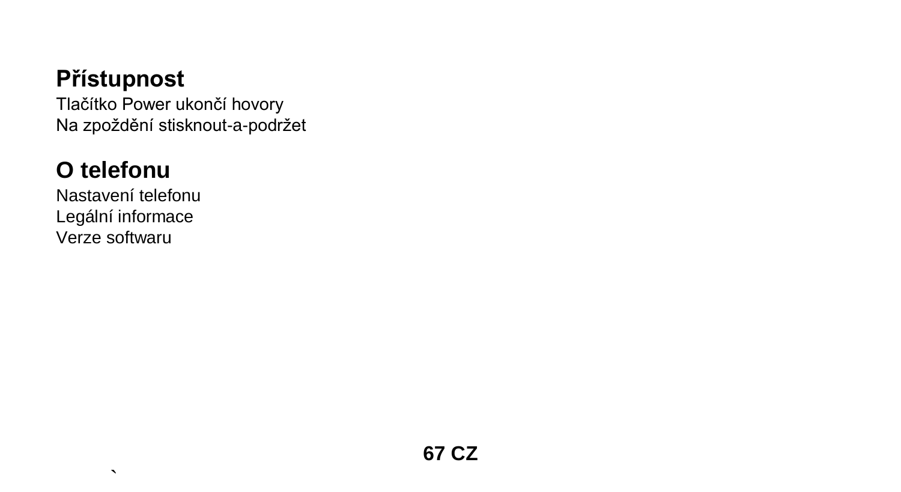## Přístupnost

Tlačítko Power ukončí hovory
Na zpoždění stisknout-a-podržet

## O telefonu

Nastavení telefonu
Legální informace
Verze softwaru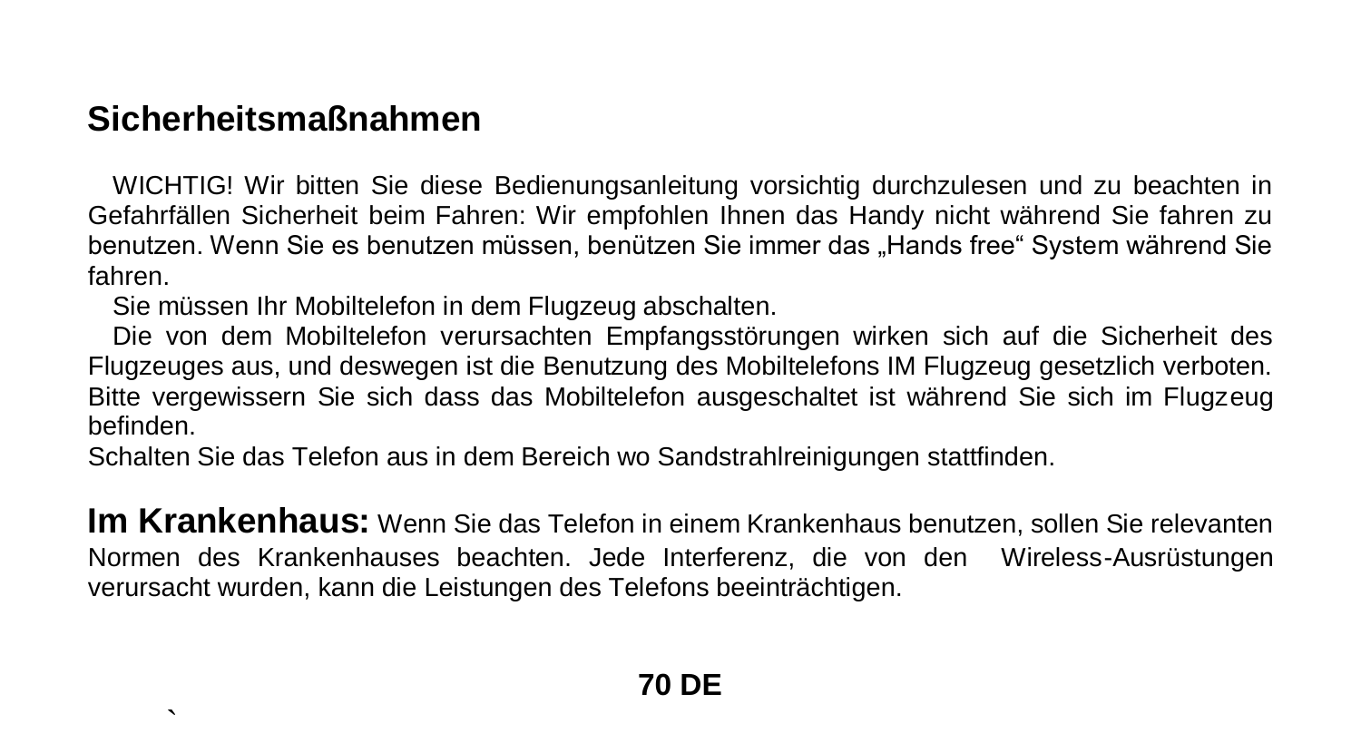## Sicherheitsmaßnahmen

WICHTIG! Wir bitten Sie diese Bedienungsanleitung vorsichtig durchzulesen und zu beachten in Gefahrfällen Sicherheit beim Fahren: Wir empfohlen Ihnen das Handy nicht während Sie fahren zu benutzen. Wenn Sie es benutzen müssen, benützen Sie immer das „Hands free“ System während Sie fahren.

Sie müssen Ihr Mobiltelefon in dem Flugzeug abschalten.

Die von dem Mobiltelefon verursachten Empfangsstörungen wirken sich auf die Sicherheit des Flugzeuges aus, und deswegen ist die Benutzung des Mobiltelefons IM Flugzeug gesetzlich verboten. Bitte vergewissern Sie sich dass das Mobiltelefon ausgeschaltet ist während Sie sich im Flugzeug befinden.

Schalten Sie das Telefon aus in dem Bereich wo Sandstrahlreinigungen stattfinden.

**Im Krankenhaus:** Wenn Sie das Telefon in einem Krankenhaus benutzen, sollen Sie relevanten Normen des Krankenhauses beachten. Jede Interferenz, die von den Wireless-Ausrüstungen verursacht wurden, kann die Leistungen des Telefons beeinträchtigen.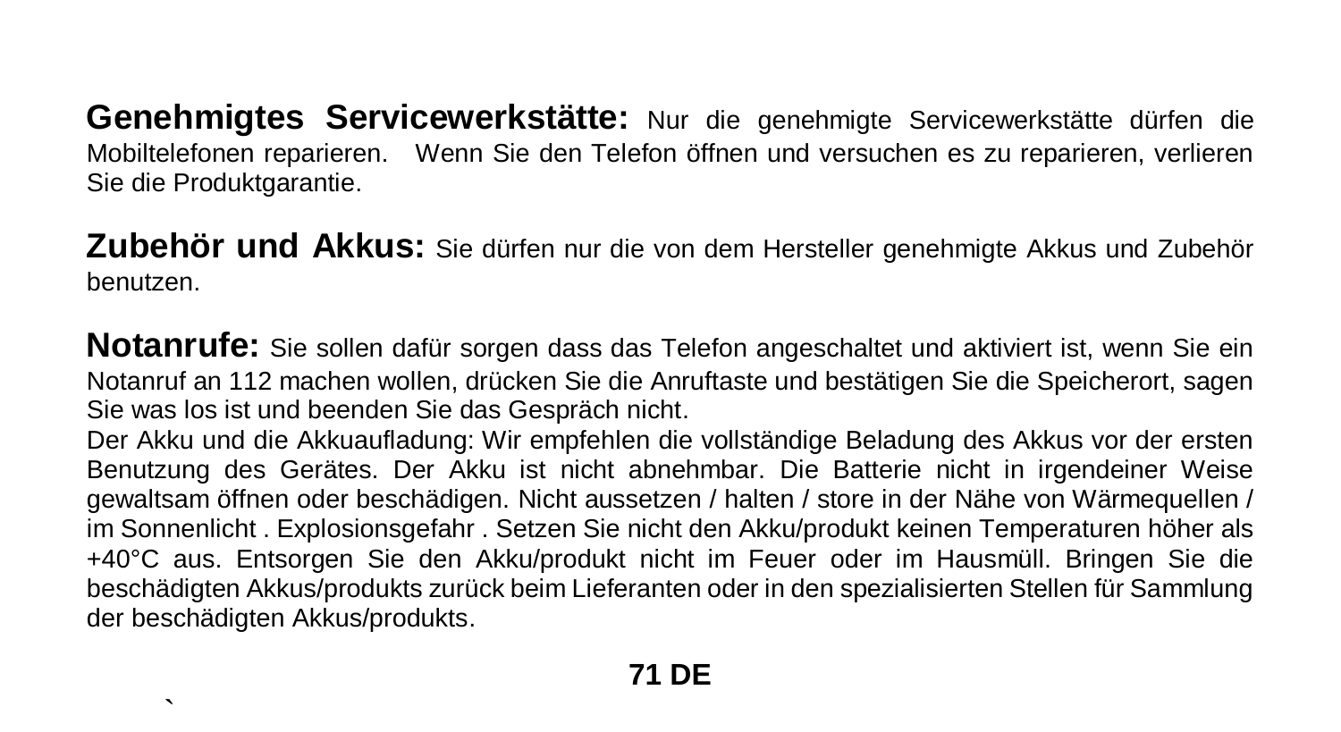**Genehmigtes Servicewerkstätte:** Nur die genehmigte Servicewerkstätte dürfen die Mobiltelefonen reparieren. Wenn Sie den Telefon öffnen und versuchen es zu reparieren, verlieren Sie die Produktgarantie.

**Zubehör und Akkus:** Sie dürfen nur die von dem Hersteller genehmigte Akkus und Zubehör benutzen.

**Notanrufe:** Sie sollen dafür sorgen dass das Telefon angeschaltet und aktiviert ist, wenn Sie ein Notanruf an 112 machen wollen, drücken Sie die Anruftaste und bestätigen Sie die Speicherort, sagen Sie was los ist und beenden Sie das Gespräch nicht.

Der Akku und die Akkuaufladung: Wir empfehlen die vollständige Beladung des Akkus vor der ersten Benutzung des Gerätes. Der Akku ist nicht abnehmbar. Die Batterie nicht in irgendeiner Weise gewaltsam öffnen oder beschädigen. Nicht aussetzen / halten / store in der Nähe von Wärmequellen / im Sonnenlicht . Explosionsgefahr . Setzen Sie nicht den Akku/produkt keinen Temperaturen höher als +40°C aus. Entsorgen Sie den Akku/produkt nicht im Feuer oder im Hausmüll. Bringen Sie die beschädigten Akkus/produkts zurück beim Lieferanten oder in den spezialisierten Stellen für Sammlung der beschädigten Akkus/produkts.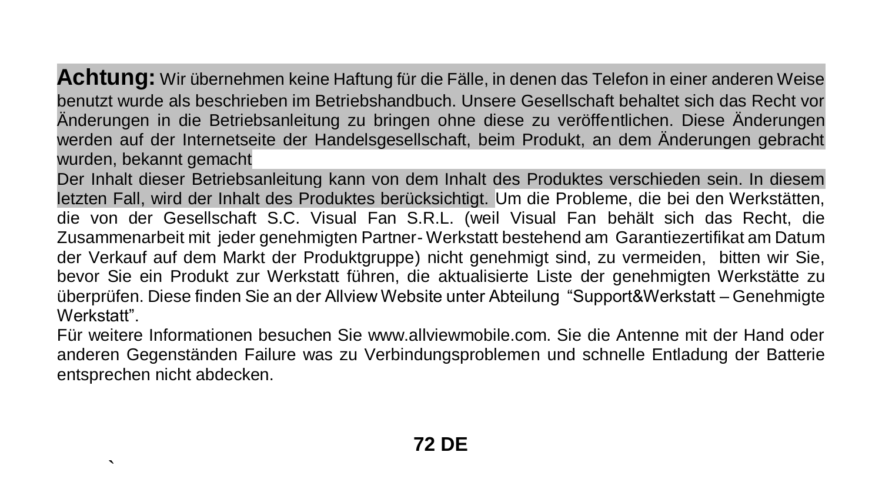**Achtung:** Wir übernehmen keine Haftung für die Fälle, in denen das Telefon in einer anderen Weise benutzt wurde als beschrieben im Betriebshandbuch. Unsere Gesellschaft behaltet sich das Recht vor Änderungen in die Betriebsanleitung zu bringen ohne diese zu veröffentlichen. Diese Änderungen werden auf der Internetseite der Handelsgesellschaft, beim Produkt, an dem Änderungen gebracht wurden, bekannt gemacht

Der Inhalt dieser Betriebsanleitung kann von dem Inhalt des Produktes verschieden sein. In diesem letzten Fall, wird der Inhalt des Produktes berücksichtigt. Um die Probleme, die bei den Werkstätten, die von der Gesellschaft S.C. Visual Fan S.R.L. (weil Visual Fan behält sich das Recht, die Zusammenarbeit mit jeder genehmigten Partner- Werkstatt bestehend am Garantiezertifikat am Datum der Verkauf auf dem Markt der Produktgruppe) nicht genehmigt sind, zu vermeiden, bitten wir Sie, bevor Sie ein Produkt zur Werkstatt führen, die aktualisierte Liste der genehmigten Werkstätte zu überprüfen. Diese finden Sie an der Allview Website unter Abteilung "Support&Werkstatt – Genehmigte Werkstatt".

Für weitere Informationen besuchen Sie www.allviewmobile.com. Sie die Antenne mit der Hand oder anderen Gegenständen Failure was zu Verbindungsproblemen und schnelle Entladung der Batterie entsprechen nicht abdecken.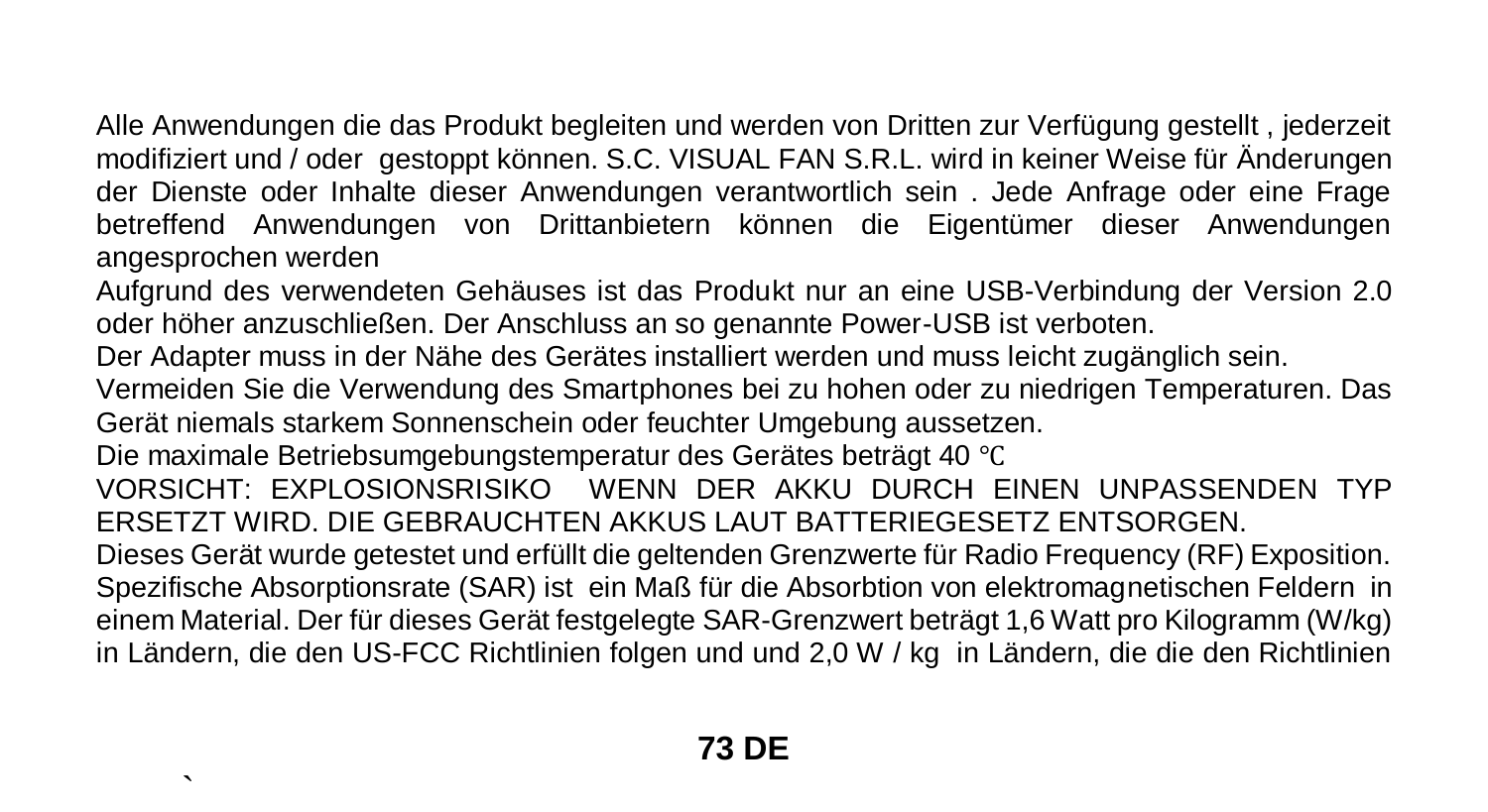Alle Anwendungen die das Produkt begleiten und werden von Dritten zur Verfügung gestellt , jederzeit modifiziert und / oder gestoppt können. S.C. VISUAL FAN S.R.L. wird in keiner Weise für Änderungen der Dienste oder Inhalte dieser Anwendungen verantwortlich sein . Jede Anfrage oder eine Frage betreffend Anwendungen von Drittanbietern können die Eigentümer dieser Anwendungen angesprochen werden

Aufgrund des verwendeten Gehäuses ist das Produkt nur an eine USB-Verbindung der Version 2.0 oder höher anzuschließen. Der Anschluss an so genannte Power-USB ist verboten.

Der Adapter muss in der Nähe des Gerätes installiert werden und muss leicht zugänglich sein.

Vermeiden Sie die Verwendung des Smartphones bei zu hohen oder zu niedrigen Temperaturen. Das Gerät niemals starkem Sonnenschein oder feuchter Umgebung aussetzen.

Die maximale Betriebsumgebungstemperatur des Gerätes beträgt 40 ℃

VORSICHT: EXPLOSIONSRISIKO WENN DER AKKU DURCH EINEN UNPASSENDEN TYP ERSETZT WIRD. DIE GEBRAUCHTEN AKKUS LAUT BATTERIEGESETZ ENTSORGEN.

Dieses Gerät wurde getestet und erfüllt die geltenden Grenzwerte für Radio Frequency (RF) Exposition. Spezifische Absorptionsrate (SAR) ist ein Maß für die Absorbtion von elektromagnetischen Feldern in einem Material. Der für dieses Gerät festgelegte SAR-Grenzwert beträgt 1,6 Watt pro Kilogramm (W/kg) in Ländern, die den US-FCC Richtlinien folgen und und 2,0 W / kg in Ländern, die die den Richtlinien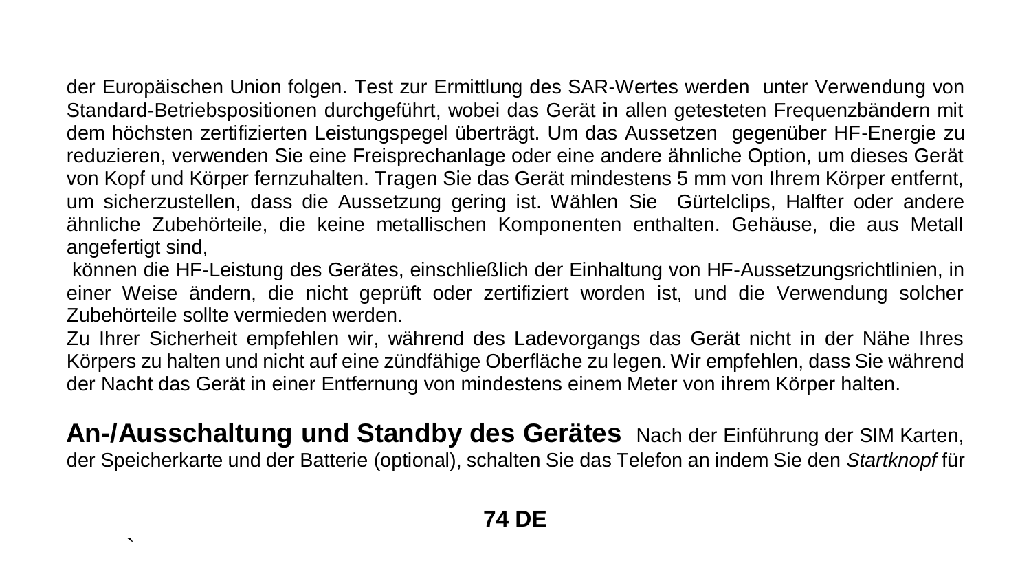der Europäischen Union folgen. Test zur Ermittlung des SAR-Wertes werden unter Verwendung von Standard-Betriebspositionen durchgeführt, wobei das Gerät in allen getesteten Frequenzbändern mit dem höchsten zertifizierten Leistungspegel überträgt. Um das Aussetzen gegenüber HF-Energie zu reduzieren, verwenden Sie eine Freisprechanlage oder eine andere ähnliche Option, um dieses Gerät von Kopf und Körper fernzuhalten. Tragen Sie das Gerät mindestens 5 mm von Ihrem Körper entfernt, um sicherzustellen, dass die Aussetzung gering ist. Wählen Sie Gürtelclips, Halfter oder andere ähnliche Zubehörteile, die keine metallischen Komponenten enthalten. Gehäuse, die aus Metall angefertigt sind,
können die HF-Leistung des Gerätes, einschließlich der Einhaltung von HF-Aussetzungsrichtlinien, in einer Weise ändern, die nicht geprüft oder zertifiziert worden ist, und die Verwendung solcher Zubehörteile sollte vermieden werden.

Zu Ihrer Sicherheit empfehlen wir, während des Ladevorgangs das Gerät nicht in der Nähe Ihres Körpers zu halten und nicht auf eine zündfähige Oberfläche zu legen. Wir empfehlen, dass Sie während der Nacht das Gerät in einer Entfernung von mindestens einem Meter von ihrem Körper halten.

**An-/Ausschaltung und Standby des Gerätes** Nach der Einführung der SIM Karten, der Speicherkarte und der Batterie (optional), schalten Sie das Telefon an indem Sie den *Startknopf* für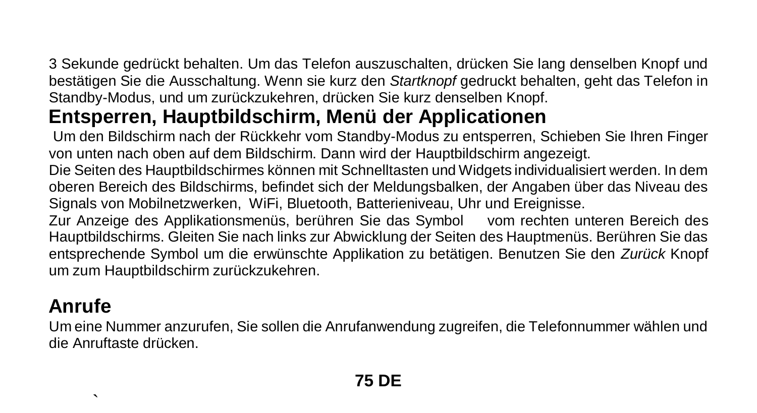3 Sekunde gedrückt behalten. Um das Telefon auszuschalten, drücken Sie lang denselben Knopf und bestätigen Sie die Ausschaltung. Wenn sie kurz den *Startknopf* gedruckt behalten, geht das Telefon in Standby-Modus, und um zurückzukehren, drücken Sie kurz denselben Knopf.

## Entsperren, Hauptbildschirm, Menü der Applicationen

Um den Bildschirm nach der Rückkehr vom Standby-Modus zu entsperren, Schieben Sie Ihren Finger von unten nach oben auf dem Bildschirm. Dann wird der Hauptbildschirm angezeigt.

Die Seiten des Hauptbildschirmes können mit Schnelltasten und Widgets individualisiert werden. In dem oberen Bereich des Bildschirms, befindet sich der Meldungsbalken, der Angaben über das Niveau des Signals von Mobilnetzwerken, WiFi, Bluetooth, Batterieniveau, Uhr und Ereignisse.

Zur Anzeige des Applikationsmenüs, berühren Sie das Symbol vom rechten unteren Bereich des Hauptbildschirms. Gleiten Sie nach links zur Abwicklung der Seiten des Hauptmenüs. Berühren Sie das entsprechende Symbol um die erwünschte Applikation zu betätigen. Benutzen Sie den *Zurück* Knopf um zum Hauptbildschirm zurückzukehren.

## Anrufe

Um eine Nummer anzurufen, Sie sollen die Anrufanwendung zugreifen, die Telefonnummer wählen und die Anruftaste drücken.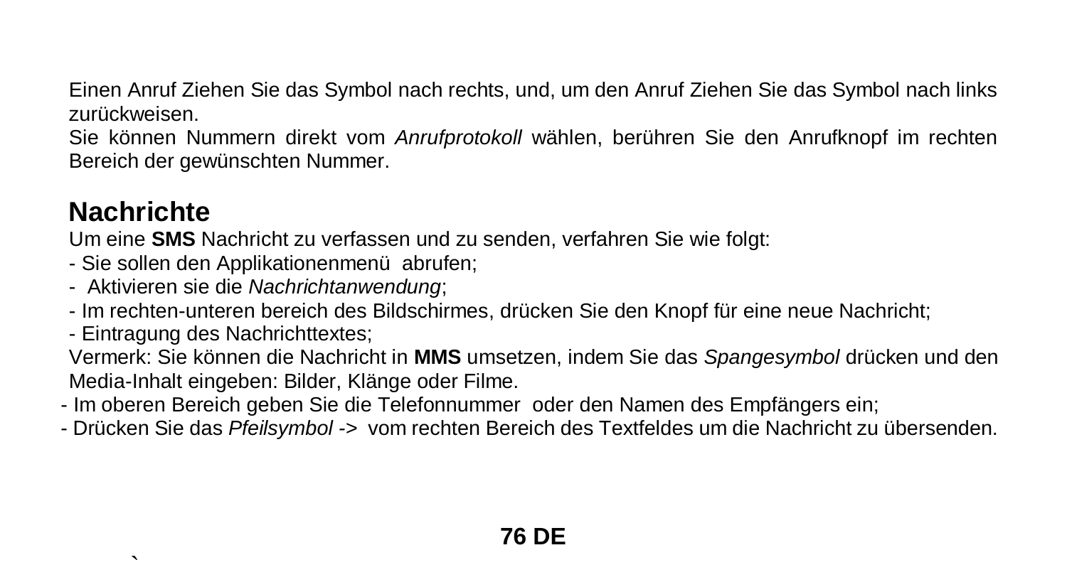Einen Anruf Ziehen Sie das Symbol nach rechts, und, um den Anruf Ziehen Sie das Symbol nach links zurückweisen.
Sie können Nummern direkt vom *Anrufprotokoll* wählen, berühren Sie den Anrufknopf im rechten Bereich der gewünschten Nummer.

## Nachrichte

Um eine **SMS** Nachricht zu verfassen und zu senden, verfahren Sie wie folgt:

- Sie sollen den Applikationenmenü abrufen;
- Aktivieren sie die *Nachrichtanwendung*;
- Im rechten-unteren bereich des Bildschirmes, drücken Sie den Knopf für eine neue Nachricht;
- Eintragung des Nachrichttextes;

Vermerk: Sie können die Nachricht in **MMS** umsetzen, indem Sie das *Spangesymbol* drücken und den Media-Inhalt eingeben: Bilder, Klänge oder Filme.

- Im oberen Bereich geben Sie die Telefonnummer oder den Namen des Empfängers ein;
- Drücken Sie das *Pfeilsymbol ->* vom rechten Bereich des Textfeldes um die Nachricht zu übersenden.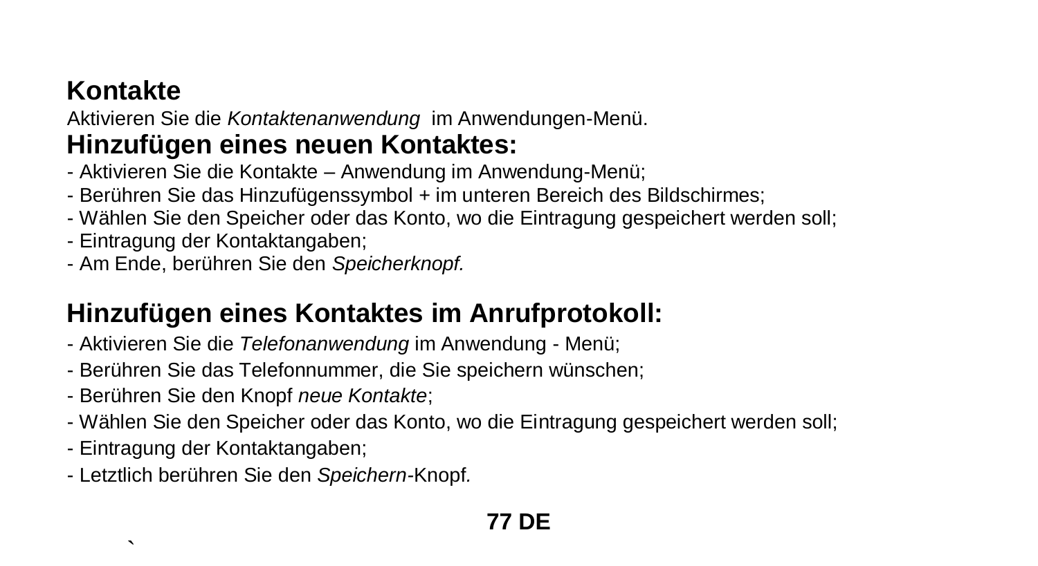## Kontakte

Aktivieren Sie die *Kontaktenanwendung* im Anwendungen-Menü.

## Hinzufügen eines neuen Kontaktes:

- Aktivieren Sie die Kontakte – Anwendung im Anwendung-Menü;
- Berühren Sie das Hinzufügenssymbol + im unteren Bereich des Bildschirmes;
- Wählen Sie den Speicher oder das Konto, wo die Eintragung gespeichert werden soll;
- Eintragung der Kontaktangaben;
- Am Ende, berühren Sie den *Speicherknopf.*

## Hinzufügen eines Kontaktes im Anrufprotokoll:

- Aktivieren Sie die *Telefonanwendung* im Anwendung - Menü;
- Berühren Sie das Telefonnummer, die Sie speichern wünschen;
- Berühren Sie den Knopf *neue Kontakte*;
- Wählen Sie den Speicher oder das Konto, wo die Eintragung gespeichert werden soll;
- Eintragung der Kontaktangaben;
- Letztlich berühren Sie den *Speichern*-Knopf.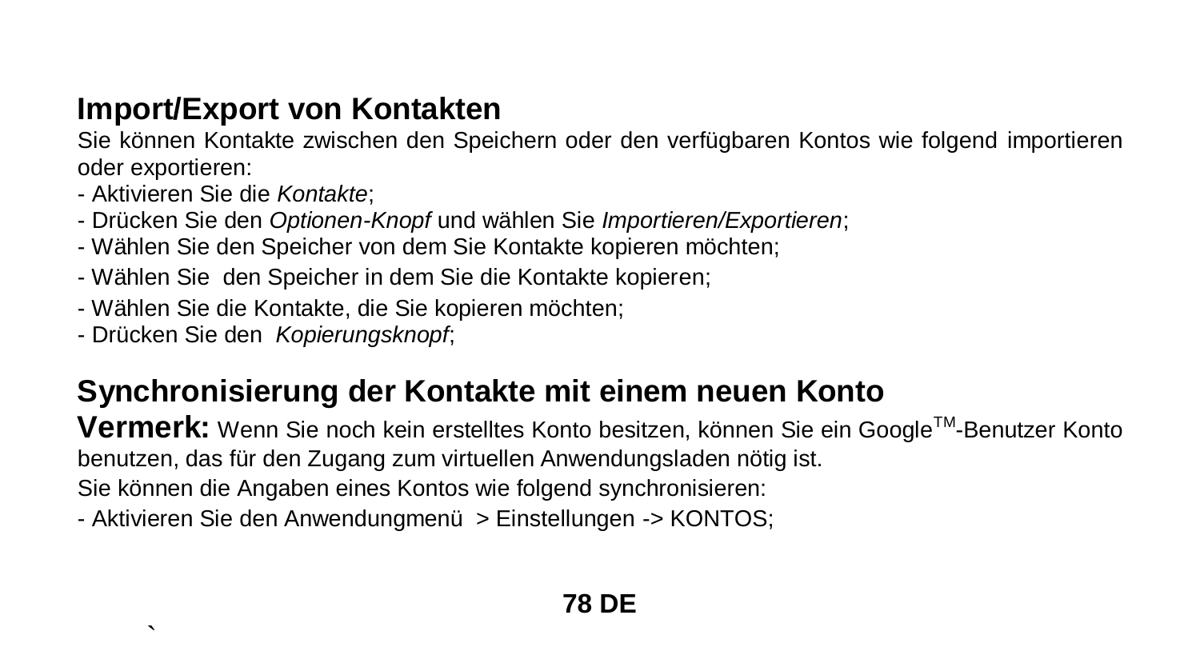## Import/Export von Kontakten

Sie können Kontakte zwischen den Speichern oder den verfügbaren Kontos wie folgend importieren oder exportieren:

- Aktivieren Sie die *Kontakte*;
- Drücken Sie den *Optionen-Knopf* und wählen Sie *Importieren/Exportieren*;
- Wählen Sie den Speicher von dem Sie Kontakte kopieren möchten;
- Wählen Sie den Speicher in dem Sie die Kontakte kopieren;
- Wählen Sie die Kontakte, die Sie kopieren möchten;
- Drücken Sie den *Kopierungsknopf*;

## Synchronisierung der Kontakte mit einem neuen Konto

**Vermerk:** Wenn Sie noch kein erstelltes Konto besitzen, können Sie ein Google™-Benutzer Konto benutzen, das für den Zugang zum virtuellen Anwendungsladen nötig ist.

Sie können die Angaben eines Kontos wie folgend synchronisieren:

- Aktivieren Sie den Anwendungmenü > Einstellungen -> KONTOS;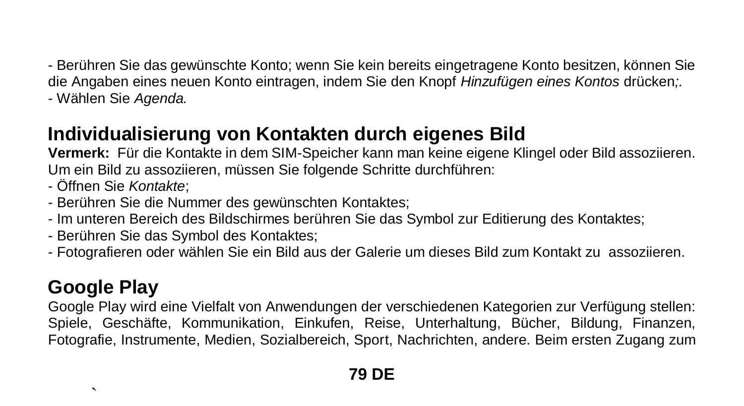- Berühren Sie das gewünschte Konto; wenn Sie kein bereits eingetragene Konto besitzen, können Sie die Angaben eines neuen Konto eintragen, indem Sie den Knopf *Hinzufügen eines Kontos* drücken;.
- Wählen Sie *Agenda.*

## Individualisierung von Kontakten durch eigenes Bild

**Vermerk:** Für die Kontakte in dem SIM-Speicher kann man keine eigene Klingel oder Bild assoziieren.
Um ein Bild zu assoziieren, müssen Sie folgende Schritte durchführen:
- Öffnen Sie *Kontakte*;
- Berühren Sie die Nummer des gewünschten Kontaktes;
- Im unteren Bereich des Bildschirmes berühren Sie das Symbol zur Editierung des Kontaktes;
- Berühren Sie das Symbol des Kontaktes;
- Fotografieren oder wählen Sie ein Bild aus der Galerie um dieses Bild zum Kontakt zu assoziieren.

## Google Play

Google Play wird eine Vielfalt von Anwendungen der verschiedenen Kategorien zur Verfügung stellen: Spiele, Geschäfte, Kommunikation, Einkufen, Reise, Unterhaltung, Bücher, Bildung, Finanzen, Fotografie, Instrumente, Medien, Sozialbereich, Sport, Nachrichten, andere. Beim ersten Zugang zum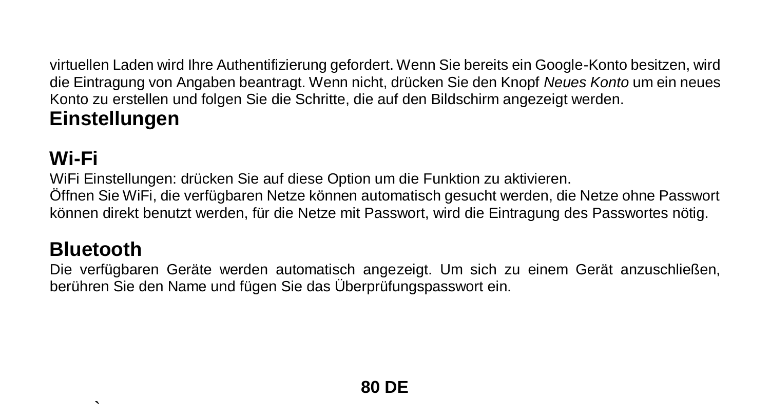virtuellen Laden wird Ihre Authentifizierung gefordert. Wenn Sie bereits ein Google-Konto besitzen, wird die Eintragung von Angaben beantragt. Wenn nicht, drücken Sie den Knopf *Neues Konto* um ein neues Konto zu erstellen und folgen Sie die Schritte, die auf den Bildschirm angezeigt werden.

## Einstellungen

### Wi-Fi

WiFi Einstellungen: drücken Sie auf diese Option um die Funktion zu aktivieren.
Öffnen Sie WiFi, die verfügbaren Netze können automatisch gesucht werden, die Netze ohne Passwort können direkt benutzt werden, für die Netze mit Passwort, wird die Eintragung des Passwortes nötig.

### Bluetooth

Die verfügbaren Geräte werden automatisch angezeigt. Um sich zu einem Gerät anzuschließen, berühren Sie den Name und fügen Sie das Überprüfungspasswort ein.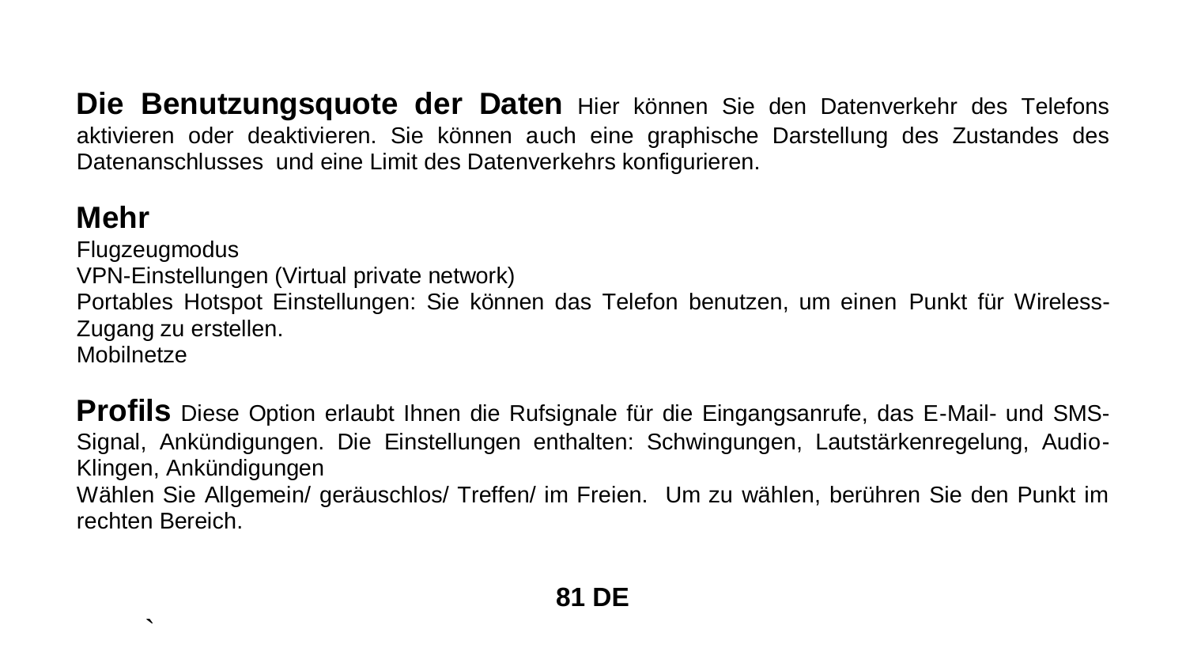**Die Benutzungsquote der Daten** Hier können Sie den Datenverkehr des Telefons aktivieren oder deaktivieren. Sie können auch eine graphische Darstellung des Zustandes des Datenanschlusses und eine Limit des Datenverkehrs konfigurieren.

## Mehr

Flugzeugmodus
VPN-Einstellungen (Virtual private network)
Portables Hotspot Einstellungen: Sie können das Telefon benutzen, um einen Punkt für Wireless-Zugang zu erstellen.
Mobilnetze

**Profils** Diese Option erlaubt Ihnen die Rufsignale für die Eingangsanrufe, das E-Mail- und SMS-Signal, Ankündigungen. Die Einstellungen enthalten: Schwingungen, Lautstärkenregelung, Audio-Klingen, Ankündigungen
Wählen Sie Allgemein/ geräuschlos/ Treffen/ im Freien. Um zu wählen, berühren Sie den Punkt im rechten Bereich.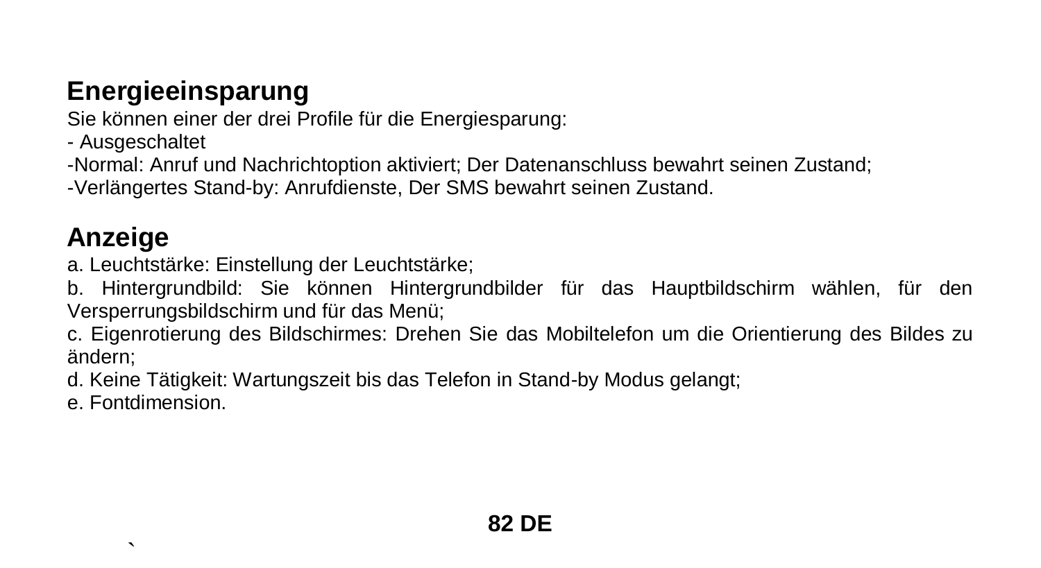## Energieeinsparung

Sie können einer der drei Profile für die Energiesparung:

- Ausgeschaltet

-Normal: Anruf und Nachrichtoption aktiviert; Der Datenanschluss bewahrt seinen Zustand;

-Verlängertes Stand-by: Anrufdienste, Der SMS bewahrt seinen Zustand.

## Anzeige

a. Leuchtstärke: Einstellung der Leuchtstärke;

b. Hintergrundbild: Sie können Hintergrundbilder für das Hauptbildschirm wählen, für den Versperrungsbildschirm und für das Menü;

c. Eigenrotierung des Bildschirmes: Drehen Sie das Mobiltelefon um die Orientierung des Bildes zu ändern;

d. Keine Tätigkeit: Wartungszeit bis das Telefon in Stand-by Modus gelangt;

e. Fontdimension.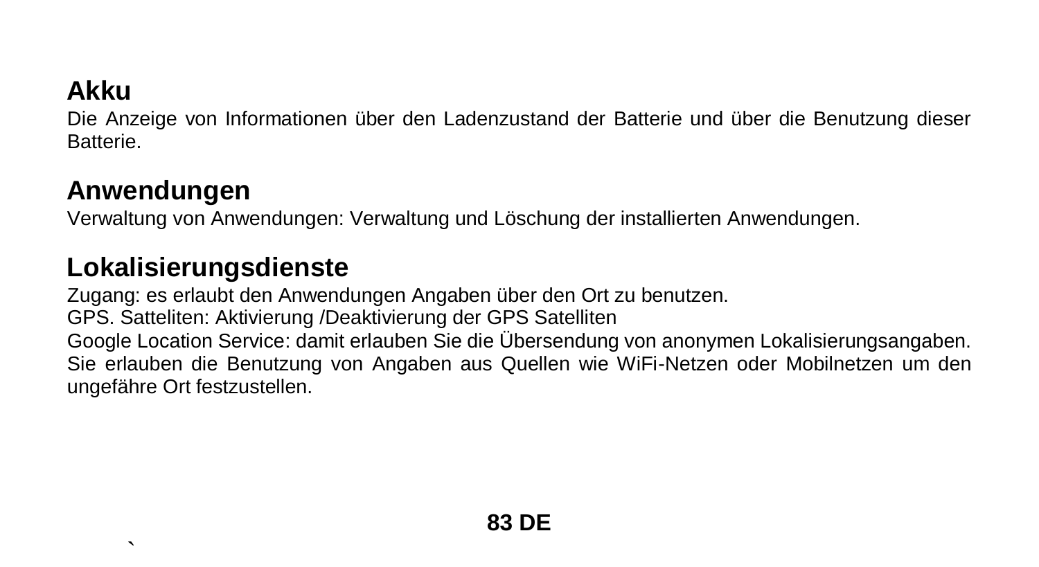## Akku

Die Anzeige von Informationen über den Ladenzustand der Batterie und über die Benutzung dieser Batterie.

## Anwendungen

Verwaltung von Anwendungen: Verwaltung und Löschung der installierten Anwendungen.

## Lokalisierungsdienste

Zugang: es erlaubt den Anwendungen Angaben über den Ort zu benutzen.
GPS. Satteliten: Aktivierung /Deaktivierung der GPS Satelliten
Google Location Service: damit erlauben Sie die Übersendung von anonymen Lokalisierungsangaben. Sie erlauben die Benutzung von Angaben aus Quellen wie WiFi-Netzen oder Mobilnetzen um den ungefähre Ort festzustellen.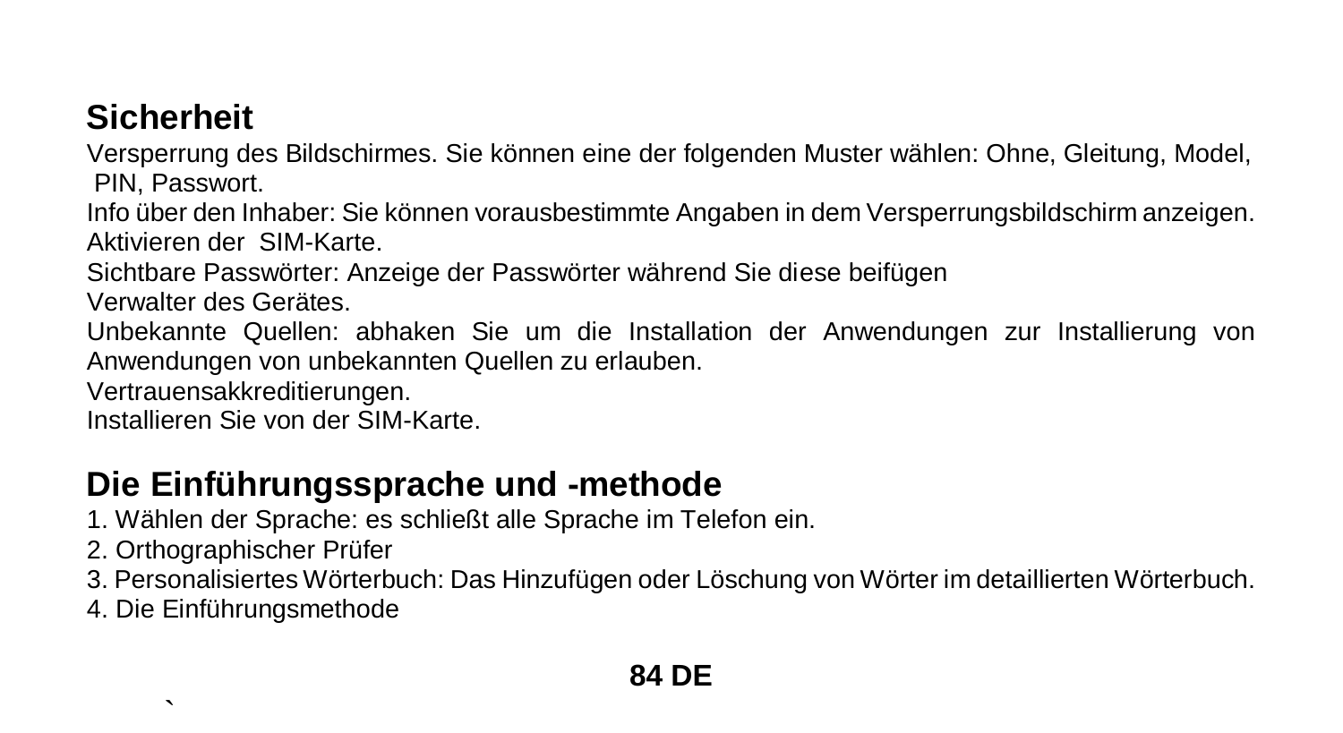## Sicherheit

Versperrung des Bildschirmes. Sie können eine der folgenden Muster wählen: Ohne, Gleitung, Model, PIN, Passwort.

Info über den Inhaber: Sie können vorausbestimmte Angaben in dem Versperrungsbildschirm anzeigen.

Aktivieren der SIM-Karte.

Sichtbare Passwörter: Anzeige der Passwörter während Sie diese beifügen

Verwalter des Gerätes.

Unbekannte Quellen: abhaken Sie um die Installation der Anwendungen zur Installierung von Anwendungen von unbekannten Quellen zu erlauben.

Vertrauensakkreditierungen.

Installieren Sie von der SIM-Karte.

## Die Einführungssprache und -methode

1. Wählen der Sprache: es schließt alle Sprache im Telefon ein.
2. Orthographischer Prüfer
3. Personalisiertes Wörterbuch: Das Hinzufügen oder Löschung von Wörter im detaillierten Wörterbuch.
4. Die Einführungsmethode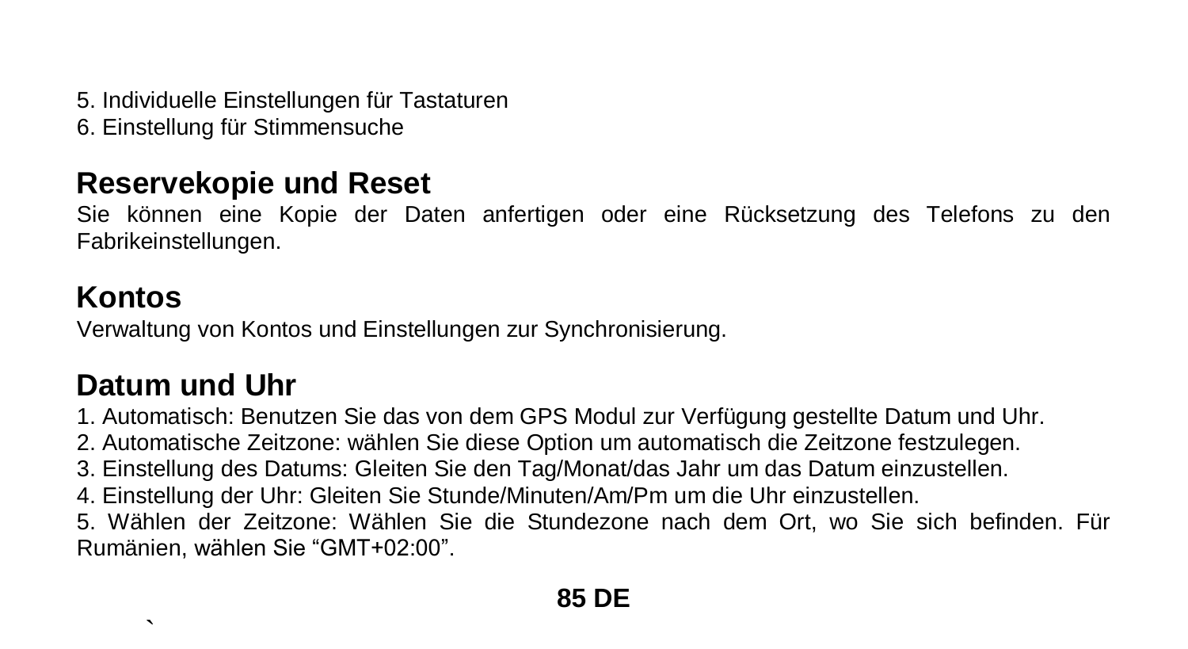5. Individuelle Einstellungen für Tastaturen
6. Einstellung für Stimmensuche

## Reservekopie und Reset

Sie können eine Kopie der Daten anfertigen oder eine Rücksetzung des Telefons zu den Fabrikeinstellungen.

## Kontos

Verwaltung von Kontos und Einstellungen zur Synchronisierung.

## Datum und Uhr

1. Automatisch: Benutzen Sie das von dem GPS Modul zur Verfügung gestellte Datum und Uhr.
2. Automatische Zeitzone: wählen Sie diese Option um automatisch die Zeitzone festzulegen.
3. Einstellung des Datums: Gleiten Sie den Tag/Monat/das Jahr um das Datum einzustellen.
4. Einstellung der Uhr: Gleiten Sie Stunde/Minuten/Am/Pm um die Uhr einzustellen.
5. Wählen der Zeitzone: Wählen Sie die Stundezone nach dem Ort, wo Sie sich befinden. Für Rumänien, wählen Sie "GMT+02:00".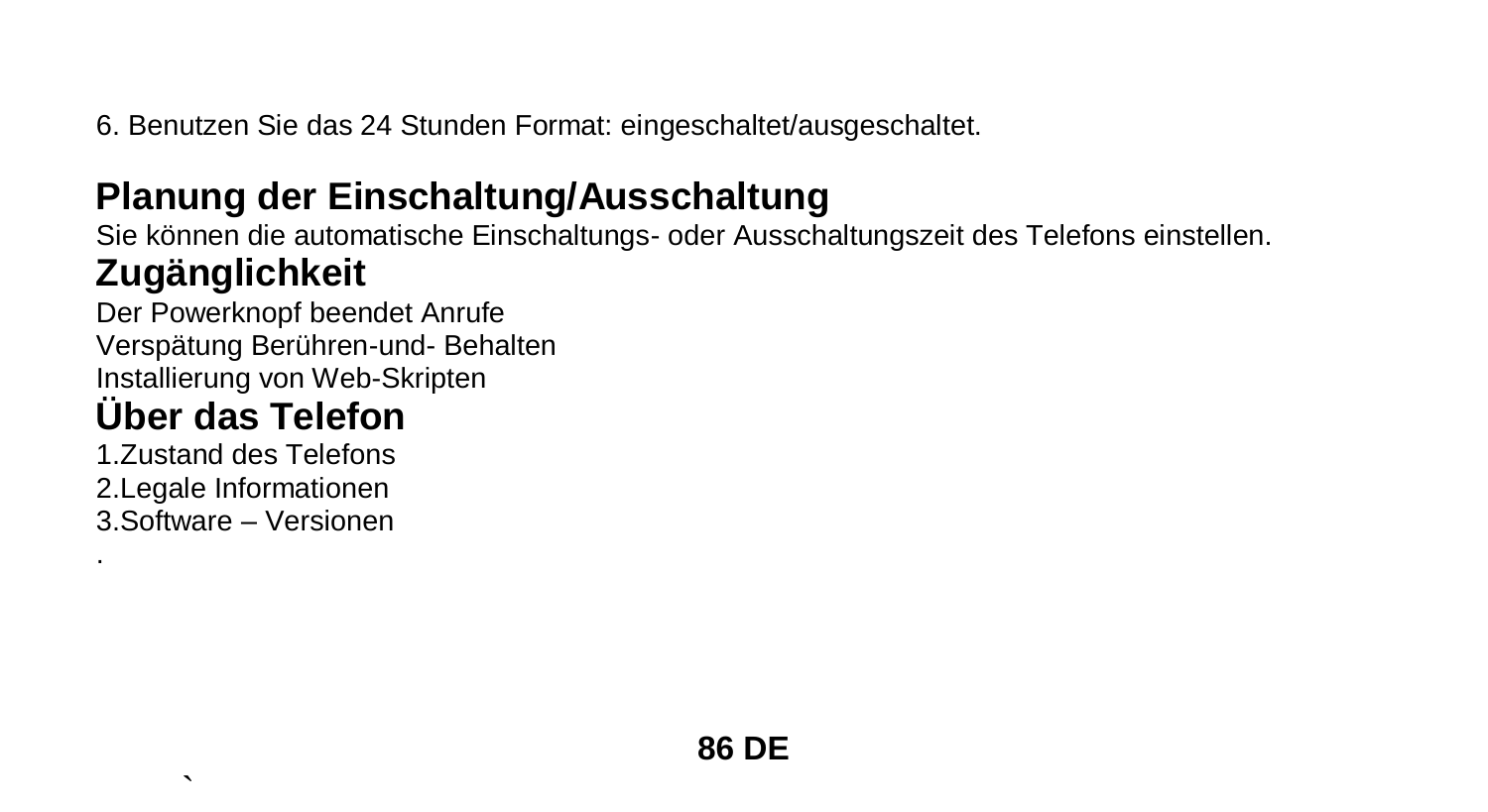6. Benutzen Sie das 24 Stunden Format: eingeschaltet/ausgeschaltet.

## Planung der Einschaltung/Ausschaltung

Sie können die automatische Einschaltungs- oder Ausschaltungszeit des Telefons einstellen.

## Zugänglichkeit

Der Powerknopf beendet Anrufe
Verspätung Berühren-und- Behalten
Installierung von Web-Skripten

## Über das Telefon

1.Zustand des Telefons
2.Legale Informationen
3.Software – Versionen
.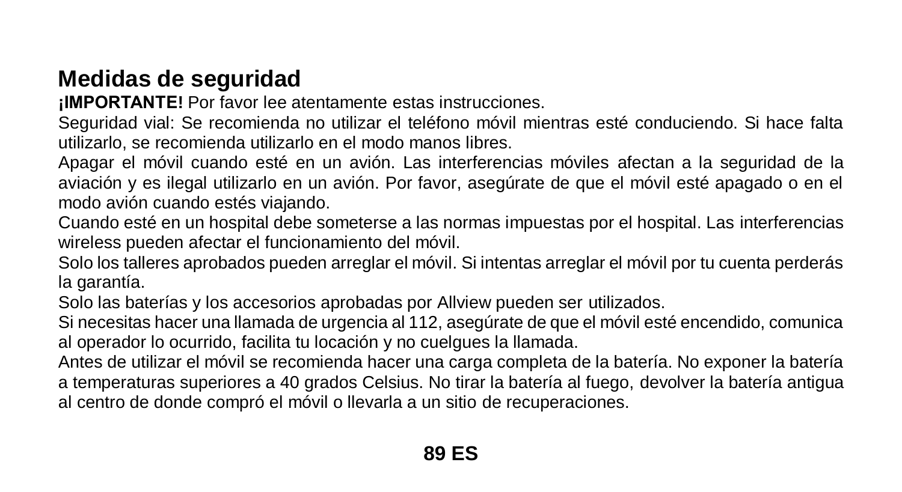## Medidas de seguridad

**¡IMPORTANTE!** Por favor lee atentamente estas instrucciones.

Seguridad vial: Se recomienda no utilizar el teléfono móvil mientras esté conduciendo. Si hace falta utilizarlo, se recomienda utilizarlo en el modo manos libres.

Apagar el móvil cuando esté en un avión. Las interferencias móviles afectan a la seguridad de la aviación y es ilegal utilizarlo en un avión. Por favor, asegúrate de que el móvil esté apagado o en el modo avión cuando estés viajando.

Cuando esté en un hospital debe someterse a las normas impuestas por el hospital. Las interferencias wireless pueden afectar el funcionamiento del móvil.

Solo los talleres aprobados pueden arreglar el móvil. Si intentas arreglar el móvil por tu cuenta perderás la garantía.

Solo las baterías y los accesorios aprobadas por Allview pueden ser utilizados.

Si necesitas hacer una llamada de urgencia al 112, asegúrate de que el móvil esté encendido, comunica al operador lo ocurrido, facilita tu locación y no cuelgues la llamada.

Antes de utilizar el móvil se recomienda hacer una carga completa de la batería. No exponer la batería a temperaturas superiores a 40 grados Celsius. No tirar la batería al fuego, devolver la batería antigua al centro de donde compró el móvil o llevarla a un sitio de recuperaciones.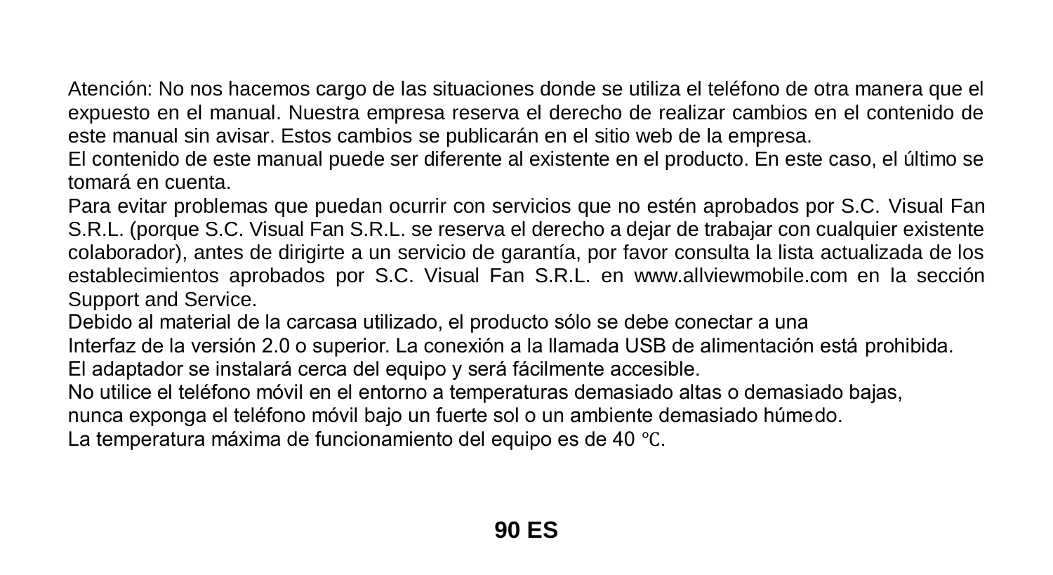Atención: No nos hacemos cargo de las situaciones donde se utiliza el teléfono de otra manera que el expuesto en el manual. Nuestra empresa reserva el derecho de realizar cambios en el contenido de este manual sin avisar. Estos cambios se publicarán en el sitio web de la empresa.

El contenido de este manual puede ser diferente al existente en el producto. En este caso, el último se tomará en cuenta.

Para evitar problemas que puedan ocurrir con servicios que no estén aprobados por S.C. Visual Fan S.R.L. (porque S.C. Visual Fan S.R.L. se reserva el derecho a dejar de trabajar con cualquier existente colaborador), antes de dirigirte a un servicio de garantía, por favor consulta la lista actualizada de los establecimientos aprobados por S.C. Visual Fan S.R.L. en www.allviewmobile.com en la sección Support and Service.

Debido al material de la carcasa utilizado, el producto sólo se debe conectar a una

Interfaz de la versión 2.0 o superior. La conexión a la llamada USB de alimentación está prohibida.

El adaptador se instalará cerca del equipo y será fácilmente accesible.

No utilice el teléfono móvil en el entorno a temperaturas demasiado altas o demasiado bajas,

nunca exponga el teléfono móvil bajo un fuerte sol o un ambiente demasiado húmedo.

La temperatura máxima de funcionamiento del equipo es de 40 ℃.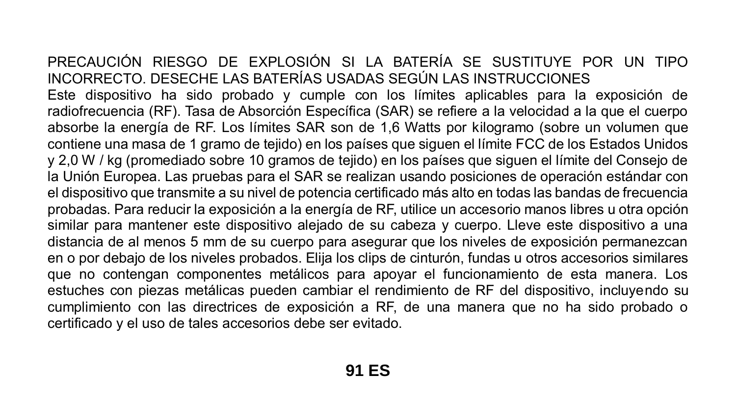PRECAUCIÓN RIESGO DE EXPLOSIÓN SI LA BATERÍA SE SUSTITUYE POR UN TIPO INCORRECTO. DESECHE LAS BATERÍAS USADAS SEGÚN LAS INSTRUCCIONES

Este dispositivo ha sido probado y cumple con los límites aplicables para la exposición de radiofrecuencia (RF). Tasa de Absorción Específica (SAR) se refiere a la velocidad a la que el cuerpo absorbe la energía de RF. Los límites SAR son de 1,6 Watts por kilogramo (sobre un volumen que contiene una masa de 1 gramo de tejido) en los países que siguen el límite FCC de los Estados Unidos y 2,0 W / kg (promediado sobre 10 gramos de tejido) en los países que siguen el límite del Consejo de la Unión Europea. Las pruebas para el SAR se realizan usando posiciones de operación estándar con el dispositivo que transmite a su nivel de potencia certificado más alto en todas las bandas de frecuencia probadas. Para reducir la exposición a la energía de RF, utilice un accesorio manos libres u otra opción similar para mantener este dispositivo alejado de su cabeza y cuerpo. Lleve este dispositivo a una distancia de al menos 5 mm de su cuerpo para asegurar que los niveles de exposición permanezcan en o por debajo de los niveles probados. Elija los clips de cinturón, fundas u otros accesorios similares que no contengan componentes metálicos para apoyar el funcionamiento de esta manera. Los estuches con piezas metálicas pueden cambiar el rendimiento de RF del dispositivo, incluyendo su cumplimiento con las directrices de exposición a RF, de una manera que no ha sido probado o certificado y el uso de tales accesorios debe ser evitado.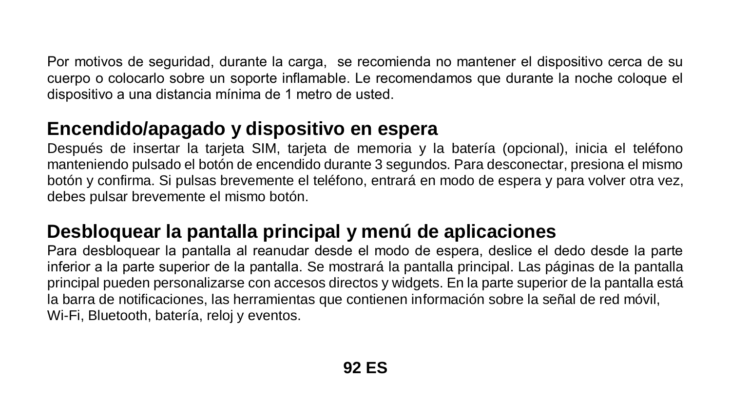Por motivos de seguridad, durante la carga, se recomienda no mantener el dispositivo cerca de su cuerpo o colocarlo sobre un soporte inflamable. Le recomendamos que durante la noche coloque el dispositivo a una distancia mínima de 1 metro de usted.

## Encendido/apagado y dispositivo en espera

Después de insertar la tarjeta SIM, tarjeta de memoria y la batería (opcional), inicia el teléfono manteniendo pulsado el botón de encendido durante 3 segundos. Para desconectar, presiona el mismo botón y confirma. Si pulsas brevemente el teléfono, entrará en modo de espera y para volver otra vez, debes pulsar brevemente el mismo botón.

## Desbloquear la pantalla principal y menú de aplicaciones

Para desbloquear la pantalla al reanudar desde el modo de espera, deslice el dedo desde la parte inferior a la parte superior de la pantalla. Se mostrará la pantalla principal. Las páginas de la pantalla principal pueden personalizarse con accesos directos y widgets. En la parte superior de la pantalla está la barra de notificaciones, las herramientas que contienen información sobre la señal de red móvil, Wi-Fi, Bluetooth, batería, reloj y eventos.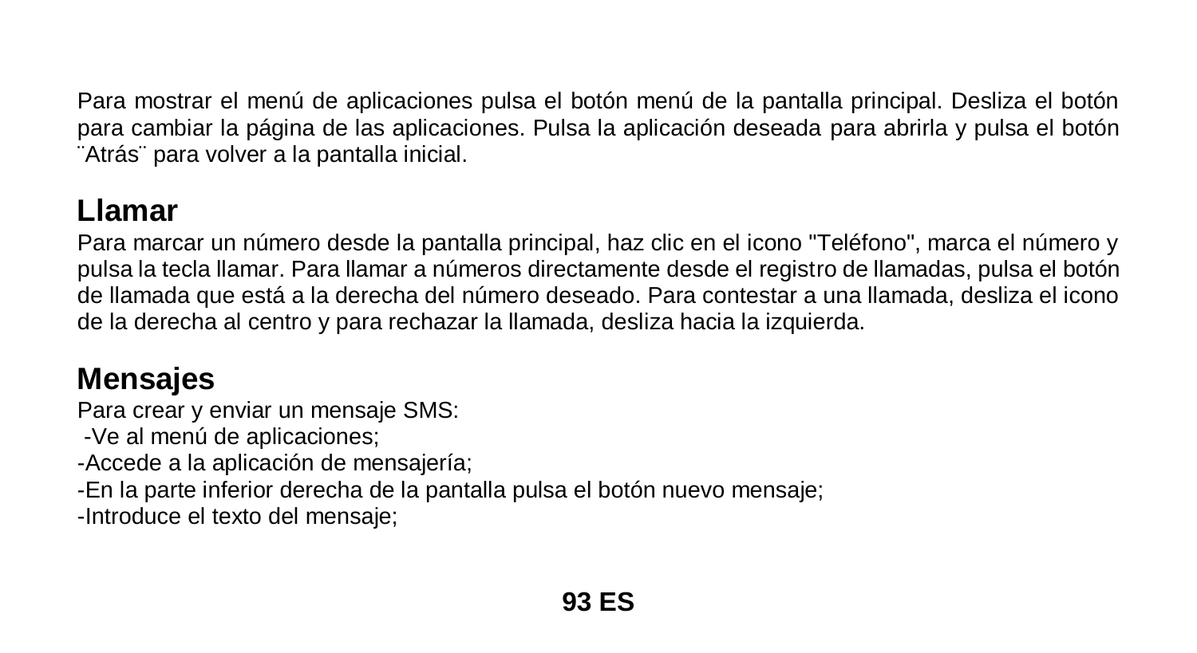Para mostrar el menú de aplicaciones pulsa el botón menú de la pantalla principal. Desliza el botón para cambiar la página de las aplicaciones. Pulsa la aplicación deseada para abrirla y pulsa el botón ¨Atrás¨ para volver a la pantalla inicial.

## Llamar

Para marcar un número desde la pantalla principal, haz clic en el icono "Teléfono", marca el número y pulsa la tecla llamar. Para llamar a números directamente desde el registro de llamadas, pulsa el botón de llamada que está a la derecha del número deseado. Para contestar a una llamada, desliza el icono de la derecha al centro y para rechazar la llamada, desliza hacia la izquierda.

## Mensajes

Para crear y enviar un mensaje SMS:

-Ve al menú de aplicaciones;
-Accede a la aplicación de mensajería;
-En la parte inferior derecha de la pantalla pulsa el botón nuevo mensaje;
-Introduce el texto del mensaje;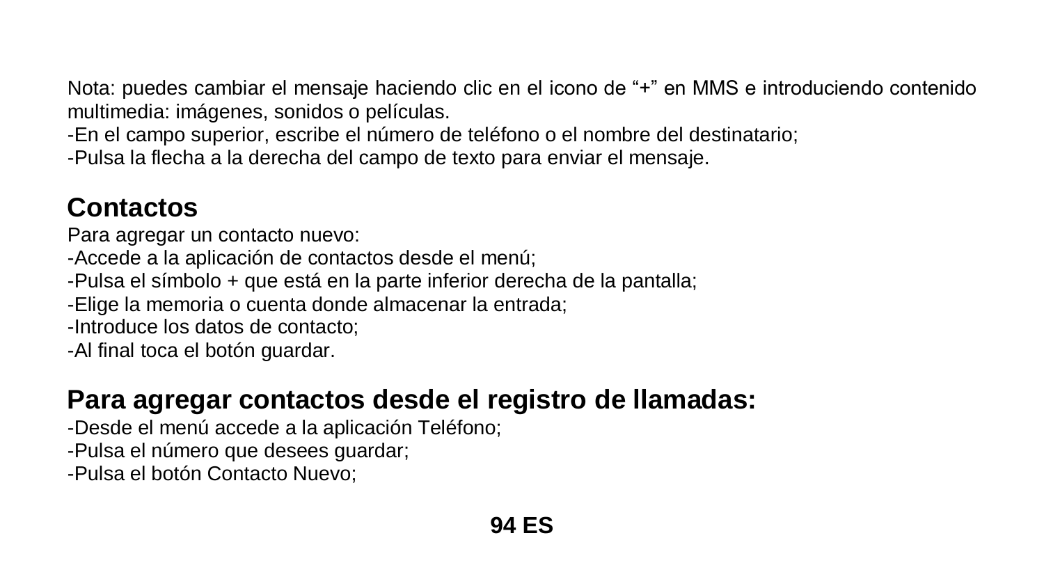Nota: puedes cambiar el mensaje haciendo clic en el icono de “+” en MMS e introduciendo contenido multimedia: imágenes, sonidos o películas.

-En el campo superior, escribe el número de teléfono o el nombre del destinatario;

-Pulsa la flecha a la derecha del campo de texto para enviar el mensaje.

## Contactos

Para agregar un contacto nuevo:

-Accede a la aplicación de contactos desde el menú;

-Pulsa el símbolo + que está en la parte inferior derecha de la pantalla;

-Elige la memoria o cuenta donde almacenar la entrada;

-Introduce los datos de contacto;

-Al final toca el botón guardar.

## Para agregar contactos desde el registro de llamadas:

-Desde el menú accede a la aplicación Teléfono;

-Pulsa el número que desees guardar;

-Pulsa el botón Contacto Nuevo;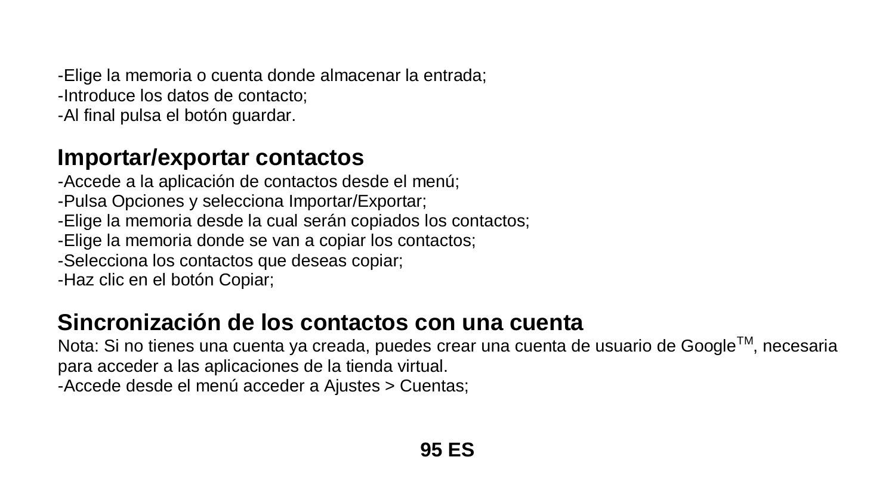-Elige la memoria o cuenta donde almacenar la entrada;
-Introduce los datos de contacto;
-Al final pulsa el botón guardar.

## Importar/exportar contactos

-Accede a la aplicación de contactos desde el menú;
-Pulsa Opciones y selecciona Importar/Exportar;
-Elige la memoria desde la cual serán copiados los contactos;
-Elige la memoria donde se van a copiar los contactos;
-Selecciona los contactos que deseas copiar;
-Haz clic en el botón Copiar;

## Sincronización de los contactos con una cuenta

Nota: Si no tienes una cuenta ya creada, puedes crear una cuenta de usuario de Google™, necesaria para acceder a las aplicaciones de la tienda virtual.
-Accede desde el menú acceder a Ajustes > Cuentas;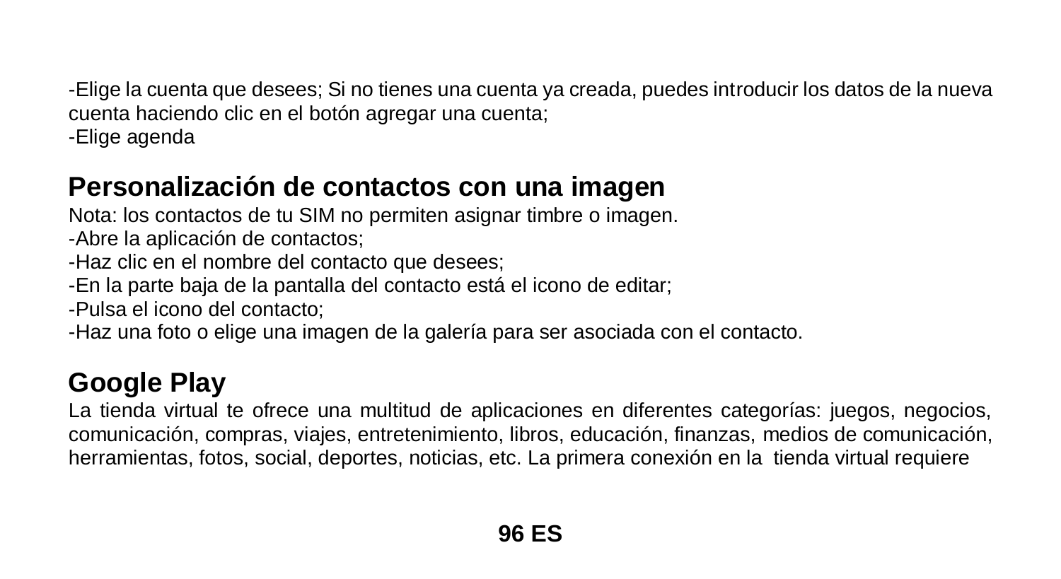-Elige la cuenta que desees; Si no tienes una cuenta ya creada, puedes introducir los datos de la nueva cuenta haciendo clic en el botón agregar una cuenta;
-Elige agenda

## Personalización de contactos con una imagen

Nota: los contactos de tu SIM no permiten asignar timbre o imagen.
-Abre la aplicación de contactos;
-Haz clic en el nombre del contacto que desees;
-En la parte baja de la pantalla del contacto está el icono de editar;
-Pulsa el icono del contacto;
-Haz una foto o elige una imagen de la galería para ser asociada con el contacto.

## Google Play

La tienda virtual te ofrece una multitud de aplicaciones en diferentes categorías: juegos, negocios, comunicación, compras, viajes, entretenimiento, libros, educación, finanzas, medios de comunicación, herramientas, fotos, social, deportes, noticias, etc. La primera conexión en la tienda virtual requiere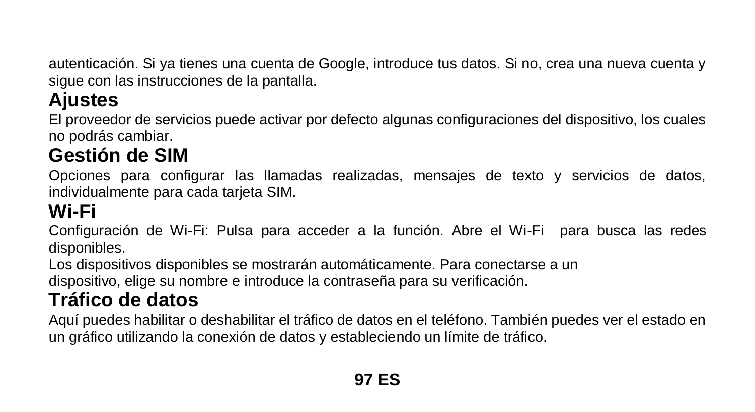autenticación. Si ya tienes una cuenta de Google, introduce tus datos. Si no, crea una nueva cuenta y sigue con las instrucciones de la pantalla.

## Ajustes

El proveedor de servicios puede activar por defecto algunas configuraciones del dispositivo, los cuales no podrás cambiar.

## Gestión de SIM

Opciones para configurar las llamadas realizadas, mensajes de texto y servicios de datos, individualmente para cada tarjeta SIM.

## Wi-Fi

Configuración de Wi-Fi: Pulsa para acceder a la función. Abre el Wi-Fi para busca las redes disponibles.

Los dispositivos disponibles se mostrarán automáticamente. Para conectarse a un dispositivo, elige su nombre e introduce la contraseña para su verificación.

## Tráfico de datos

Aquí puedes habilitar o deshabilitar el tráfico de datos en el teléfono. También puedes ver el estado en un gráfico utilizando la conexión de datos y estableciendo un límite de tráfico.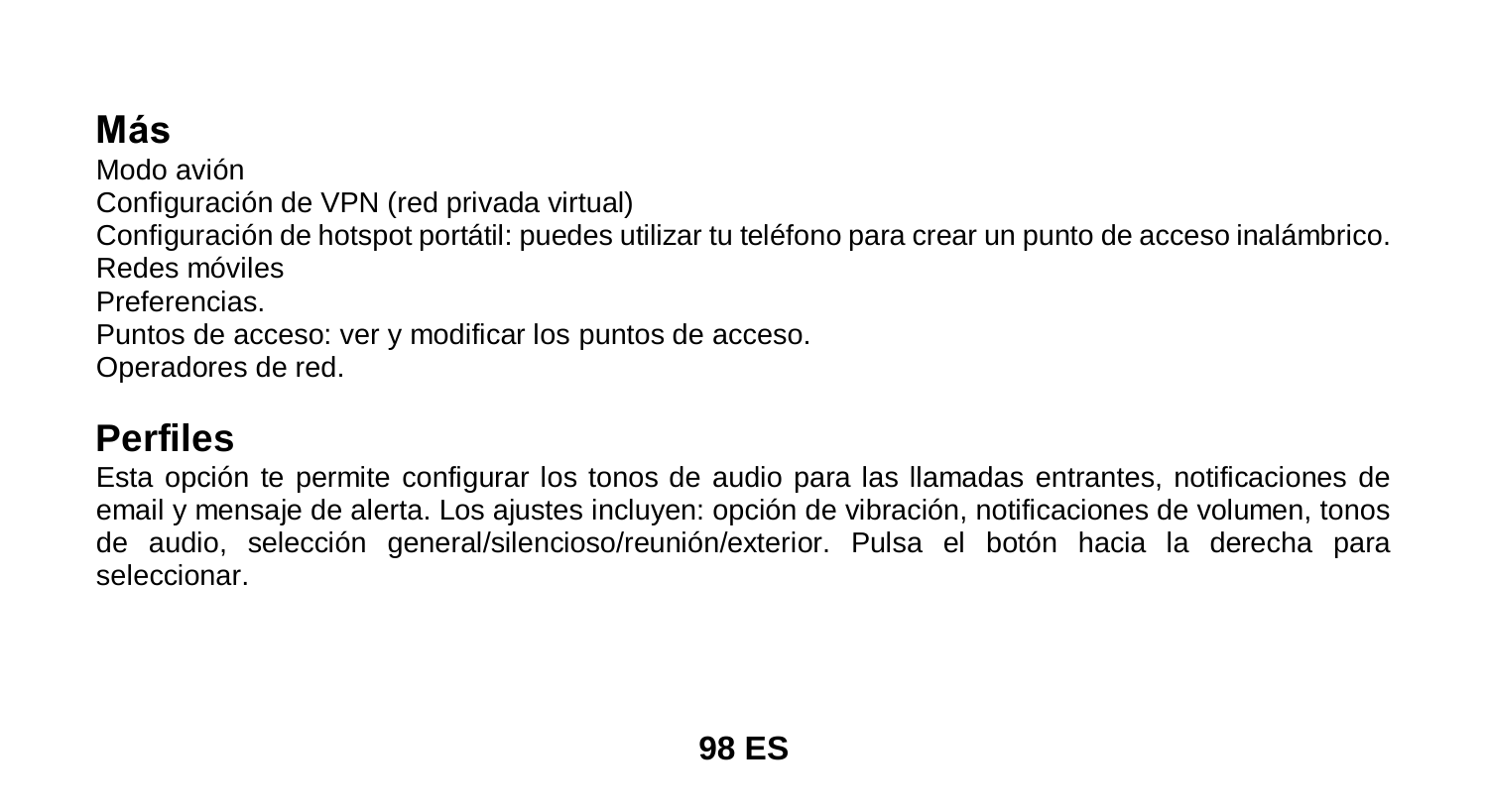## Más

Modo avión
Configuración de VPN (red privada virtual)
Configuración de hotspot portátil: puedes utilizar tu teléfono para crear un punto de acceso inalámbrico.
Redes móviles
Preferencias.
Puntos de acceso: ver y modificar los puntos de acceso.
Operadores de red.

## Perfiles

Esta opción te permite configurar los tonos de audio para las llamadas entrantes, notificaciones de email y mensaje de alerta. Los ajustes incluyen: opción de vibración, notificaciones de volumen, tonos de audio, selección general/silencioso/reunión/exterior. Pulsa el botón hacia la derecha para seleccionar.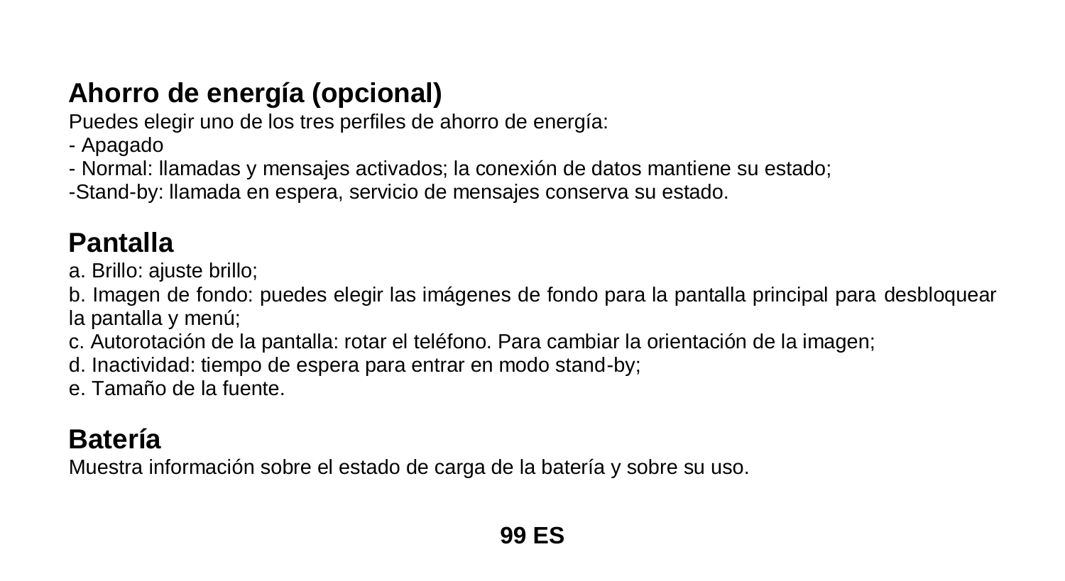## Ahorro de energía (opcional)

Puedes elegir uno de los tres perfiles de ahorro de energía:

- Apagado
- Normal: llamadas y mensajes activados; la conexión de datos mantiene su estado;

-Stand-by: llamada en espera, servicio de mensajes conserva su estado.

## Pantalla

a. Brillo: ajuste brillo;

b. Imagen de fondo: puedes elegir las imágenes de fondo para la pantalla principal para desbloquear la pantalla y menú;

c. Autorotación de la pantalla: rotar el teléfono. Para cambiar la orientación de la imagen;

d. Inactividad: tiempo de espera para entrar en modo stand-by;

e. Tamaño de la fuente.

## Batería

Muestra información sobre el estado de carga de la batería y sobre su uso.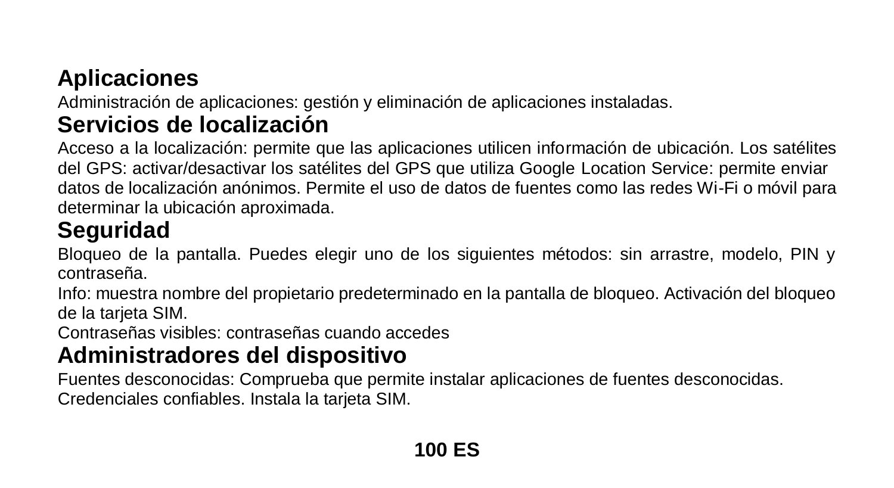## Aplicaciones

Administración de aplicaciones: gestión y eliminación de aplicaciones instaladas.

## Servicios de localización

Acceso a la localización: permite que las aplicaciones utilicen información de ubicación. Los satélites del GPS: activar/desactivar los satélites del GPS que utiliza Google Location Service: permite enviar datos de localización anónimos. Permite el uso de datos de fuentes como las redes Wi-Fi o móvil para determinar la ubicación aproximada.

## Seguridad

Bloqueo de la pantalla. Puedes elegir uno de los siguientes métodos: sin arrastre, modelo, PIN y contraseña.

Info: muestra nombre del propietario predeterminado en la pantalla de bloqueo. Activación del bloqueo de la tarjeta SIM.

Contraseñas visibles: contraseñas cuando accedes

## Administradores del dispositivo

Fuentes desconocidas: Comprueba que permite instalar aplicaciones de fuentes desconocidas.

Credenciales confiables. Instala la tarjeta SIM.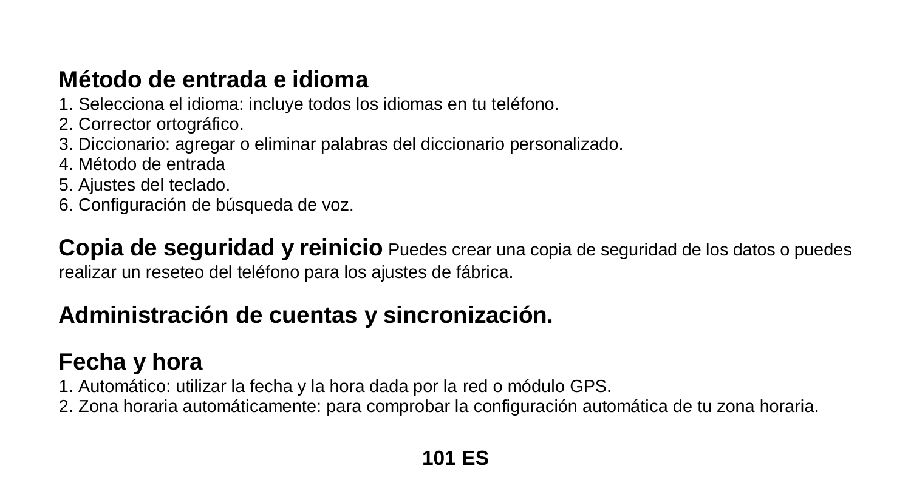**Método de entrada e idioma**

1. Selecciona el idioma: incluye todos los idiomas en tu teléfono.
2. Corrector ortográfico.
3. Diccionario: agregar o eliminar palabras del diccionario personalizado.
4. Método de entrada
5. Ajustes del teclado.
6. Configuración de búsqueda de voz.

**Copia de seguridad y reinicio** Puedes crear una copia de seguridad de los datos o puedes realizar un reseteo del teléfono para los ajustes de fábrica.

**Administración de cuentas y sincronización.**

**Fecha y hora**

1. Automático: utilizar la fecha y la hora dada por la red o módulo GPS.
2. Zona horaria automáticamente: para comprobar la configuración automática de tu zona horaria.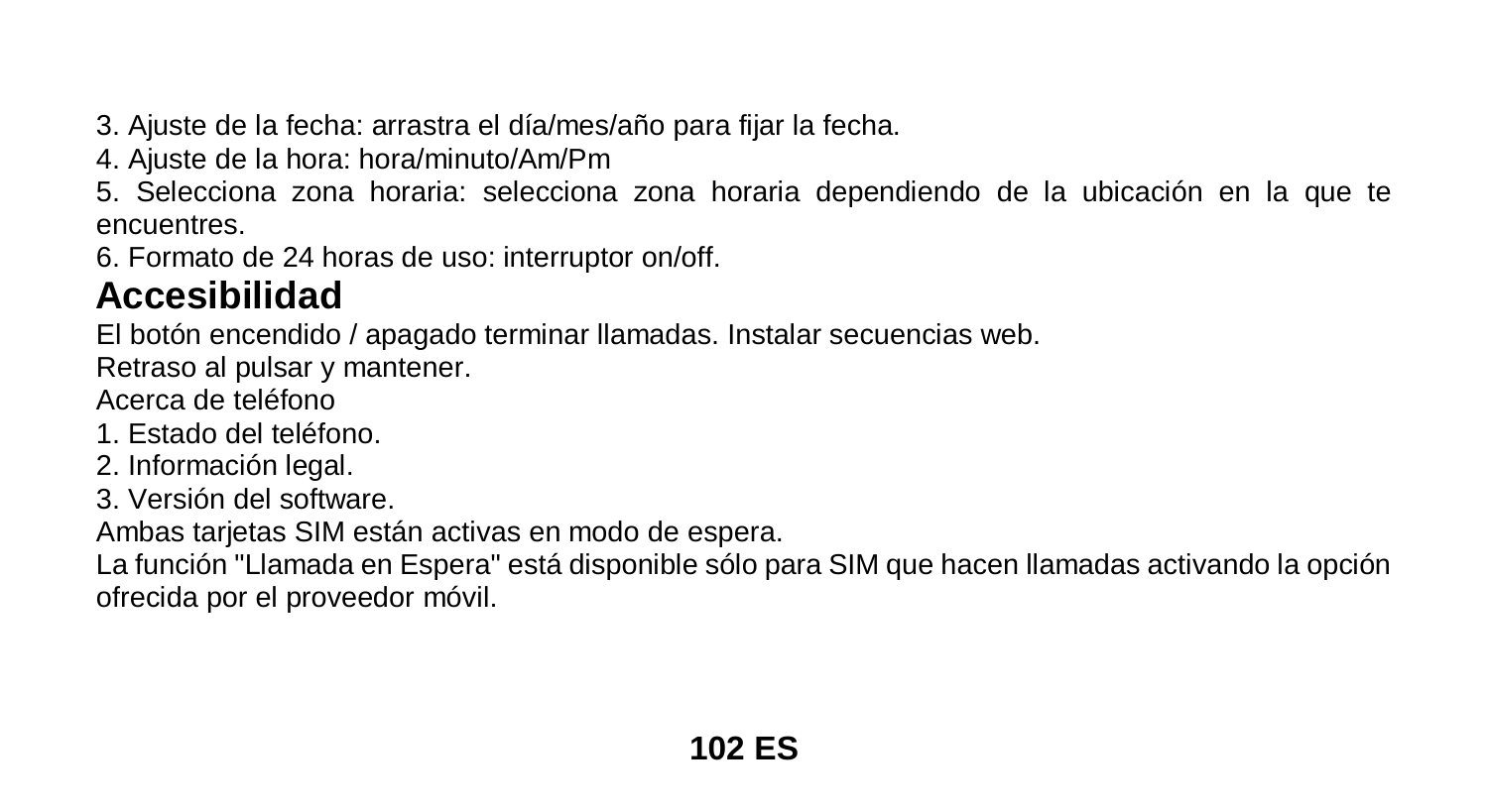3. Ajuste de la fecha: arrastra el día/mes/año para fijar la fecha.
4. Ajuste de la hora: hora/minuto/Am/Pm
5. Selecciona zona horaria: selecciona zona horaria dependiendo de la ubicación en la que te encuentres.
6. Formato de 24 horas de uso: interruptor on/off.

## Accesibilidad

El botón encendido / apagado terminar llamadas. Instalar secuencias web.
Retraso al pulsar y mantener.
Acerca de teléfono
1. Estado del teléfono.
2. Información legal.
3. Versión del software.
Ambas tarjetas SIM están activas en modo de espera.
La función "Llamada en Espera" está disponible sólo para SIM que hacen llamadas activando la opción ofrecida por el proveedor móvil.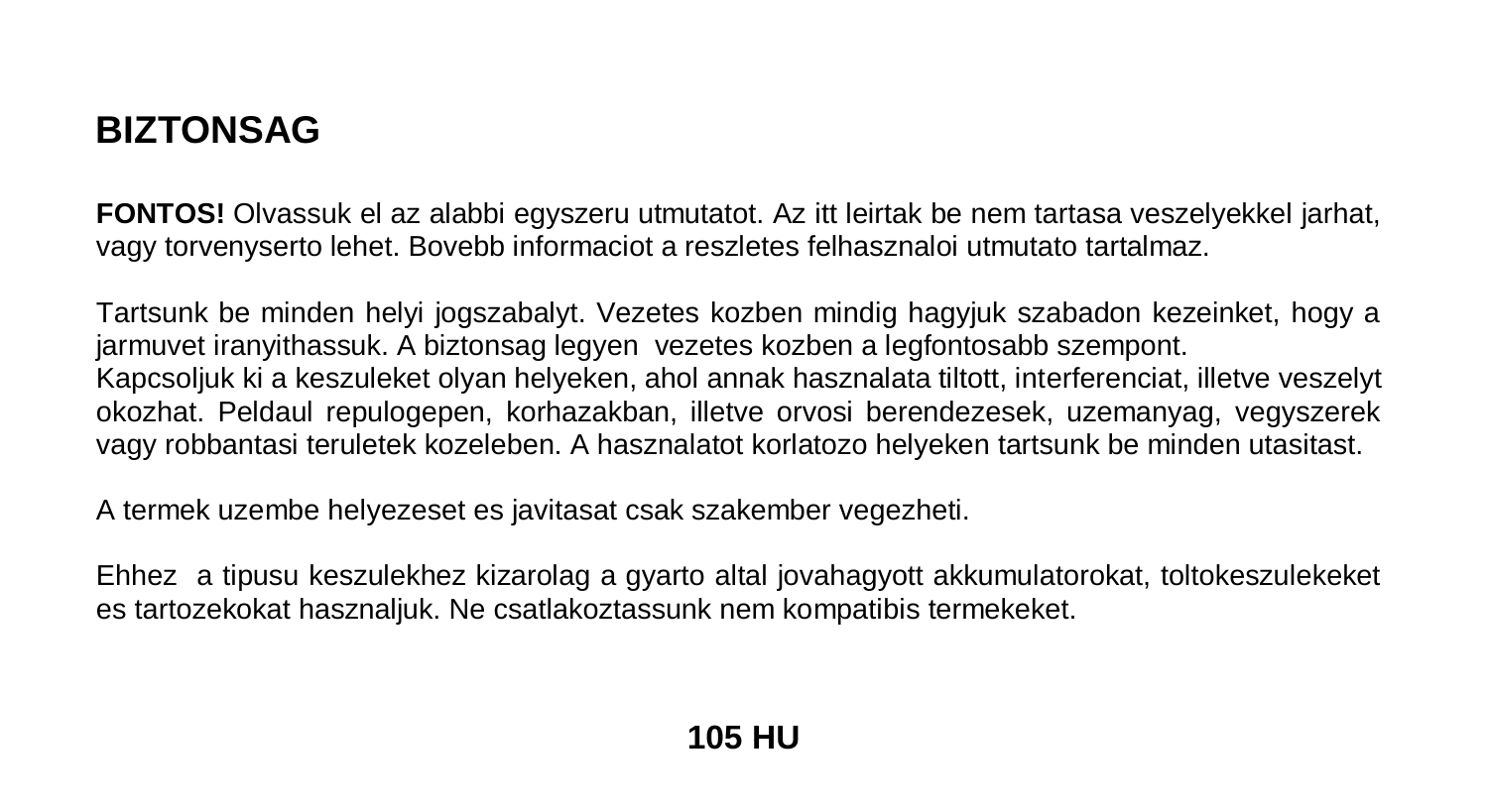# BIZTONSAG

**FONTOS!** Olvassuk el az alabbi egyszeru utmutatot. Az itt leirtak be nem tartasa veszelyekkel jarhat, vagy torvenyserto lehet. Bovebb informaciot a reszletes felhasznaloi utmutato tartalmaz.

Tartsunk be minden helyi jogszabalyt. Vezetes kozben mindig hagyjuk szabadon kezeinket, hogy a jarmuvet iranyithassuk. A biztonsag legyen vezetes kozben a legfontosabb szempont.
Kapcsoljuk ki a keszuleket olyan helyeken, ahol annak hasznalata tiltott, interferenciat, illetve veszelyt okozhat. Peldaul repulogepen, korhazakban, illetve orvosi berendezesek, uzemanyag, vegyszerek vagy robbantasi teruletek kozeleben. A hasznalatot korlatozo helyeken tartsunk be minden utasitast.

A termek uzembe helyezeset es javitasat csak szakember vegezheti.

Ehhez a tipusu keszulekhez kizarolag a gyarto altal jovahagyott akkumulatorokat, toltokeszulekeket es tartozekokat hasznaljuk. Ne csatlakoztassunk nem kompatibis termekeket.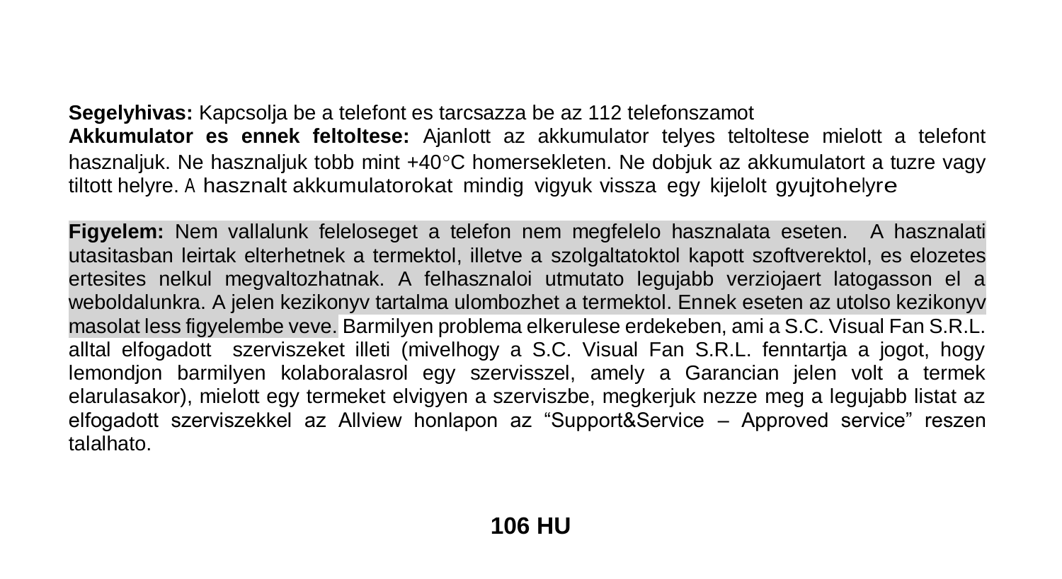**Segelyhivas:** Kapcsolja be a telefont es tarcsazza be az 112 telefonszamot

**Akkumulator es ennek feltoltese:** Ajanlott az akkumulator telyes teltoltese mielott a telefont hasznaljuk. Ne hasznaljuk tobb mint +40°C homersekleten. Ne dobjuk az akkumulatort a tuzre vagy tiltott helyre. A hasznalt akkumulatorokat mindig vigyuk vissza egy kijelolt gyujtohelyre

**Figyelem:** Nem vallalunk feleloseget a telefon nem megfelelo hasznalata eseten. A hasznalati utasitasban leirtak elterhetnek a termektol, illetve a szolgaltatoktol kapott szoftverektol, es elozetes ertesites nelkul megvaltozhatnak. A felhasznaloi utmutato legujabb verziojaert latogasson el a weboldalunkra. A jelen kezikonyv tartalma ulombozhet a termektol. Ennek eseten az utolso kezikonyv masolat less figyelembe veve. Barmilyen problema elkerulese erdekeben, ami a S.C. Visual Fan S.R.L. alltal elfogadott szerviszeket illeti (mivelhogy a S.C. Visual Fan S.R.L. fenntartja a jogot, hogy lemondjon barmilyen kolaboralasrol egy szervisszel, amely a Garancian jelen volt a termek elarulasakor), mielott egy termeket elvigyen a szerviszbe, megkerjuk nezze meg a legujabb listat az elfogadott szerviszekkel az Allview honlapon az “Support&Service – Approved service” reszen talalhato.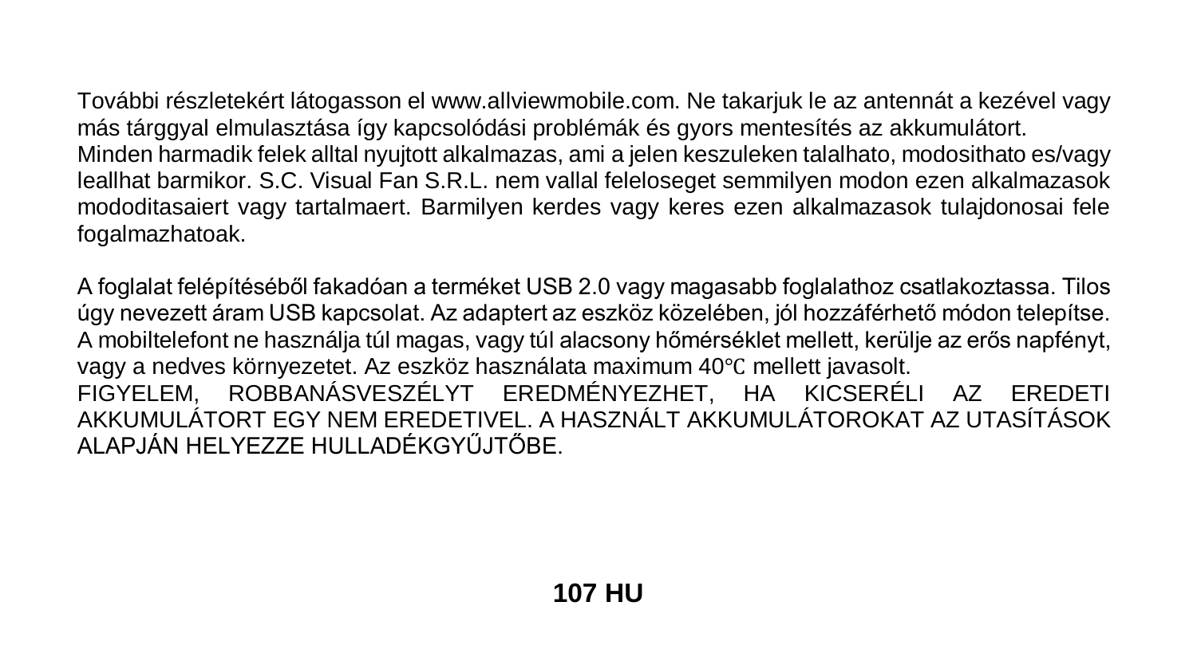További részletekért látogasson el www.allviewmobile.com. Ne takarjuk le az antennát a kezével vagy más tárggyal elmulasztása így kapcsolódási problémák és gyors mentesítés az akkumulátort.
Minden harmadik felek alltal nyujtott alkalmazas, ami a jelen keszuleken talalhato, modosithato es/vagy leallhat barmikor. S.C. Visual Fan S.R.L. nem vallal feleloseget semmilyen modon ezen alkalmazasok mododitasaiert vagy tartalmaert. Barmilyen kerdes vagy keres ezen alkalmazasok tulajdonosai fele fogalmazhatoak.

A foglalat felépítéséből fakadóan a terméket USB 2.0 vagy magasabb foglalathoz csatlakoztassa. Tilos úgy nevezett áram USB kapcsolat. Az adaptert az eszköz közelében, jól hozzáférhető módon telepítse. A mobiltelefont ne használja túl magas, vagy túl alacsony hőmérséklet mellett, kerülje az erős napfényt, vagy a nedves környezetet. Az eszköz használata maximum 40℃ mellett javasolt.
FIGYELEM, ROBBANÁSVESZÉLYT EREDMÉNYEZHET, HA KICSERÉLI AZ EREDETI AKKUMULÁTORT EGY NEM EREDETIVEL. A HASZNÁLT AKKUMULÁTOROKAT AZ UTASÍTÁSOK ALAPJÁN HELYEZZE HULLADÉKGYŰJTŐBE.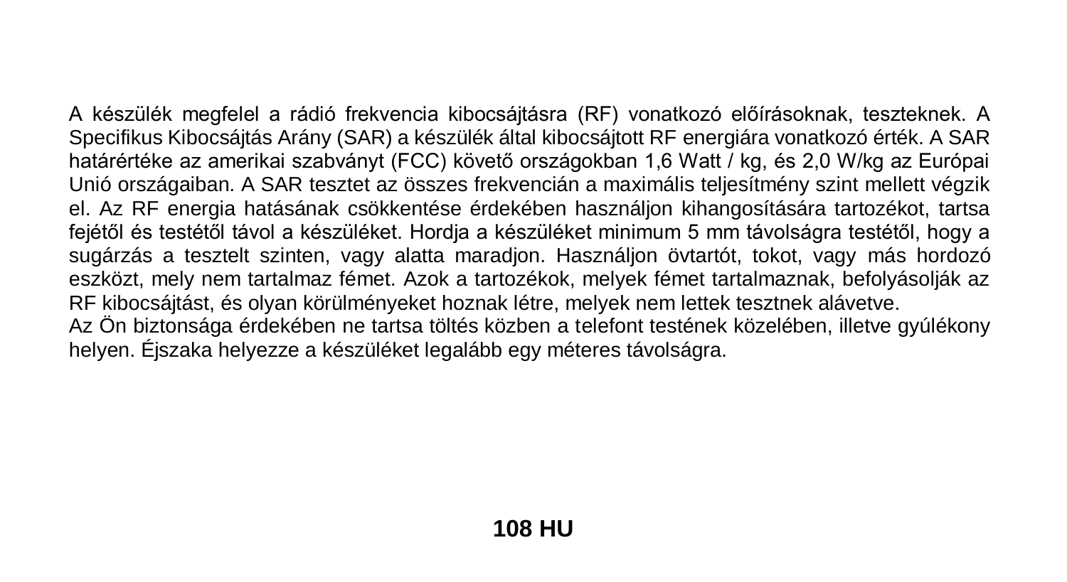A készülék megfelel a rádió frekvencia kibocsájtásra (RF) vonatkozó előírásoknak, teszteknek. A Specifikus Kibocsájtás Arány (SAR) a készülék által kibocsájtott RF energiára vonatkozó érték. A SAR határértéke az amerikai szabványt (FCC) követő országokban 1,6 Watt / kg, és 2,0 W/kg az Európai Unió országaiban. A SAR tesztet az összes frekvencián a maximális teljesítmény szint mellett végzik el. Az RF energia hatásának csökkentése érdekében használjon kihangosítására tartozékot, tartsa fejétől és testétől távol a készüléket. Hordja a készüléket minimum 5 mm távolságra testétől, hogy a sugárzás a tesztelt szinten, vagy alatta maradjon. Használjon övtartót, tokot, vagy más hordozó eszközt, mely nem tartalmaz fémet. Azok a tartozékok, melyek fémet tartalmaznak, befolyásolják az RF kibocsájtást, és olyan körülményeket hoznak létre, melyek nem lettek tesztnek alávetve.
Az Ön biztonsága érdekében ne tartsa töltés közben a telefont testének közelében, illetve gyúlékony helyen. Éjszaka helyezze a készüléket legalább egy méteres távolságra.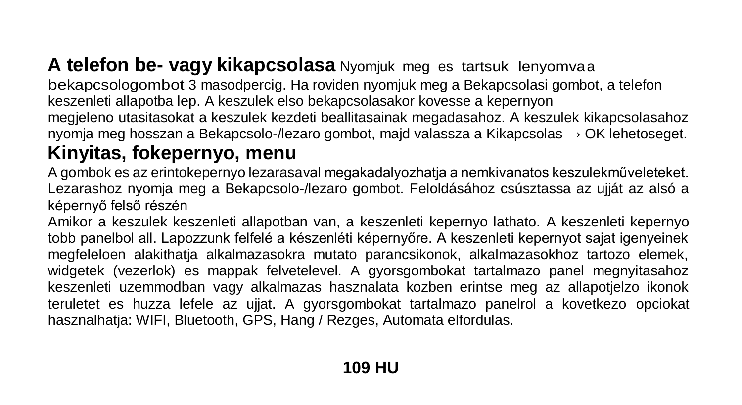**A telefon be- vagy kikapcsolasa** Nyomjuk meg es tartsuk lenyomva a bekapcsologombot 3 masodpercig. Ha roviden nyomjuk meg a Bekapcsolasi gombot, a telefon keszenleti allapotba lep. A keszulek elso bekapcsolasakor kovesse a kepernyon megjeleno utasitasokat a keszulek kezdeti beallitasainak megadasahoz. A keszulek kikapcsolasahoz nyomja meg hosszan a Bekapcsolo-/lezaro gombot, majd valassza a Kikapcsolas → OK lehetoseget.

## Kinyitas, fokepernyo, menu

A gombok es az erintokepernyo lezarasaval megakadalyozhatja a nemkivanatos keszulekműveleteket. Lezarashoz nyomja meg a Bekapcsolo-/lezaro gombot. Feloldásához csúsztassa az ujját az alsó a képernyő felső részén

Amikor a keszulek keszenleti allapotban van, a keszenleti kepernyo lathato. A keszenleti kepernyo tobb panelbol all. Lapozzunk felfelé a készenléti képernyőre. A keszenleti kepernyot sajat igenyeinek megfeleloen alakithatja alkalmazasokra mutato parancsikonok, alkalmazasokhoz tartozo elemek, widgetek (vezerlok) es mappak felvetelevel. A gyorsgombokat tartalmazo panel megnyitasahoz keszenleti uzemmodban vagy alkalmazas hasznalata kozben erintse meg az allapotjelzo ikonok teruletet es huzza lefele az ujjat. A gyorsgombokat tartalmazo panelrol a kovetkezo opciokat hasznalhatja: WIFI, Bluetooth, GPS, Hang / Rezges, Automata elfordulas.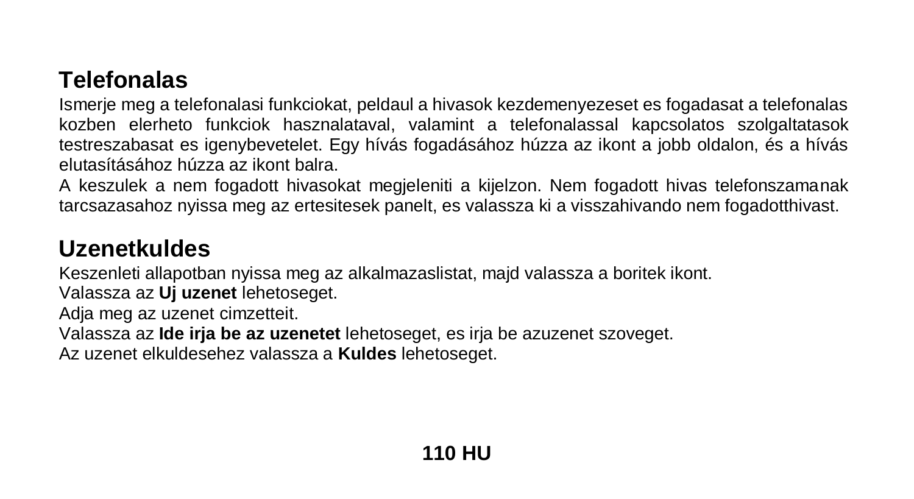## Telefonalas

Ismerje meg a telefonalasi funkciokat, peldaul a hivasok kezdemenyezeset es fogadasat a telefonalas kozben elerheto funkciok hasznalataval, valamint a telefonalassal kapcsolatos szolgaltatasok testreszabasat es igenybevetelet. Egy hívás fogadásához húzza az ikont a jobb oldalon, és a hívás elutasításához húzza az ikont balra.

A keszulek a nem fogadott hivasokat megjeleniti a kijelzon. Nem fogadott hivas telefonszamanak tarcsazasahoz nyissa meg az ertesitesek panelt, es valassza ki a visszahivando nem fogadotthivast.

## Uzenetkuldes

Keszenleti allapotban nyissa meg az alkalmazaslistat, majd valassza a boritek ikont.

Valassza az **Uj uzenet** lehetoseget.

Adja meg az uzenet cimzetteit.

Valassza az **Ide irja be az uzenetet** lehetoseget, es irja be azuzenet szoveget.

Az uzenet elkuldesehez valassza a **Kuldes** lehetoseget.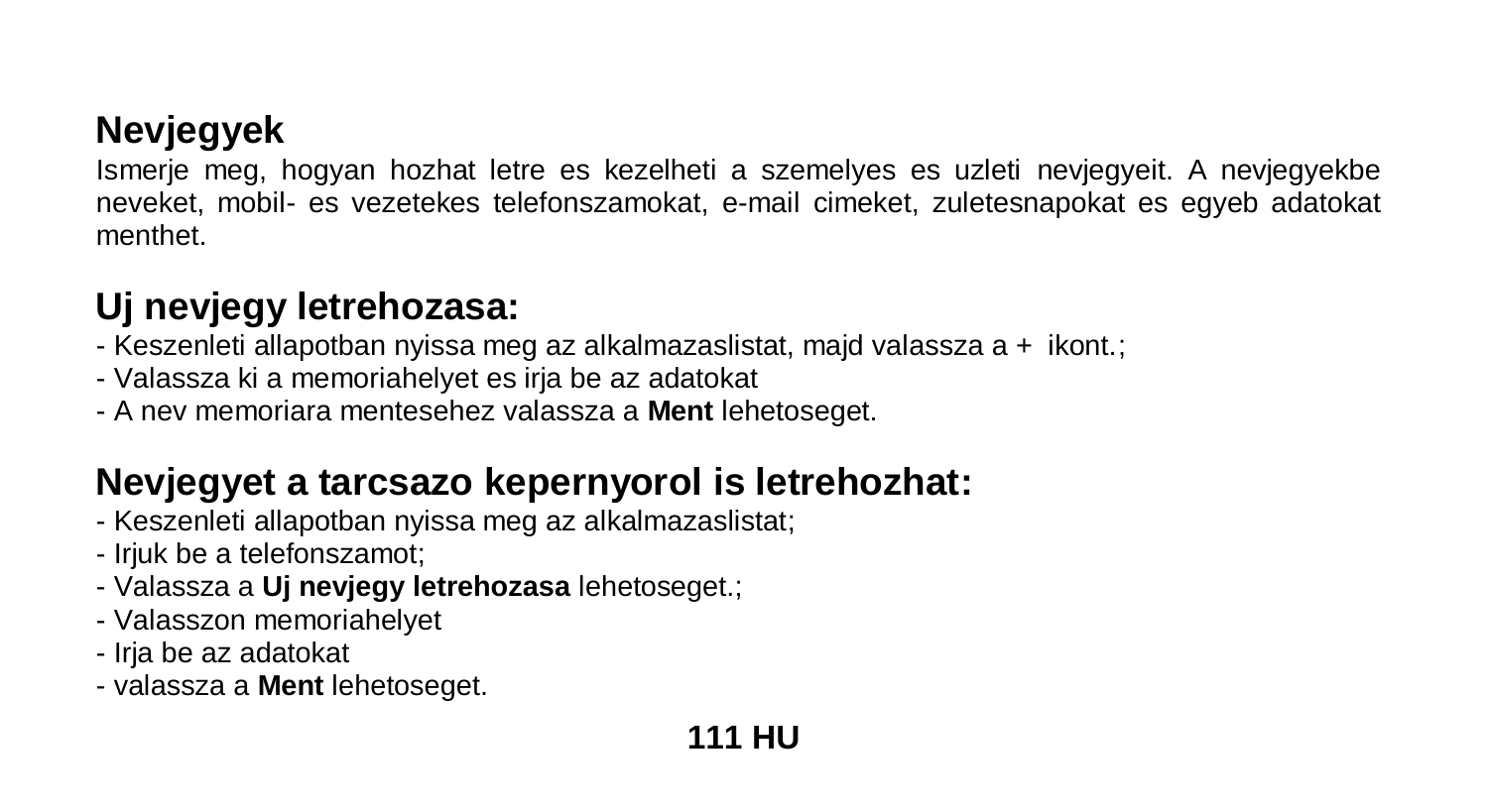## Nevjegyek

Ismerje meg, hogyan hozhat letre es kezelheti a szemelyes es uzleti nevjegyeit. A nevjegyekbe neveket, mobil- es vezetekes telefonszamokat, e-mail cimeket, zuletesnapokat es egyeb adatokat menthet.

## Uj nevjegy letrehozasa:

- Keszenleti allapotban nyissa meg az alkalmazaslistat, majd valassza a + ikont.;
- Valassza ki a memoriahelyet es irja be az adatokat
- A nev memoriara mentesehez valassza a **Ment** lehetoseget.

## Nevjegyet a tarcsazo kepernyorol is letrehozhat:

- Keszenleti allapotban nyissa meg az alkalmazaslistat;
- Irjuk be a telefonszamot;
- Valassza a **Uj nevjegy letrehozasa** lehetoseget.;
- Valasszon memoriahelyet
- Irja be az adatokat
- valassza a **Ment** lehetoseget.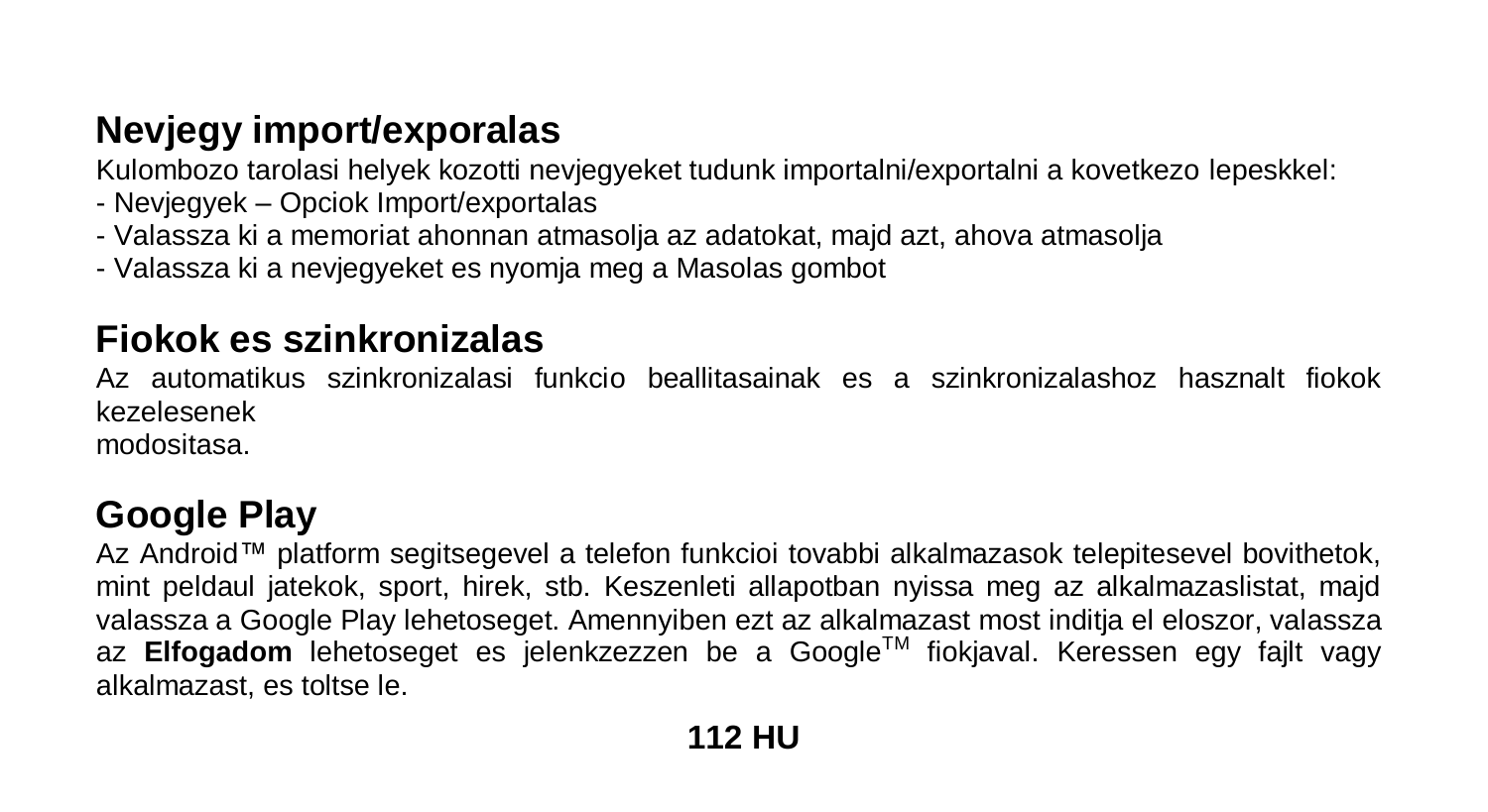## Nevjegy import/exporalas

Kulombozo tarolasi helyek kozotti nevjegyeket tudunk importalni/exportalni a kovetkezo lepeskkel:

- Nevjegyek – Opciok Import/exportalas
- Valassza ki a memoriat ahonnan atmasolja az adatokat, majd azt, ahova atmasolja
- Valassza ki a nevjegyeket es nyomja meg a Masolas gombot

## Fiokok es szinkronizalas

Az automatikus szinkronizalasi funkcio beallitasainak es a szinkronizalashoz hasznalt fiokok kezelesenek
modositasa.

## Google Play

Az Android™ platform segitsegevel a telefon funkcioi tovabbi alkalmazasok telepitesevel bovithetok, mint peldaul jatekok, sport, hirek, stb. Keszenleti allapotban nyissa meg az alkalmazaslistat, majd valassza a Google Play lehetoseget. Amennyiben ezt az alkalmazast most inditja el eloszor, valassza az **Elfogadom** lehetoseget es jelenkzezzen be a Google™ fiokjaval. Keressen egy fajlt vagy alkalmazast, es toltse le.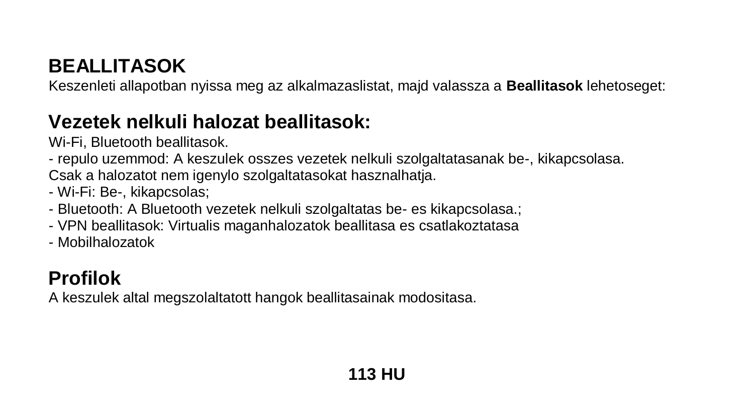# BEALLITASOK

Keszenleti allapotban nyissa meg az alkalmazaslistat, majd valassza a **Beallitasok** lehetoseget:

## Vezetek nelkuli halozat beallitasok:

Wi-Fi, Bluetooth beallitasok.

- repulo uzemmod: A keszulek osszes vezetek nelkuli szolgaltatasanak be-, kikapcsolasa.

Csak a halozatot nem igenylo szolgaltatasokat hasznalhatja.

- Wi-Fi: Be-, kikapcsolas;
- Bluetooth: A Bluetooth vezetek nelkuli szolgaltatas be- es kikapcsolasa.;
- VPN beallitasok: Virtualis maganhalozatok beallitasa es csatlakoztatasa
- Mobilhalozatok

## Profilok

A keszulek altal megszolaltatott hangok beallitasainak modositasa.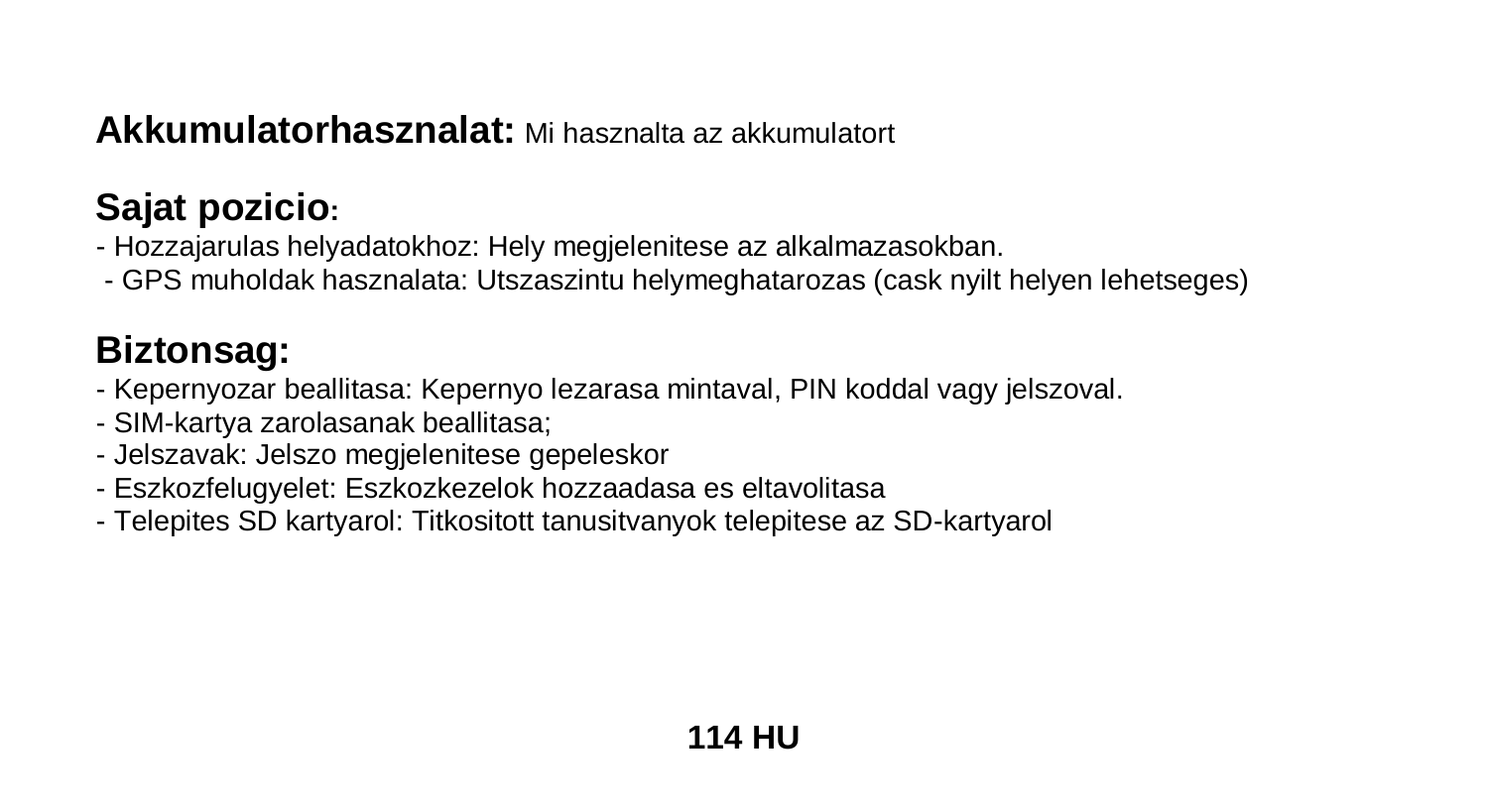**Akkumulatorhasznalat:** Mi hasznalta az akkumulatort

**Sajat pozicio:**

- Hozzajarulas helyadatokhoz: Hely megjelenitese az alkalmazasokban.
- GPS muholdak hasznalata: Utszaszintu helymeghatarozas (cask nyilt helyen lehetseges)

**Biztonsag:**

- Kepernyozar beallitasa: Kepernyo lezarasa mintaval, PIN koddal vagy jelszoval.
- SIM-kartya zarolasanak beallitasa;
- Jelszavak: Jelszo megjelenitese gepeleskor
- Eszkozfelugyelet: Eszkozkezelok hozzaadasa es eltavolitasa
- Telepites SD kartyarol: Titkositott tanusitvanyok telepitese az SD-kartyarol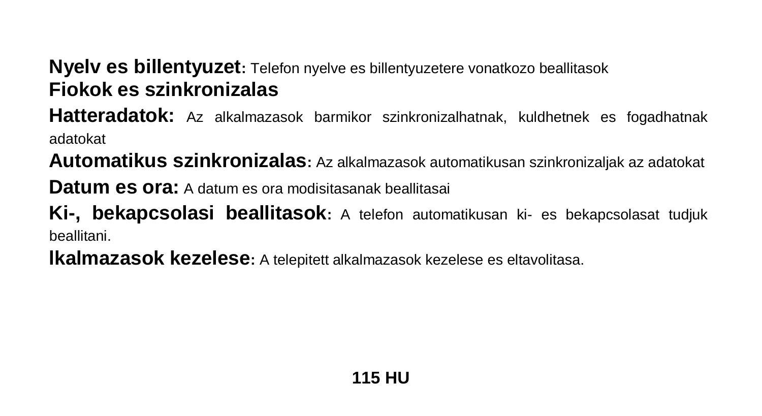**Nyelv es billentyuzet**: Telefon nyelve es billentyuzetere vonatkozo beallitasok

**Fiokok es szinkronizalas**

**Hatteradatok:** Az alkalmazasok barmikor szinkronizalhatnak, kuldhetnek es fogadhatnak adatokat

**Automatikus szinkronizalas**: Az alkalmazasok automatikusan szinkronizaljak az adatokat

**Datum es ora:** A datum es ora modisitasanak beallitasai

**Ki-, bekapcsolasi beallitasok**: A telefon automatikusan ki- es bekapcsolasat tudjuk beallitani.

**lkalmazasok kezelese**: A telepitett alkalmazasok kezelese es eltavolitasa.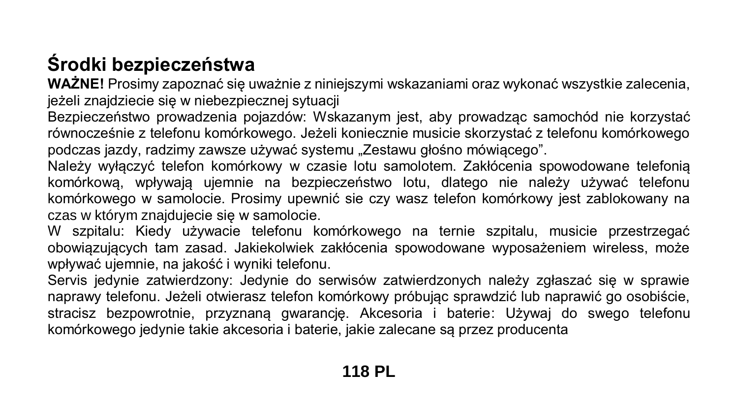# Środki bezpieczeństwa

**WAŻNE!** Prosimy zapoznać się uważnie z niniejszymi wskazaniami oraz wykonać wszystkie zalecenia, jeżeli znajdziecie się w niebezpiecznej sytuacji

Bezpieczeństwo prowadzenia pojazdów: Wskazanym jest, aby prowadząc samochód nie korzystać równocześnie z telefonu komórkowego. Jeżeli koniecznie musicie skorzystać z telefonu komórkowego podczas jazdy, radzimy zawsze używać systemu „Zestawu głośno mówiącego".

Należy wyłączyć telefon komórkowy w czasie lotu samolotem. Zakłócenia spowodowane telefonią komórkową, wpływają ujemnie na bezpieczeństwo lotu, dlatego nie należy używać telefonu komórkowego w samolocie. Prosimy upewnić sie czy wasz telefon komórkowy jest zablokowany na czas w którym znajdujecie się w samolocie.

W szpitalu: Kiedy używacie telefonu komórkowego na ternie szpitalu, musicie przestrzegać obowiązujących tam zasad. Jakiekolwiek zakłócenia spowodowane wyposażeniem wireless, może wpływać ujemnie, na jakość i wyniki telefonu.

Servis jedynie zatwierdzony: Jedynie do serwisów zatwierdzonych należy zgłaszać się w sprawie naprawy telefonu. Jeżeli otwierasz telefon komórkowy próbując sprawdzić lub naprawić go osobiście, stracisz bezpowrotnie, przyznaną gwarancję. Akcesoria i baterie: Używaj do swego telefonu komórkowego jedynie takie akcesoria i baterie, jakie zalecane są przez producenta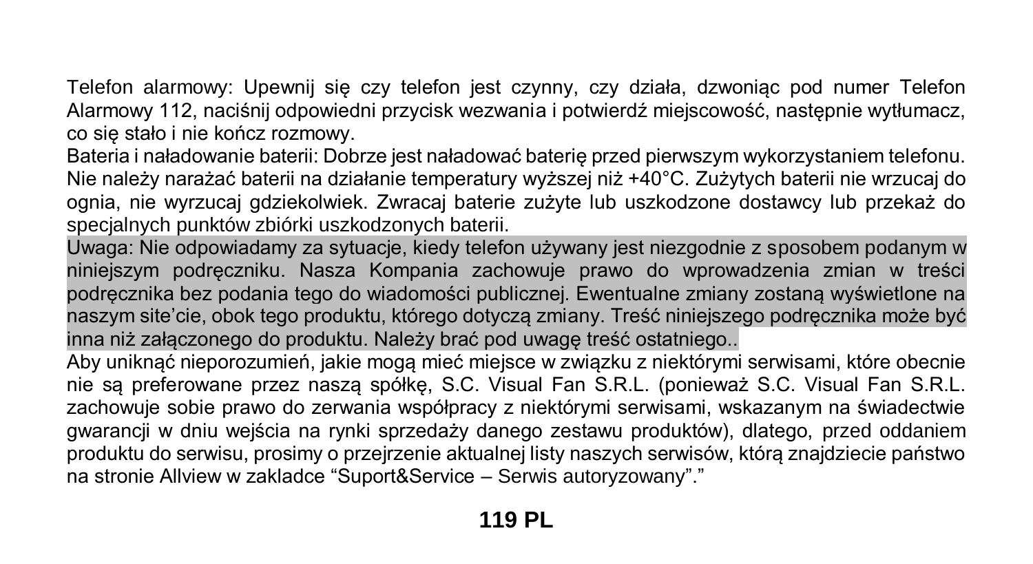Telefon alarmowy: Upewnij się czy telefon jest czynny, czy działa, dzwoniąc pod numer Telefon Alarmowy 112, naciśnij odpowiedni przycisk wezwania i potwierdź miejscowość, następnie wytłumacz, co się stało i nie kończ rozmowy.

Bateria i naładowanie baterii: Dobrze jest naładować baterię przed pierwszym wykorzystaniem telefonu. Nie należy narażać baterii na działanie temperatury wyższej niż +40°C. Zużytych baterii nie wrzucaj do ognia, nie wyrzucaj gdziekolwiek. Zwracaj baterie zużyte lub uszkodzone dostawcy lub przekaż do specjalnych punktów zbiórki uszkodzonych baterii.

Uwaga: Nie odpowiadamy za sytuacje, kiedy telefon używany jest niezgodnie z sposobem podanym w niniejszym podręczniku. Nasza Kompania zachowuje prawo do wprowadzenia zmian w treści podręcznika bez podania tego do wiadomości publicznej. Ewentualne zmiany zostaną wyświetlone na naszym site'cie, obok tego produktu, którego dotyczą zmiany. Treść niniejszego podręcznika może być inna niż załączonego do produktu. Należy brać pod uwagę treść ostatniego..

Aby uniknąć nieporozumień, jakie mogą mieć miejsce w związku z niektórymi serwisami, które obecnie nie są preferowane przez naszą spółkę, S.C. Visual Fan S.R.L. (ponieważ S.C. Visual Fan S.R.L. zachowuje sobie prawo do zerwania współpracy z niektórymi serwisami, wskazanym na świadectwie gwarancji w dniu wejścia na rynki sprzedaży danego zestawu produktów), dlatego, przed oddaniem produktu do serwisu, prosimy o przejrzenie aktualnej listy naszych serwisów, którą znajdziecie państwo na stronie Allview w zakladce "Suport&Service – Serwis autoryzowany"."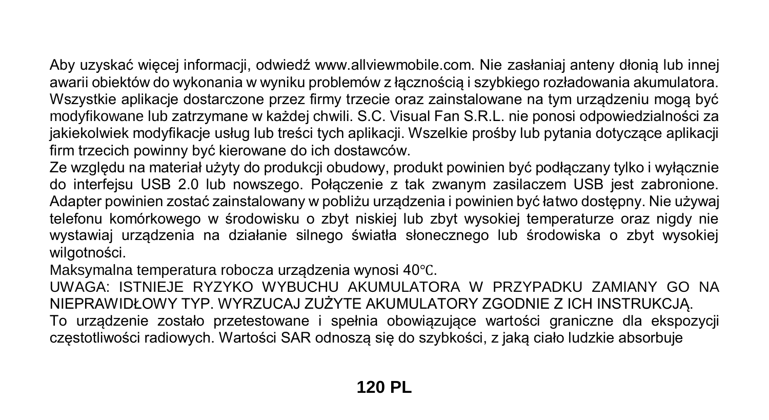Aby uzyskać więcej informacji, odwiedź www.allviewmobile.com. Nie zasłaniaj anteny dłonią lub innej awarii obiektów do wykonania w wyniku problemów z łącznością i szybkiego rozładowania akumulatora. Wszystkie aplikacje dostarczone przez firmy trzecie oraz zainstalowane na tym urządzeniu mogą być modyfikowane lub zatrzymane w każdej chwili. S.C. Visual Fan S.R.L. nie ponosi odpowiedzialności za jakiekolwiek modyfikacje usług lub treści tych aplikacji. Wszelkie prośby lub pytania dotyczące aplikacji firm trzecich powinny być kierowane do ich dostawców.

Ze względu na materiał użyty do produkcji obudowy, produkt powinien być podłączany tylko i wyłącznie do interfejsu USB 2.0 lub nowszego. Połączenie z tak zwanym zasilaczem USB jest zabronione. Adapter powinien zostać zainstalowany w pobliżu urządzenia i powinien być łatwo dostępny. Nie używaj telefonu komórkowego w środowisku o zbyt niskiej lub zbyt wysokiej temperaturze oraz nigdy nie wystawiaj urządzenia na działanie silnego światła słonecznego lub środowiska o zbyt wysokiej wilgotności.

Maksymalna temperatura robocza urządzenia wynosi 40℃.

UWAGA: ISTNIEJE RYZYKO WYBUCHU AKUMULATORA W PRZYPADKU ZAMIANY GO NA NIEPRAWIDŁOWY TYP. WYRZUCAJ ZUŻYTE AKUMULATORY ZGODNIE Z ICH INSTRUKCJĄ.

To urządzenie zostało przetestowane i spełnia obowiązujące wartości graniczne dla ekspozycji częstotliwości radiowych. Wartości SAR odnoszą się do szybkości, z jaką ciało ludzkie absorbuje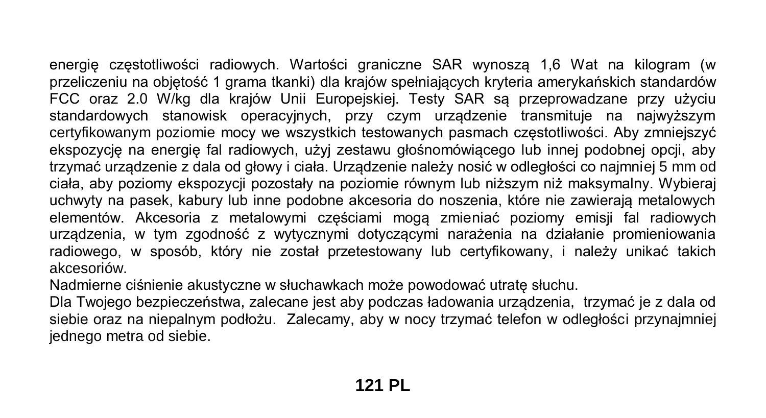energię częstotliwości radiowych. Wartości graniczne SAR wynoszą 1,6 Wat na kilogram (w przeliczeniu na objętość 1 grama tkanki) dla krajów spełniających kryteria amerykańskich standardów FCC oraz 2.0 W/kg dla krajów Unii Europejskiej. Testy SAR są przeprowadzane przy użyciu standardowych stanowisk operacyjnych, przy czym urządzenie transmituje na najwyższym certyfikowanym poziomie mocy we wszystkich testowanych pasmach częstotliwości. Aby zmniejszyć ekspozycję na energię fal radiowych, użyj zestawu głośnomówiącego lub innej podobnej opcji, aby trzymać urządzenie z dala od głowy i ciała. Urządzenie należy nosić w odległości co najmniej 5 mm od ciała, aby poziomy ekspozycji pozostały na poziomie równym lub niższym niż maksymalny. Wybieraj uchwyty na pasek, kabury lub inne podobne akcesoria do noszenia, które nie zawierają metalowych elementów. Akcesoria z metalowymi częściami mogą zmieniać poziomy emisji fal radiowych urządzenia, w tym zgodność z wytycznymi dotyczącymi narażenia na działanie promieniowania radiowego, w sposób, który nie został przetestowany lub certyfikowany, i należy unikać takich akcesoriów.

Nadmierne ciśnienie akustyczne w słuchawkach może powodować utratę słuchu.

Dla Twojego bezpieczeństwa, zalecane jest aby podczas ładowania urządzenia, trzymać je z dala od siebie oraz na niepalnym podłożu. Zalecamy, aby w nocy trzymać telefon w odległości przynajmniej jednego metra od siebie.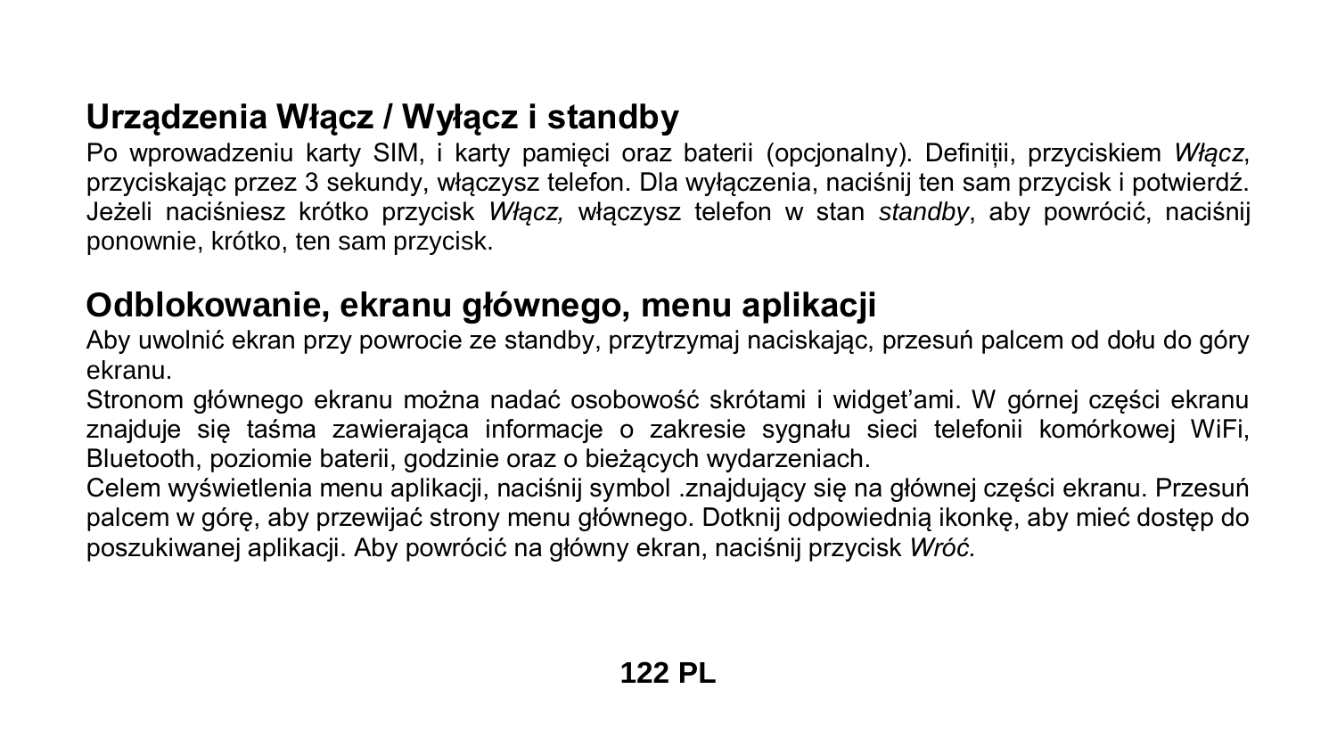## Urządzenia Włącz / Wyłącz i standby

Po wprowadzeniu karty SIM, i karty pamięci oraz baterii (opcjonalny). Definiții, przyciskiem *Włącz*, przyciskając przez 3 sekundy, włączysz telefon. Dla wyłączenia, naciśnij ten sam przycisk i potwierdź. Jeżeli naciśniesz krótko przycisk *Włącz,* włączysz telefon w stan *standby*, aby powrócić, naciśnij ponownie, krótko, ten sam przycisk.

## Odblokowanie, ekranu głównego, menu aplikacji

Aby uwolnić ekran przy powrocie ze standby, przytrzymaj naciskając, przesuń palcem od dołu do góry ekranu.

Stronom głównego ekranu można nadać osobowość skrótami i widget'ami. W górnej części ekranu znajduje się taśma zawierająca informacje o zakresie sygnału sieci telefonii komórkowej WiFi, Bluetooth, poziomie baterii, godzinie oraz o bieżących wydarzeniach.

Celem wyświetlenia menu aplikacji, naciśnij symbol .znajdujący się na głównej części ekranu. Przesuń palcem w górę, aby przewijać strony menu głównego. Dotknij odpowiednią ikonkę, aby mieć dostęp do poszukiwanej aplikacji. Aby powrócić na główny ekran, naciśnij przycisk *Wróć.*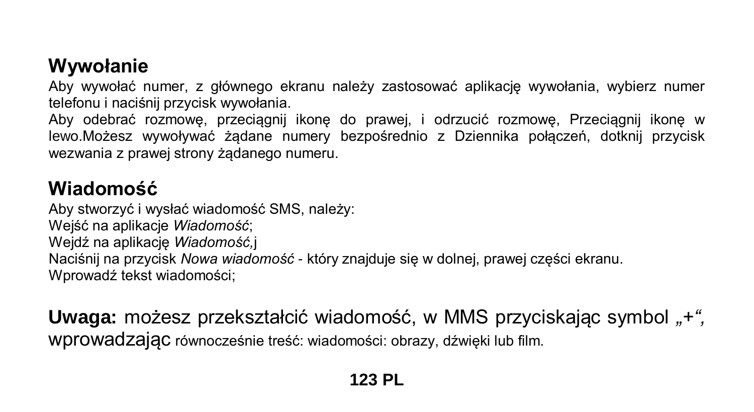## Wywołanie

Aby wywołać numer, z głównego ekranu należy zastosować aplikację wywołania, wybierz numer telefonu i naciśnij przycisk wywołania.
Aby odebrać rozmowę, przeciągnij ikonę do prawej, i odrzucić rozmowę, Przeciągnij ikonę w lewo.Możesz wywoływać żądane numery bezpośrednio z Dziennika połączeń, dotknij przycisk wezwania z prawej strony żądanego numeru.

## Wiadomość

Aby stworzyć i wysłać wiadomość SMS, należy:
Wejść na aplikacje *Wiadomość*;
Wejdź na aplikację *Wiadomość,*j
Naciśnij na przycisk *Nowa wiadomość* - który znajduje się w dolnej, prawej części ekranu.
Wprowadź tekst wiadomości;

**Uwaga:** możesz przekształcić wiadomość, w MMS przyciskając symbol „+“, wprowadzając równocześnie treść: wiadomości: obrazy, dźwięki lub film.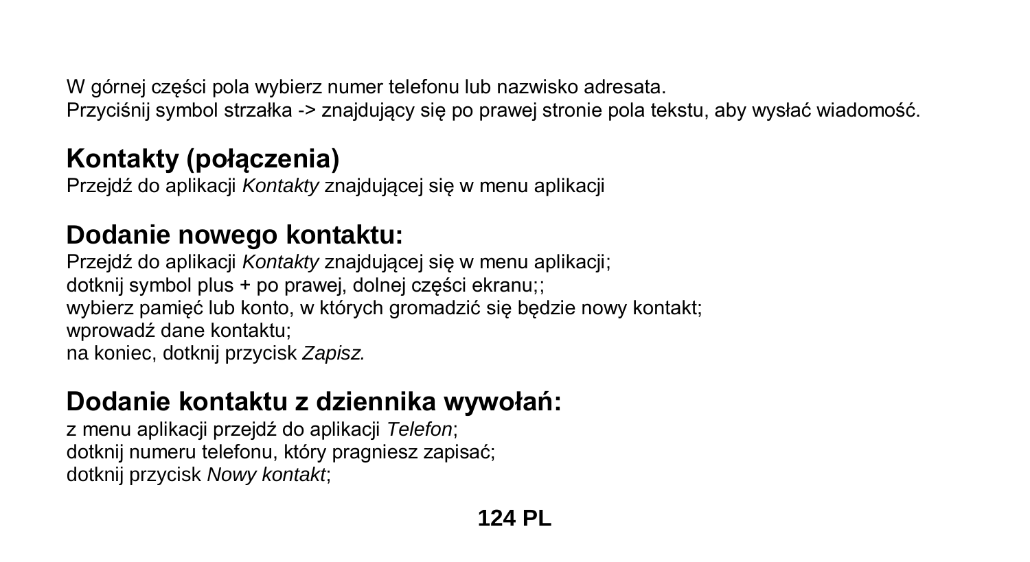W górnej części pola wybierz numer telefonu lub nazwisko adresata.
Przyciśnij symbol strzałka -> znajdujący się po prawej stronie pola tekstu, aby wysłać wiadomość.

## Kontakty (połączenia)

Przejdź do aplikacji *Kontakty* znajdującej się w menu aplikacji

## Dodanie nowego kontaktu:

Przejdź do aplikacji *Kontakty* znajdującej się w menu aplikacji;
dotknij symbol plus + po prawej, dolnej części ekranu;;
wybierz pamięć lub konto, w których gromadzić się będzie nowy kontakt;
wprowadź dane kontaktu;
na koniec, dotknij przycisk *Zapisz.*

## Dodanie kontaktu z dziennika wywołań:

z menu aplikacji przejdź do aplikacji *Telefon*;
dotknij numeru telefonu, który pragniesz zapisać;
dotknij przycisk *Nowy kontakt*;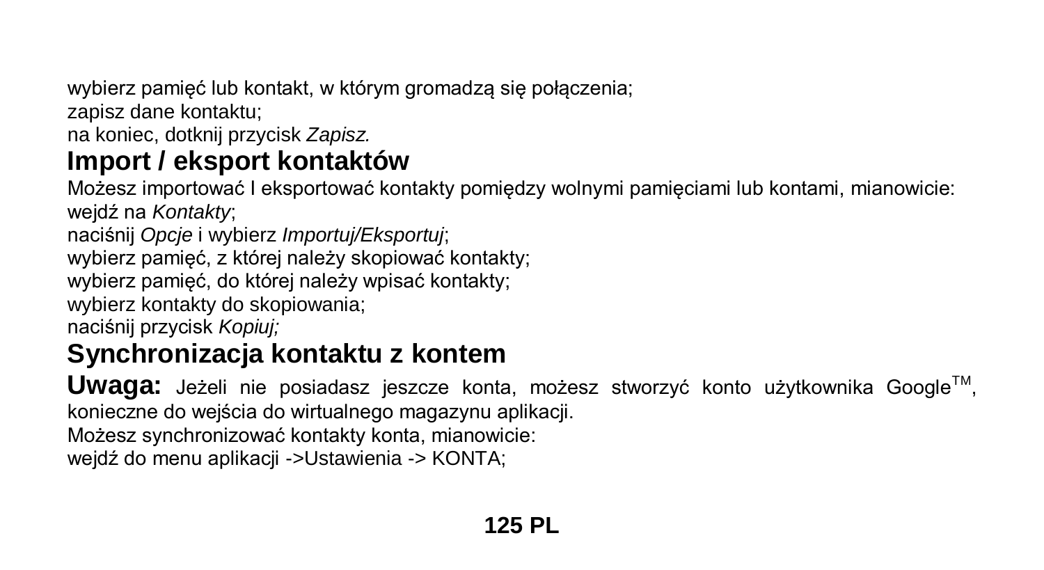wybierz pamięć lub kontakt, w którym gromadzą się połączenia;
zapisz dane kontaktu;
na koniec, dotknij przycisk *Zapisz.*

## Import / eksport kontaktów

Możesz importować I eksportować kontakty pomiędzy wolnymi pamięciami lub kontami, mianowicie:
wejdź na *Kontakty*;
naciśnij *Opcje* i wybierz *Importuj/Eksportuj*;
wybierz pamięć, z której należy skopiować kontakty;
wybierz pamięć, do której należy wpisać kontakty;
wybierz kontakty do skopiowania;
naciśnij przycisk *Kopiuj;*

## Synchronizacja kontaktu z kontem

**Uwaga:** Jeżeli nie posiadasz jeszcze konta, możesz stworzyć konto użytkownika Google™, konieczne do wejścia do wirtualnego magazynu aplikacji.
Możesz synchronizować kontakty konta, mianowicie:
wejdź do menu aplikacji ->Ustawienia -> KONTA;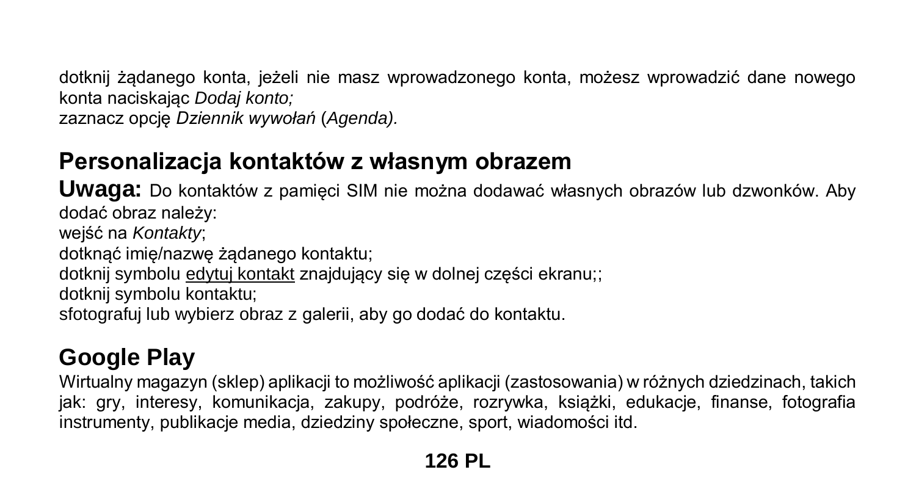dotknij żądanego konta, jeżeli nie masz wprowadzonego konta, możesz wprowadzić dane nowego konta naciskając *Dodaj konto;*
zaznacz opcję *Dziennik wywołań* (*Agenda).*

## Personalizacja kontaktów z własnym obrazem

**Uwaga:** Do kontaktów z pamięci SIM nie można dodawać własnych obrazów lub dzwonków. Aby dodać obraz należy:
wejść na *Kontakty*;
dotknąć imię/nazwę żądanego kontaktu;
dotknij symbolu <u>edytuj kontakt</u> znajdujący się w dolnej części ekranu;;
dotknij symbolu kontaktu;
sfotografuj lub wybierz obraz z galerii, aby go dodać do kontaktu.

## Google Play

Wirtualny magazyn (sklep) aplikacji to możliwość aplikacji (zastosowania) w różnych dziedzinach, takich jak: gry, interesy, komunikacja, zakupy, podróże, rozrywka, książki, edukacje, finanse, fotografia instrumenty, publikacje media, dziedziny społeczne, sport, wiadomości itd.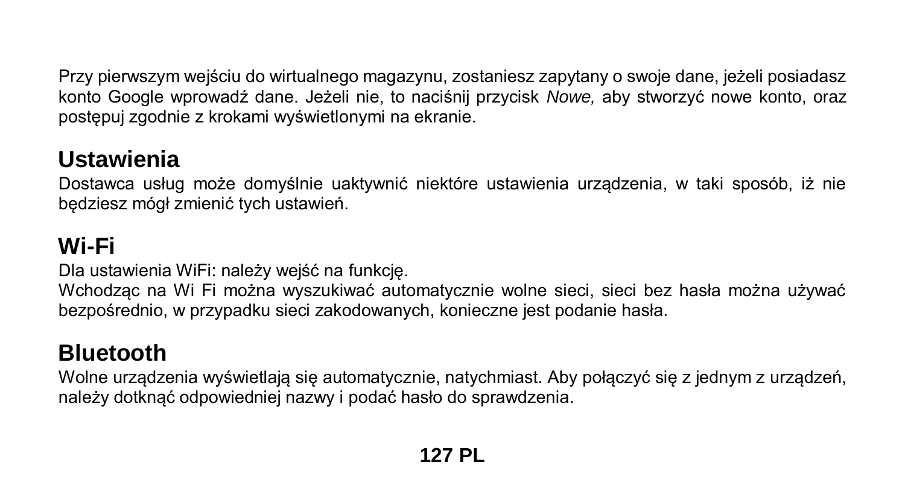Przy pierwszym wejściu do wirtualnego magazynu, zostaniesz zapytany o swoje dane, jeżeli posiadasz konto Google wprowadź dane. Jeżeli nie, to naciśnij przycisk *Nowe,* aby stworzyć nowe konto, oraz postępuj zgodnie z krokami wyświetlonymi na ekranie.

## Ustawienia

Dostawca usług może domyślnie uaktywnić niektóre ustawienia urządzenia, w taki sposób, iż nie będziesz mógł zmienić tych ustawień.

## Wi-Fi

Dla ustawienia WiFi: należy wejść na funkcję.
Wchodząc na Wi Fi można wyszukiwać automatycznie wolne sieci, sieci bez hasła można używać bezpośrednio, w przypadku sieci zakodowanych, konieczne jest podanie hasła.

## Bluetooth

Wolne urządzenia wyświetlają się automatycznie, natychmiast. Aby połączyć się z jednym z urządzeń, należy dotknąć odpowiedniej nazwy i podać hasło do sprawdzenia.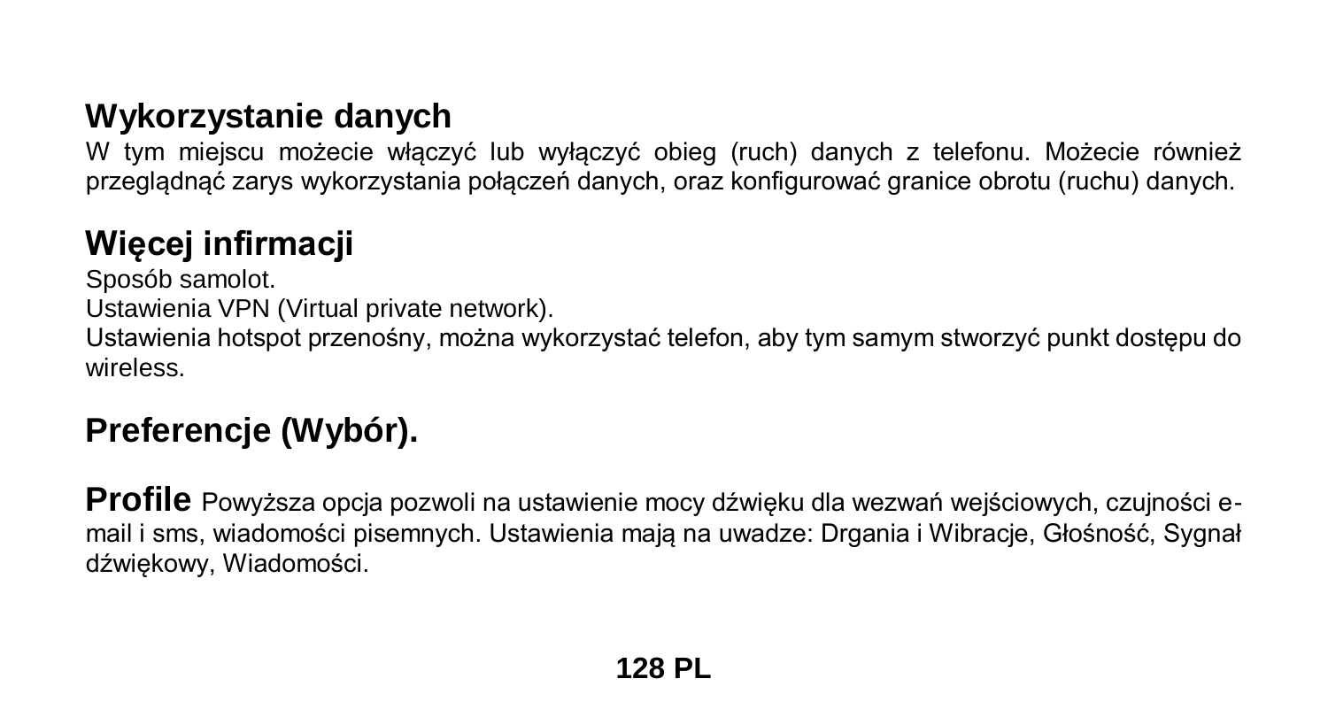## Wykorzystanie danych

W tym miejscu możecie włączyć lub wyłączyć obieg (ruch) danych z telefonu. Możecie również przeglądnąć zarys wykorzystania połączeń danych, oraz konfigurować granice obrotu (ruchu) danych.

## Więcej infirmacji

Sposób samolot.
Ustawienia VPN (Virtual private network).
Ustawienia hotspot przenośny, można wykorzystać telefon, aby tym samym stworzyć punkt dostępu do wireless.

## Preferencje (Wybór).

**Profile** Powyższa opcja pozwoli na ustawienie mocy dźwięku dla wezwań wejściowych, czujności e-mail i sms, wiadomości pisemnych. Ustawienia mają na uwadze: Drgania i Wibracje, Głośność, Sygnał dźwiękowy, Wiadomości.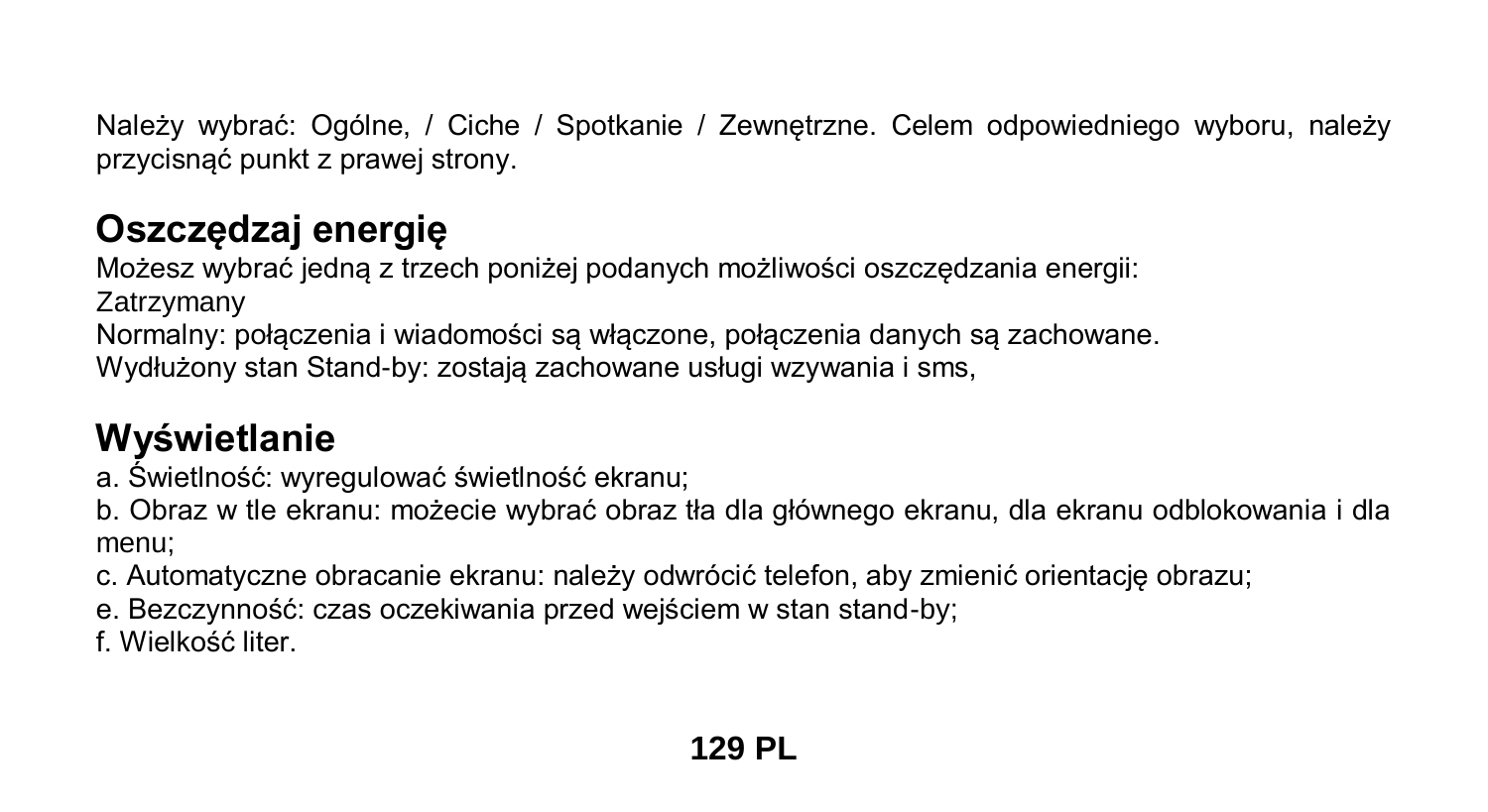Należy wybrać: Ogólne, / Ciche / Spotkanie / Zewnętrzne. Celem odpowiedniego wyboru, należy przycisnąć punkt z prawej strony.

## Oszczędzaj energię

Możesz wybrać jedną z trzech poniżej podanych możliwości oszczędzania energii:
Zatrzymany
Normalny: połączenia i wiadomości są włączone, połączenia danych są zachowane.
Wydłużony stan Stand-by: zostają zachowane usługi wzywania i sms,

## Wyświetlanie

a. Świetlność: wyregulować świetlność ekranu;
b. Obraz w tle ekranu: możecie wybrać obraz tła dla głównego ekranu, dla ekranu odblokowania i dla menu;
c. Automatyczne obracanie ekranu: należy odwrócić telefon, aby zmienić orientację obrazu;
e. Bezczynność: czas oczekiwania przed wejściem w stan stand-by;
f. Wielkość liter.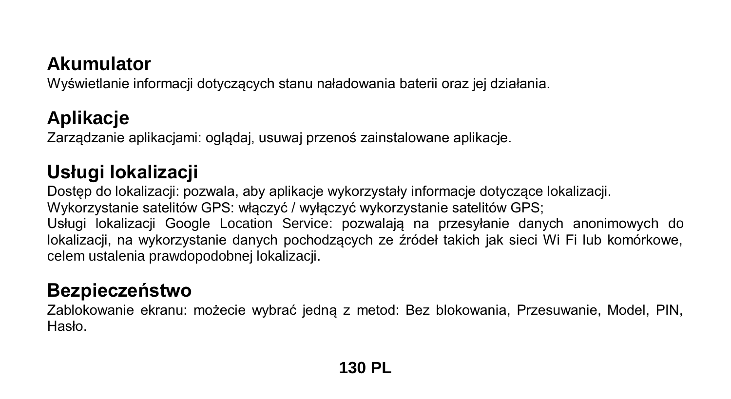## Akumulator

Wyświetlanie informacji dotyczących stanu naładowania baterii oraz jej działania.

## Aplikacje

Zarządzanie aplikacjami: oglądaj, usuwaj przenoś zainstalowane aplikacje.

## Usługi lokalizacji

Dostęp do lokalizacji: pozwala, aby aplikacje wykorzystały informacje dotyczące lokalizacji.
Wykorzystanie satelitów GPS: włączyć / wyłączyć wykorzystanie satelitów GPS;
Usługi lokalizacji Google Location Service: pozwalają na przesyłanie danych anonimowych do lokalizacji, na wykorzystanie danych pochodzących ze źródeł takich jak sieci Wi Fi lub komórkowe, celem ustalenia prawdopodobnej lokalizacji.

## Bezpieczeństwo

Zablokowanie ekranu: możecie wybrać jedną z metod: Bez blokowania, Przesuwanie, Model, PIN, Hasło.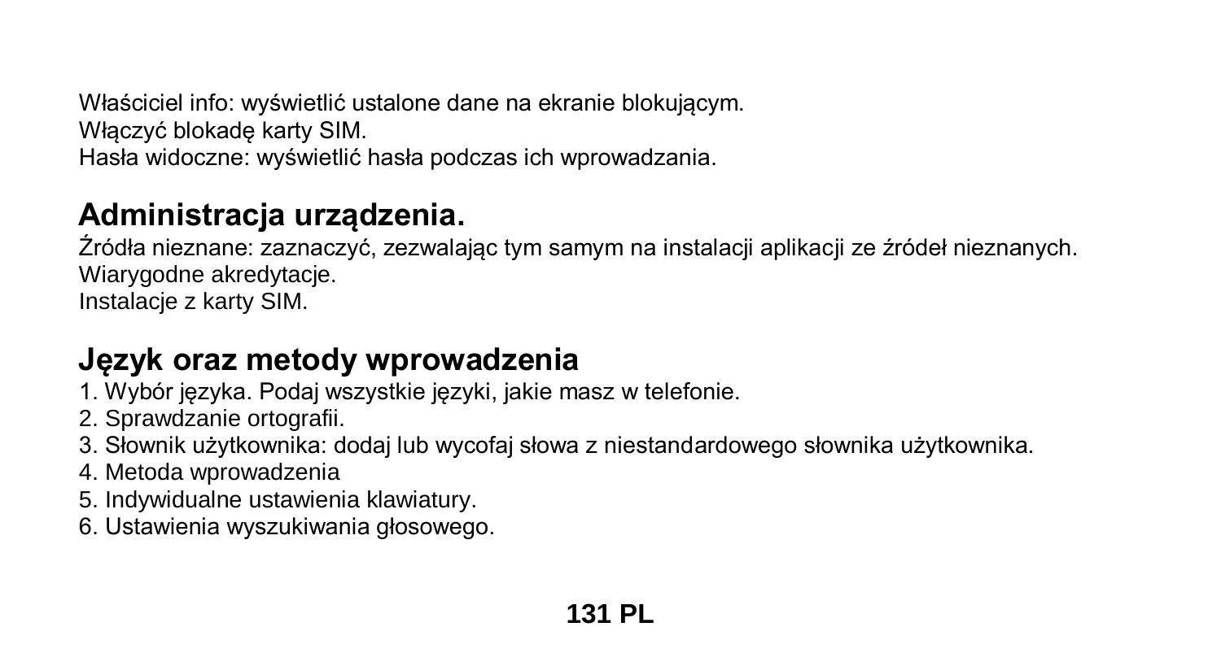Właściciel info: wyświetlić ustalone dane na ekranie blokującym.
Włączyć blokadę karty SIM.
Hasła widoczne: wyświetlić hasła podczas ich wprowadzania.

## Administracja urządzenia.

Źródła nieznane: zaznaczyć, zezwalając tym samym na instalacji aplikacji ze źródeł nieznanych.
Wiarygodne akredytacje.
Instalacje z karty SIM.

## Język oraz metody wprowadzenia

1. Wybór języka. Podaj wszystkie języki, jakie masz w telefonie.
2. Sprawdzanie ortografii.
3. Słownik użytkownika: dodaj lub wycofaj słowa z niestandardowego słownika użytkownika.
4. Metoda wprowadzenia
5. Indywidualne ustawienia klawiatury.
6. Ustawienia wyszukiwania głosowego.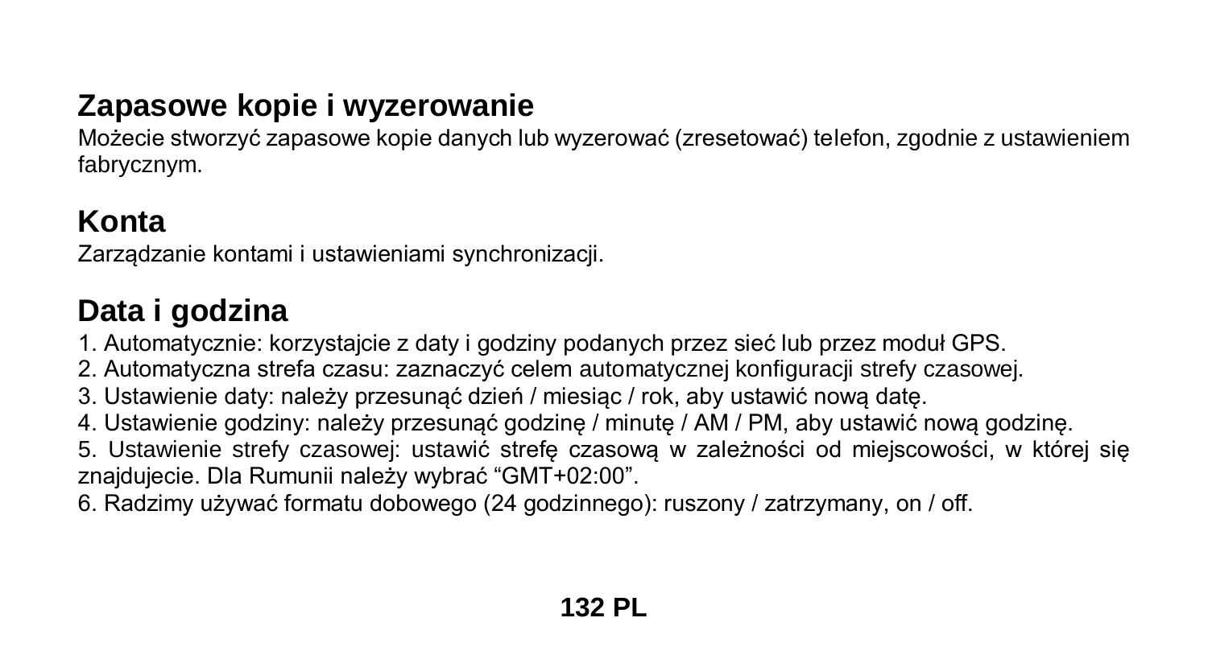## Zapasowe kopie i wyzerowanie

Możecie stworzyć zapasowe kopie danych lub wyzerować (zresetować) telefon, zgodnie z ustawieniem fabrycznym.

## Konta

Zarządzanie kontami i ustawieniami synchronizacji.

## Data i godzina

1. Automatycznie: korzystajcie z daty i godziny podanych przez sieć lub przez moduł GPS.
2. Automatyczna strefa czasu: zaznaczyć celem automatycznej konfiguracji strefy czasowej.
3. Ustawienie daty: należy przesunąć dzień / miesiąc / rok, aby ustawić nową datę.
4. Ustawienie godziny: należy przesunąć godzinę / minutę / AM / PM, aby ustawić nową godzinę.
5. Ustawienie strefy czasowej: ustawić strefę czasową w zależności od miejscowości, w której się znajdujecie. Dla Rumunii należy wybrać “GMT+02:00”.
6. Radzimy używać formatu dobowego (24 godzinnego): ruszony / zatrzymany, on / off.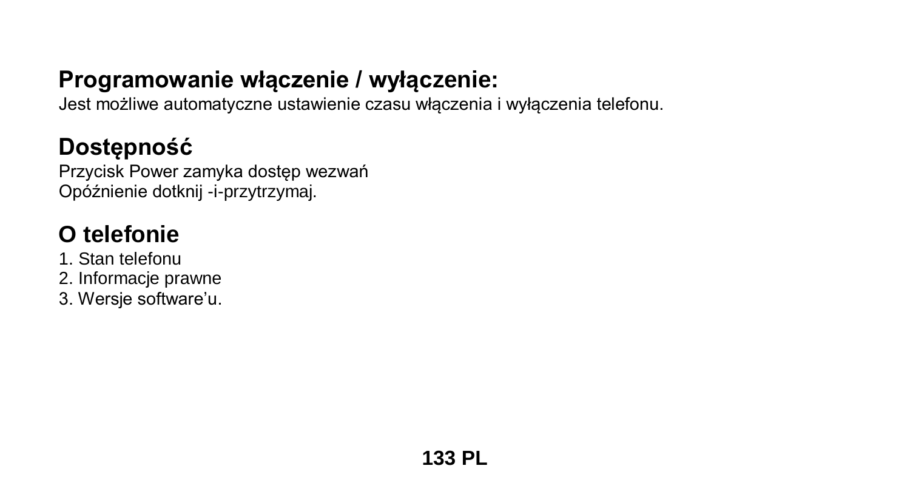## Programowanie włączenie / wyłączenie:

Jest możliwe automatyczne ustawienie czasu włączenia i wyłączenia telefonu.

## Dostępność

Przycisk Power zamyka dostęp wezwań
Opóźnienie dotknij -i-przytrzymaj.

## O telefonie

1. Stan telefonu
2. Informacje prawne
3. Wersje software'u.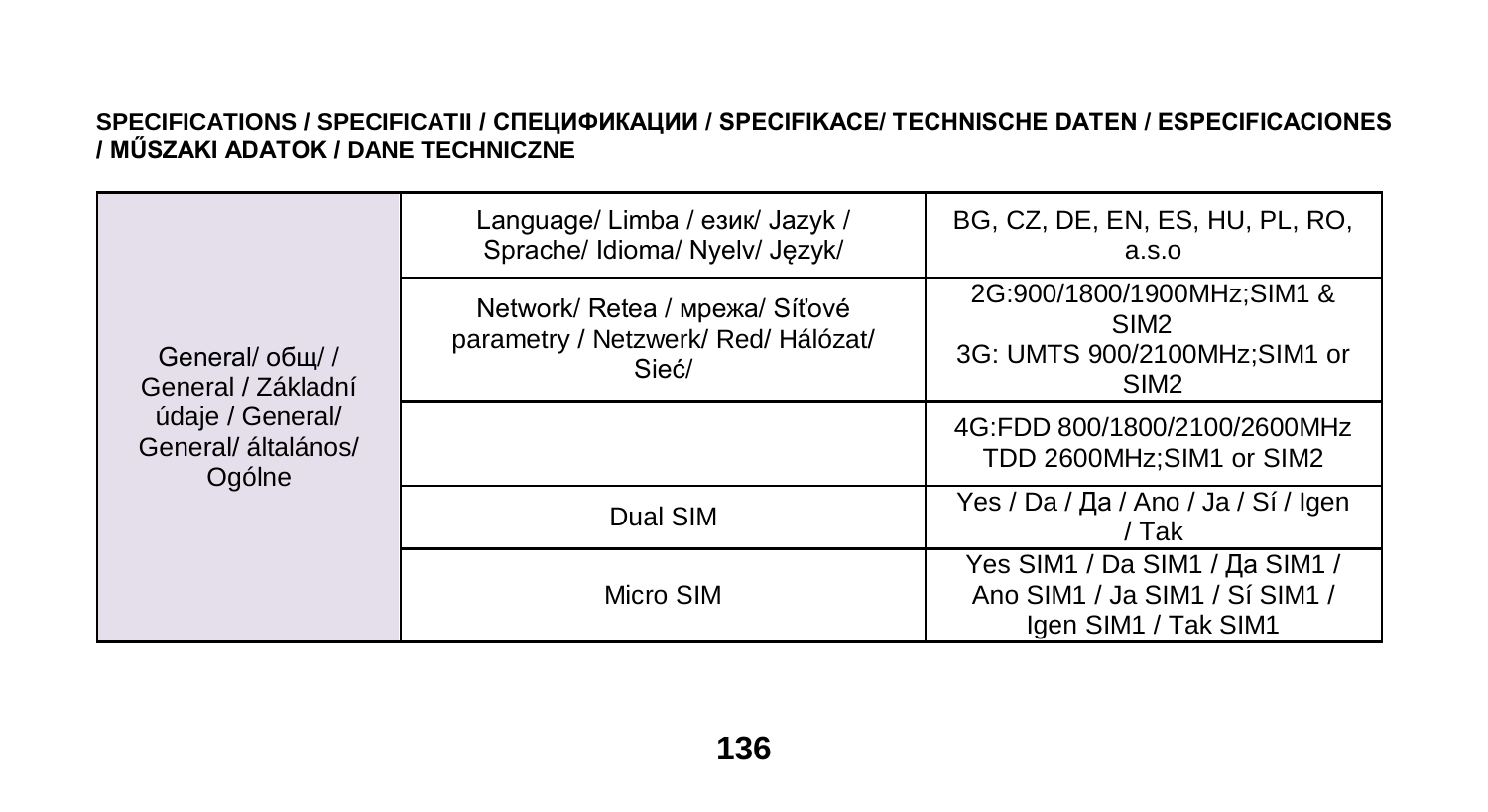**SPECIFICATIONS / SPECIFICATII / СПЕЦИФИКАЦИИ / SPECIFIKACE/ TECHNISCHE DATEN / ESPECIFICACIONES / MŰSZAKI ADATOK / DANE TECHNICZNE**

| | | |
|---|---|---|
| General/ общ/ / General / Základní údaje / General/ General/ általános/ Ogólne | Language/ Limba / език/ Jazyk / Sprache/ Idioma/ Nyelv/ Język/ | BG, CZ, DE, EN, ES, HU, PL, RO, a.s.o |
| | Network/ Retea / мрежа/ Síťové parametry / Netzwerk/ Red/ Hálózat/ Sieć/ | 2G:900/1800/1900MHz;SIM1 & SIM2<br>3G: UMTS 900/2100MHz;SIM1 or SIM2 |
| | | 4G:FDD 800/1800/2100/2600MHz TDD 2600MHz;SIM1 or SIM2 |
| | Dual SIM | Yes / Da / Да / Ano / Ja / Sí / Igen / Tak |
| | Micro SIM | Yes SIM1 / Da SIM1 / Да SIM1 / Ano SIM1 / Ja SIM1 / Sí SIM1 / Igen SIM1 / Tak SIM1 |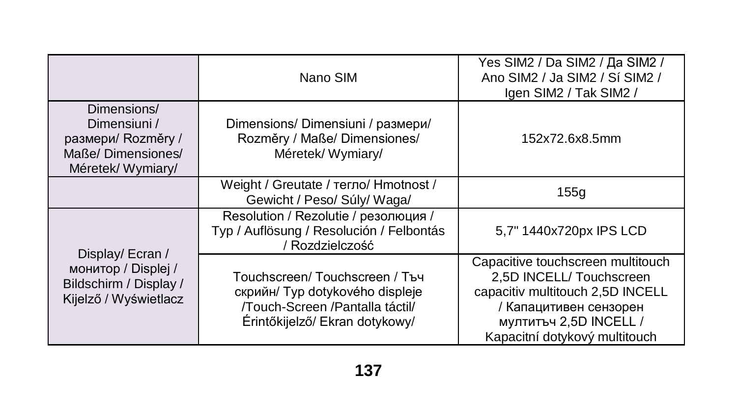| | | |
|---|---|---|
| | Nano SIM | Yes SIM2 / Da SIM2 / Да SIM2 / Ano SIM2 / Ja SIM2 / Sí SIM2 / Igen SIM2 / Tak SIM2 / |
| Dimensions/ Dimensiuni / размери/ Rozměry / Maße/ Dimensiones/ Méretek/ Wymiary/ | Dimensions/ Dimensiuni / размери/ Rozměry / Maße/ Dimensiones/ Méretek/ Wymiary/ | 152x72.6x8.5mm |
| | Weight / Greutate / тегло/ Hmotnost / Gewicht / Peso/ Súly/ Waga/ | 155g |
| Display/ Ecran / монитор / Displej / Bildschirm / Display / Kijelző / Wyświetlacz | Resolution / Rezolutie / резолюция / Typ / Auflösung / Resolución / Felbontás / Rozdzielczość | 5,7'' 1440x720px IPS LCD |
| | Touchscreen/ Touchscreen / Тъч скрийн/ Typ dotykového displeje /Touch-Screen /Pantalla táctil/ Érintőkijelző/ Ekran dotykowy/ | Capacitive touchscreen multitouch 2,5D INCELL/ Touchscreen capacitiv multitouch 2,5D INCELL / Капацитивен сензорен мултитъч 2,5D INCELL / Kapacitní dotykový multitouch |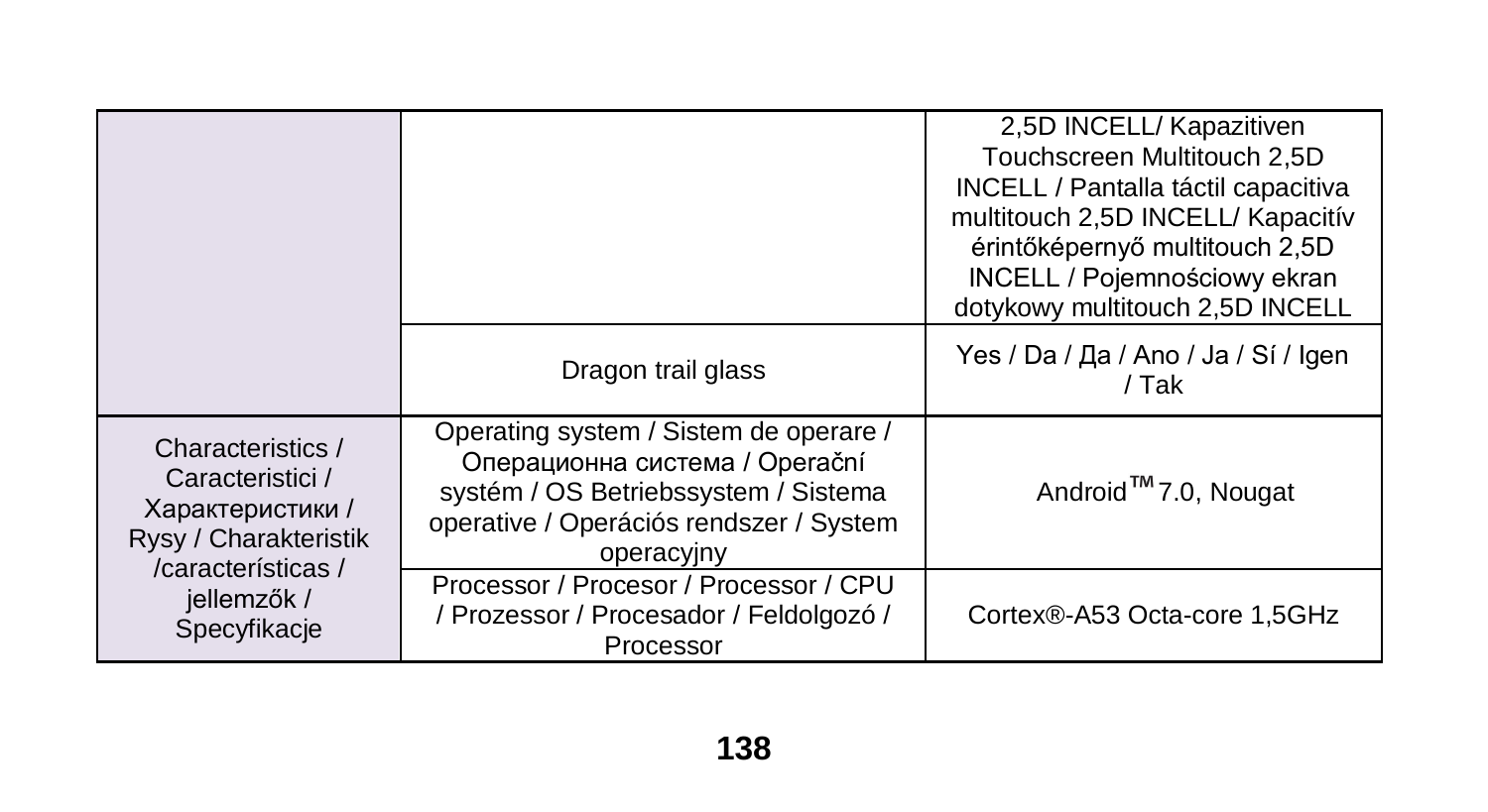| | | |
|---|---|---|
| | | 2,5D INCELL/ Kapazitiven Touchscreen Multitouch 2,5D INCELL / Pantalla táctil capacitiva multitouch 2,5D INCELL/ Kapacitív érintőképernyő multitouch 2,5D INCELL / Pojemnościowy ekran dotykowy multitouch 2,5D INCELL |
| | Dragon trail glass | Yes / Da / Да / Ano / Ja / Sí / Igen / Tak |
| Characteristics / Caracteristici / Характеристики / Rysy / Charakteristik /características / jellemzők / Specyfikacje | Operating system / Sistem de operare / Операционна система / Operační systém / OS Betriebssystem / Sistema operative / Operációs rendszer / System operacyjny | Android™ 7.0, Nougat |
| | Processor / Procesor / Processor / CPU / Prozessor / Procesador / Feldolgozó / Processor | Cortex®-A53 Octa-core 1,5GHz |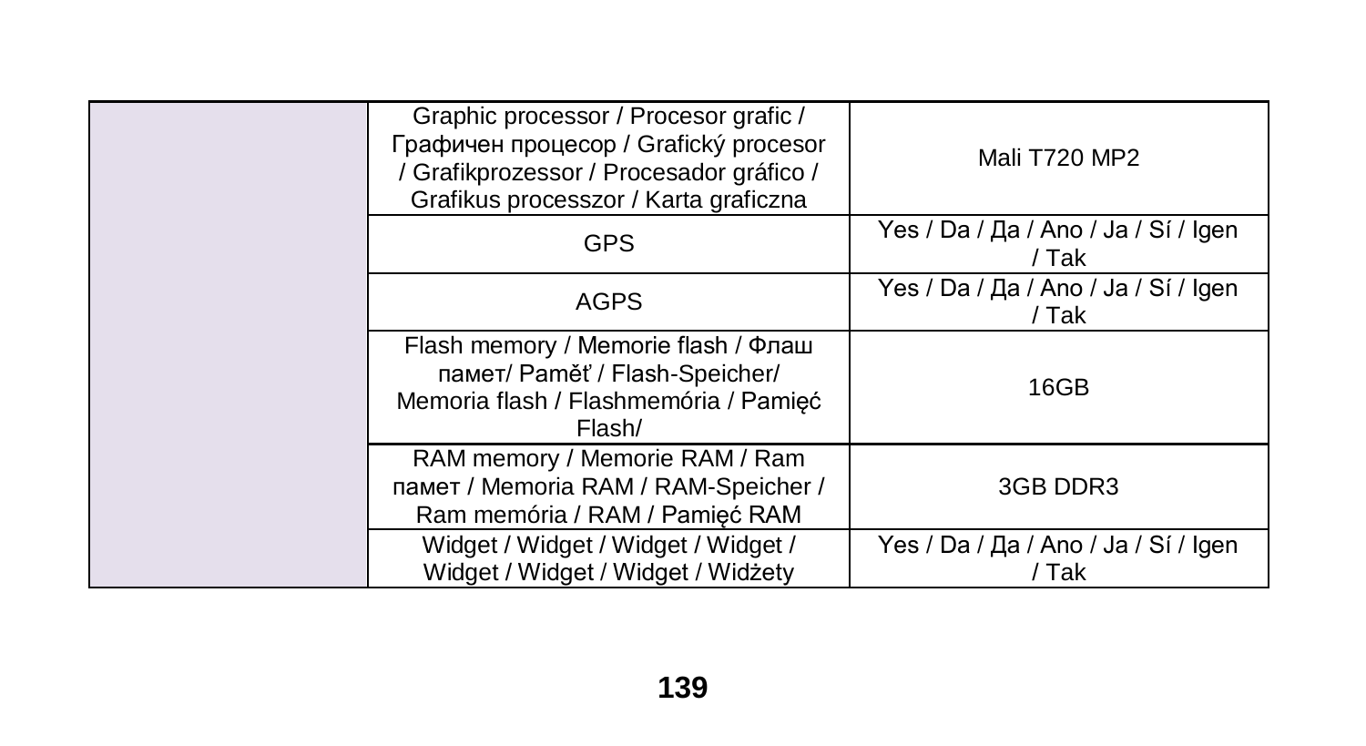| | | |
|---|---|---|
| | Graphic processor / Procesor grafic / Графичен процесор / Grafický procesor / Grafikprozessor / Procesador gráfico / Grafikus processzor / Karta graficzna | Mali T720 MP2 |
| | GPS | Yes / Da / Да / Ano / Ja / Sí / Igen / Tak |
| | AGPS | Yes / Da / Да / Ano / Ja / Sí / Igen / Tak |
| | Flash memory / Memorie flash / Флаш памет/ Paměť / Flash-Speicher/ Memoria flash / Flashmemória / Pamięć Flash/ | 16GB |
| | RAM memory / Memorie RAM / Ram памет / Memoria RAM / RAM-Speicher / Ram memória / RAM / Pamięć RAM | 3GB DDR3 |
| | Widget / Widget / Widget / Widget / Widget / Widget / Widget / Widżety | Yes / Da / Да / Ano / Ja / Sí / Igen / Tak |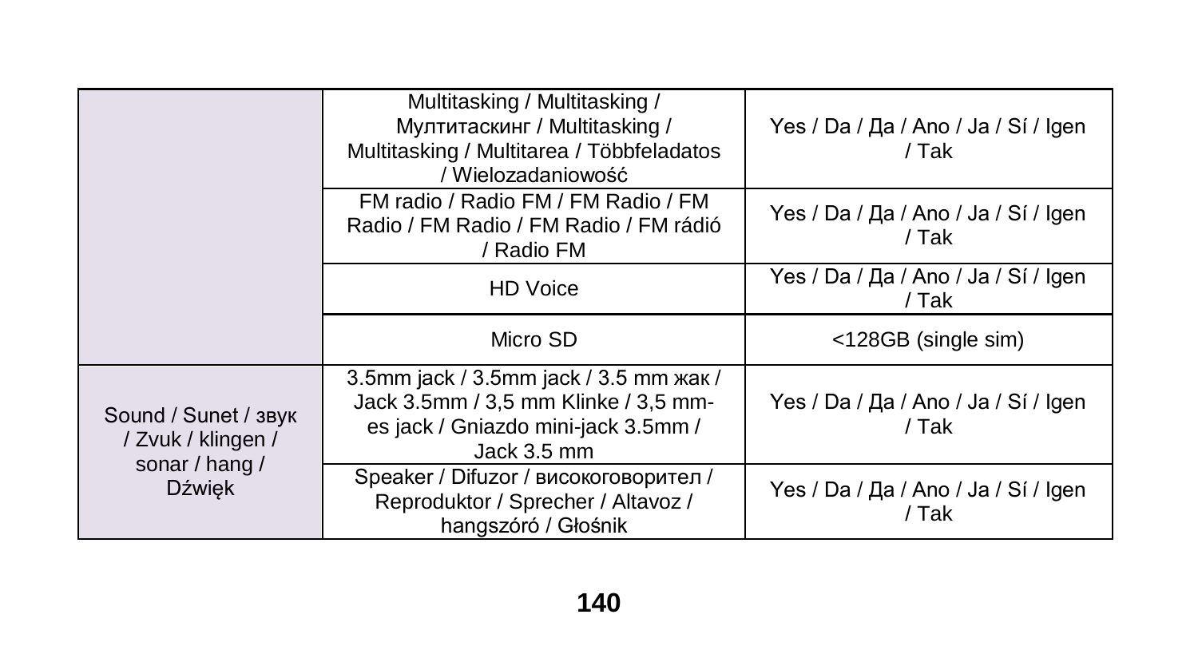| | | |
|---|---|---|
| | Multitasking / Multitasking / Мултитаскинг / Multitasking / Multitasking / Multitarea / Többfeladatos / Wielozadaniowość | Yes / Da / Да / Ano / Ja / Sí / Igen / Tak |
| | FM radio / Radio FM / FM Radio / FM Radio / FM Radio / FM Radio / FM rádió / Radio FM | Yes / Da / Да / Ano / Ja / Sí / Igen / Tak |
| | HD Voice | Yes / Da / Да / Ano / Ja / Sí / Igen / Tak |
| | Micro SD | <128GB (single sim) |
| Sound / Sunet / звук / Zvuk / klingen / sonar / hang / Dźwięk | 3.5mm jack / 3.5mm jack / 3.5 mm жак / Jack 3.5mm / 3,5 mm Klinke / 3,5 mm-es jack / Gniazdo mini-jack 3.5mm / Jack 3.5 mm | Yes / Da / Да / Ano / Ja / Sí / Igen / Tak |
| | Speaker / Difuzor / високоговорител / Reproduktor / Sprecher / Altavoz / hangszóró / Głośnik | Yes / Da / Да / Ano / Ja / Sí / Igen / Tak |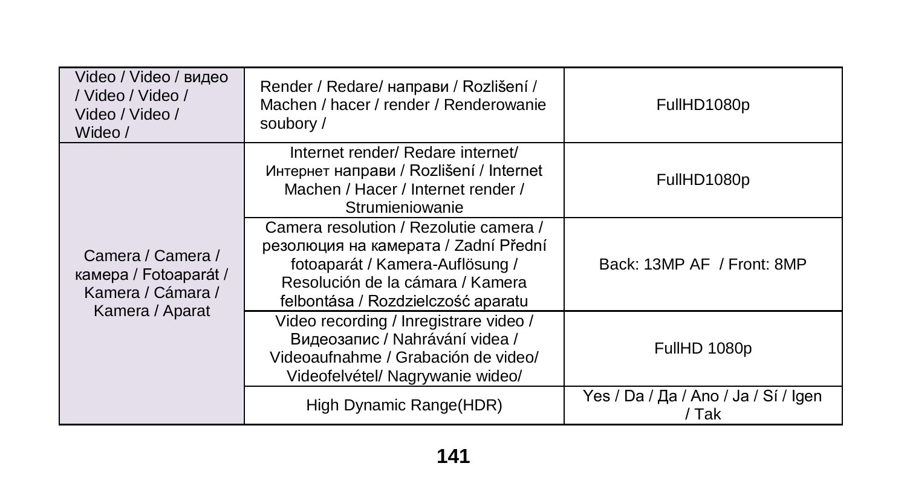| Video / Video / видео / Video / Video / Video / Video / Wideo / | Render / Redare/ направи / Rozlišení / Machen / hacer / render / Renderowanie soubory / | FullHD1080p |
|---|---|---|
| Camera / Camera / камера / Fotoaparát / Kamera / Cámara / Kamera / Aparat | Internet render/ Redare internet/ Интернет направи / Rozlišení / Internet Machen / Hacer / Internet render / Strumieniowanie | FullHD1080p |
| | Camera resolution / Rezolutie camera / резолюция на камерата / Zadní Přední fotoaparát / Kamera-Auflösung / Resolución de la cámara / Kamera felbontása / Rozdzielczość aparatu | Back: 13MP AF / Front: 8MP |
| | Video recording / Inregistrare video / Видеозапис / Nahrávání videa / Videoaufnahme / Grabación de video/ Videofelvétel/ Nagrywanie wideo/ | FullHD 1080p |
| | High Dynamic Range(HDR) | Yes / Da / Да / Ano / Ja / Sí / Igen / Tak |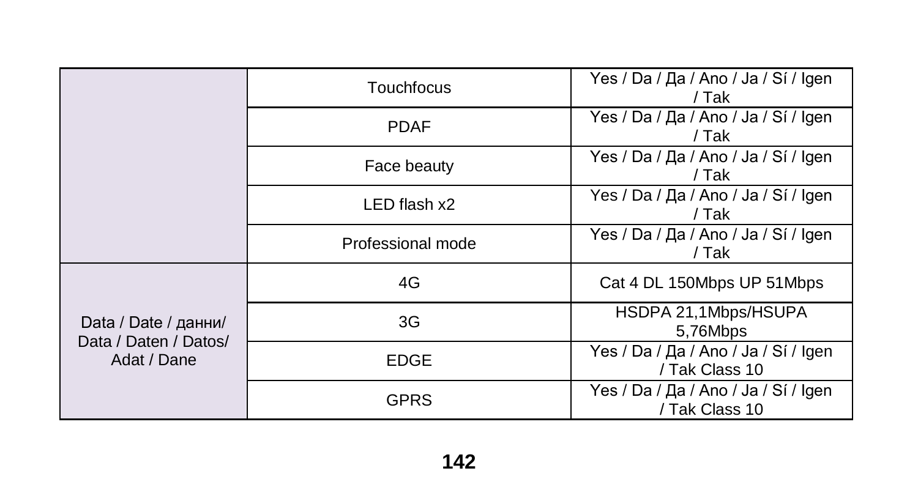| | | |
|---|---|---|
| | Touchfocus | Yes / Da / Да / Ano / Ja / Sí / Igen / Tak |
| | PDAF | Yes / Da / Да / Ano / Ja / Sí / Igen / Tak |
| | Face beauty | Yes / Da / Да / Ano / Ja / Sí / Igen / Tak |
| | LED flash x2 | Yes / Da / Да / Ano / Ja / Sí / Igen / Tak |
| | Professional mode | Yes / Da / Да / Ano / Ja / Sí / Igen / Tak |
| Data / Date / данни/ Data / Daten / Datos/ Adat / Dane | 4G | Cat 4 DL 150Mbps UP 51Mbps |
| | 3G | HSDPA 21,1Mbps/HSUPA 5,76Mbps |
| | EDGE | Yes / Da / Да / Ano / Ja / Sí / Igen / Tak Class 10 |
| | GPRS | Yes / Da / Да / Ano / Ja / Sí / Igen / Tak Class 10 |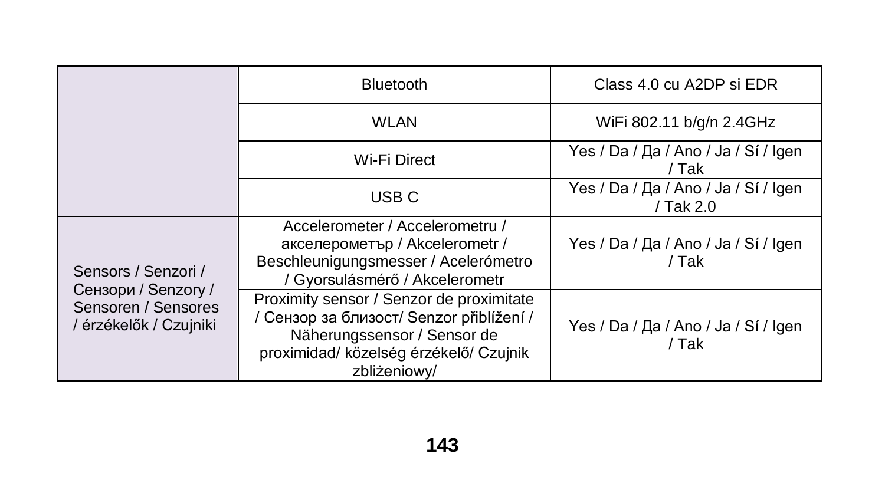| | | |
|---|---|---|
| | Bluetooth | Class 4.0 cu A2DP si EDR |
| | WLAN | WiFi 802.11 b/g/n 2.4GHz |
| | Wi-Fi Direct | Yes / Da / Да / Ano / Ja / Sí / Igen / Tak |
| | USB C | Yes / Da / Да / Ano / Ja / Sí / Igen / Tak 2.0 |
| Sensors / Senzori / Сензори / Senzory / Sensoren / Sensores / érzékelők / Czujniki | Accelerometer / Accelerometru / акселерометър / Akcelerometr / Beschleunigungsmesser / Acelerómetro / Gyorsulásmérő / Akcelerometr | Yes / Da / Да / Ano / Ja / Sí / Igen / Tak |
| | Proximity sensor / Senzor de proximitate / Сензор за близост/ Senzor přiblížení / Näherungssensor / Sensor de proximidad/ közelség érzékelő/ Czujnik zbliżeniowy/ | Yes / Da / Да / Ano / Ja / Sí / Igen / Tak |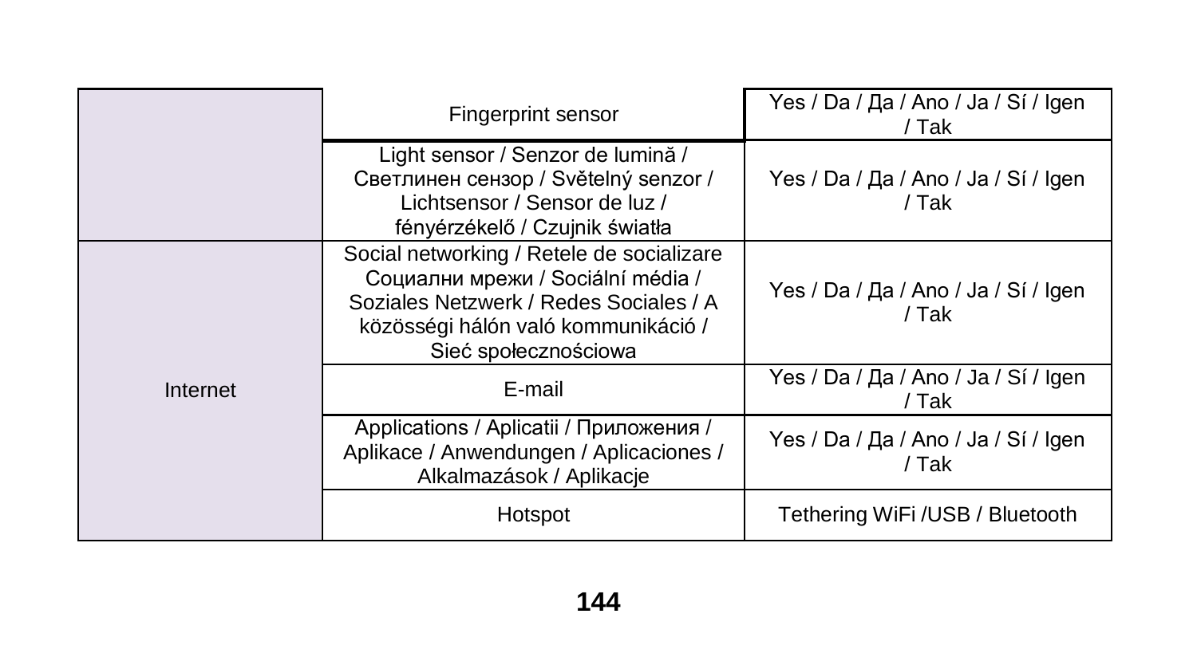| | | |
|---|---|---|
| | Fingerprint sensor | Yes / Da / Да / Ano / Ja / Sí / Igen / Tak |
| | Light sensor / Senzor de lumină / Светлинен сензор / Světelný senzor / Lichtsensor / Sensor de luz / fényérzékelő / Czujnik światła | Yes / Da / Да / Ano / Ja / Sí / Igen / Tak |
| Internet | Social networking / Retele de socializare Социални мрежи / Sociální média / Soziales Netzwerk / Redes Sociales / A közösségi hálón való kommunikáció / Sieć społecznościowa | Yes / Da / Да / Ano / Ja / Sí / Igen / Tak |
| | E-mail | Yes / Da / Да / Ano / Ja / Sí / Igen / Tak |
| | Applications / Aplicatii / Приложения / Aplikace / Anwendungen / Aplicaciones / Alkalmazások / Aplikacje | Yes / Da / Да / Ano / Ja / Sí / Igen / Tak |
| | Hotspot | Tethering WiFi /USB / Bluetooth |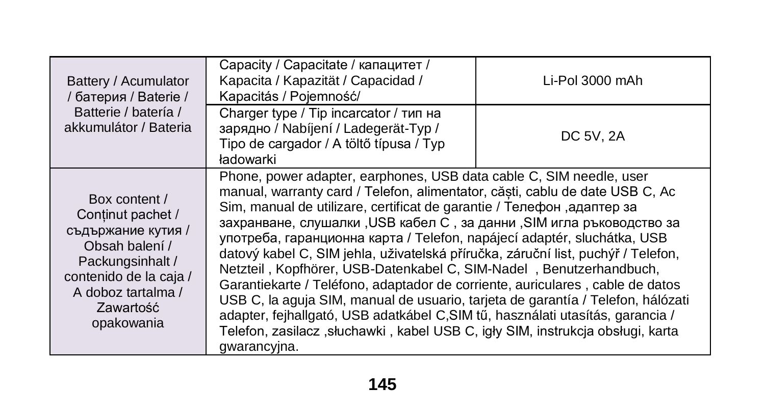| | | |
|---|---|---|
| Battery / Acumulator / батерия / Baterie / Batterie / batería / akkumulátor / Bateria | Capacity / Capacitate / капацитет / Kapacita / Kapazität / Capacidad / Kapacitás / Pojemność/ | Li-Pol 3000 mAh |
| | Charger type / Tip incarcator / тип на зарядно / Nabíjení / Ladegerät-Typ / Tipo de cargador / A töltő típusa / Typ ładowarki | DC 5V, 2A |
| Box content / Conținut pachet / съдържание кутия / Obsah balení / Packungsinhalt / contenido de la caja / A doboz tartalma / Zawartość opakowania | Phone, power adapter, earphones, USB data cable C, SIM needle, user manual, warranty card / Telefon, alimentator, căști, cablu de date USB C, Ac Sim, manual de utilizare, certificat de garantie / Телефон ,адаптер за захранване, слушалки ,USB кабел C , за данни ,SIM игла ръководство за употреба, гаранционна карта / Telefon, napájecí adaptér, sluchátka, USB datový kabel C, SIM jehla, uživatelská příručka, záruční list, puchýř / Telefon, Netzteil , Kopfhörer, USB-Datenkabel C, SIM-Nadel , Benutzerhandbuch, Garantiekarte / Teléfono, adaptador de corriente, auriculares , cable de datos USB C, la aguja SIM, manual de usuario, tarjeta de garantía / Telefon, hálózati adapter, fejhallgató, USB adatkábel C,SIM tű, használati utasítás, garancia / Telefon, zasilacz ,słuchawki , kabel USB C, igły SIM, instrukcja obsługi, karta gwarancyjna. | |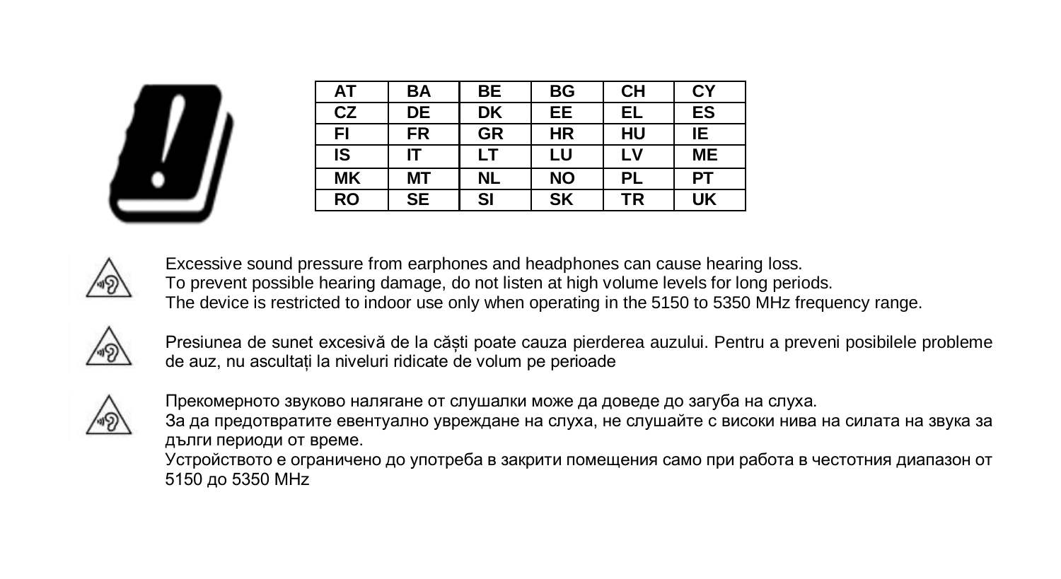| AT | BA | BE | BG | CH | CY |
|---|---|---|---|---|---|
| CZ | DE | DK | EE | EL | ES |
| FI | FR | GR | HR | HU | IE |
| IS | IT | LT | LU | LV | ME |
| MK | MT | NL | NO | PL | PT |
| RO | SE | SI | SK | TR | UK |

Excessive sound pressure from earphones and headphones can cause hearing loss.
To prevent possible hearing damage, do not listen at high volume levels for long periods.
The device is restricted to indoor use only when operating in the 5150 to 5350 MHz frequency range.

Presiunea de sunet excesivă de la căști poate cauza pierderea auzului. Pentru a preveni posibilele probleme de auz, nu ascultați la niveluri ridicate de volum pe perioade

Прекомерното звуково налягане от слушалки може да доведе до загуба на слуха.
За да предотвратите евентуално увреждане на слуха, не слушайте с високи нива на силата на звука за дълги периоди от време.
Устройството е ограничено до употреба в закрити помещения само при работа в честотния диапазон от 5150 до 5350 MHz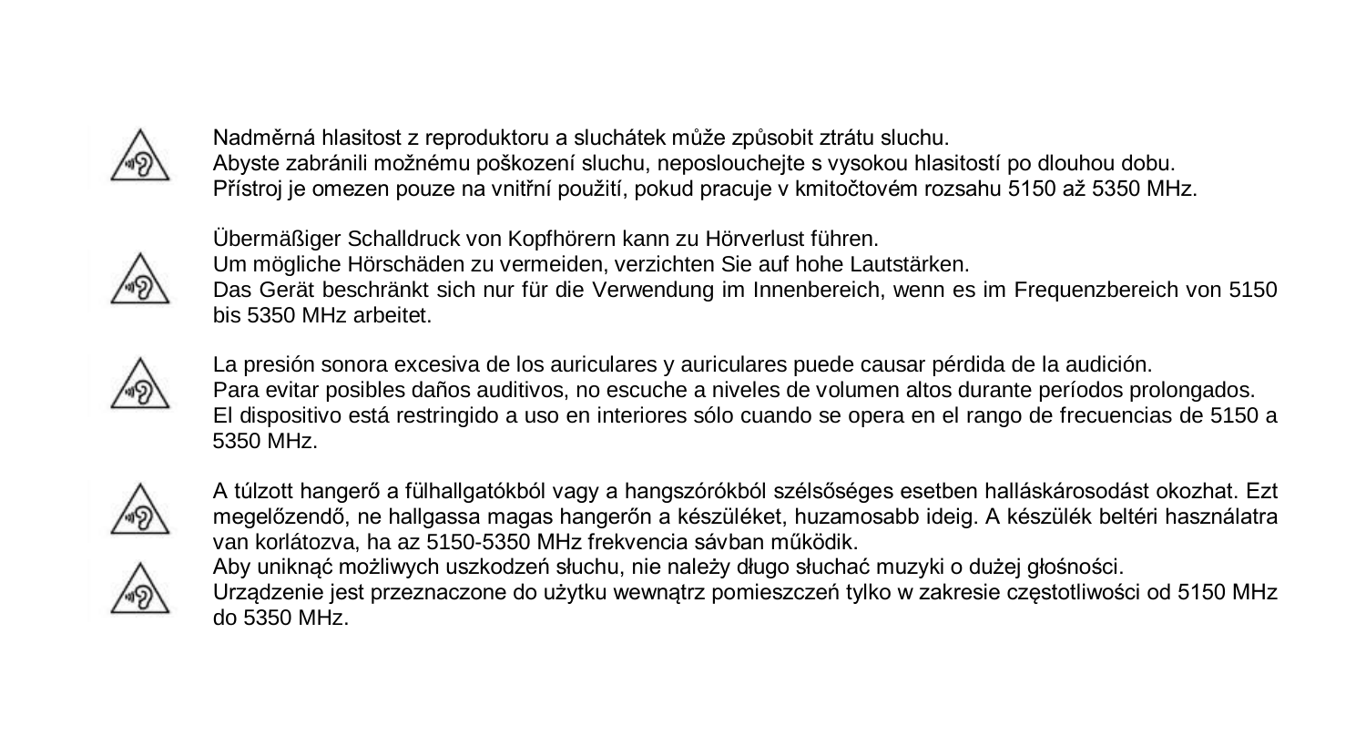Nadměrná hlasitost z reproduktoru a sluchátek může způsobit ztrátu sluchu.
Abyste zabránili možnému poškození sluchu, neposlouchejte s vysokou hlasitostí po dlouhou dobu.
Přístroj je omezen pouze na vnitřní použití, pokud pracuje v kmitočtovém rozsahu 5150 až 5350 MHz.

Übermäßiger Schalldruck von Kopfhörern kann zu Hörverlust führen.
Um mögliche Hörschäden zu vermeiden, verzichten Sie auf hohe Lautstärken.
Das Gerät beschränkt sich nur für die Verwendung im Innenbereich, wenn es im Frequenzbereich von 5150 bis 5350 MHz arbeitet.

La presión sonora excesiva de los auriculares y auriculares puede causar pérdida de la audición.
Para evitar posibles daños auditivos, no escuche a niveles de volumen altos durante períodos prolongados.
El dispositivo está restringido a uso en interiores sólo cuando se opera en el rango de frecuencias de 5150 a 5350 MHz.

A túlzott hangerő a fülhallgatókból vagy a hangszórókból szélsőséges esetben halláskárosodást okozhat. Ezt megelőzendő, ne hallgassa magas hangerőn a készüléket, huzamosabb ideig. A készülék beltéri használatra van korlátozva, ha az 5150-5350 MHz frekvencia sávban működik.

Aby uniknąć możliwych uszkodzeń słuchu, nie należy długo słuchać muzyki o dużej głośności.
Urządzenie jest przeznaczone do użytku wewnątrz pomieszczeń tylko w zakresie częstotliwości od 5150 MHz do 5350 MHz.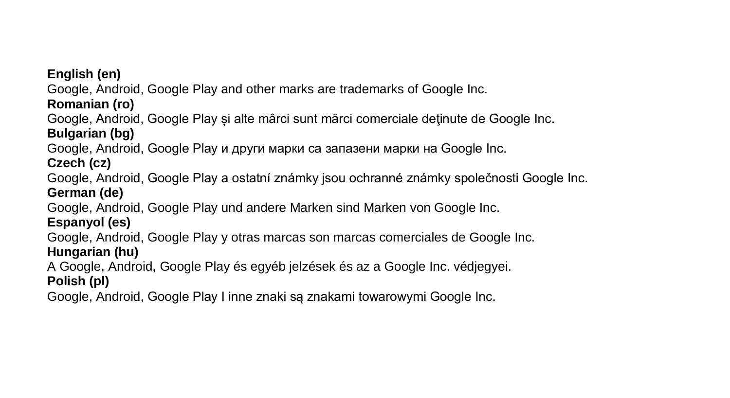**English (en)**
Google, Android, Google Play and other marks are trademarks of Google Inc.
**Romanian (ro)**
Google, Android, Google Play și alte mărci sunt mărci comerciale deţinute de Google Inc.
**Bulgarian (bg)**
Google, Android, Google Play и други марки са запазени марки на Google Inc.
**Czech (cz)**
Google, Android, Google Play a ostatní známky jsou ochranné známky společnosti Google Inc.
**German (de)**
Google, Android, Google Play und andere Marken sind Marken von Google Inc.
**Espanyol (es)**
Google, Android, Google Play y otras marcas son marcas comerciales de Google Inc.
**Hungarian (hu)**
A Google, Android, Google Play és egyéb jelzések és az a Google Inc. védjegyei.
**Polish (pl)**
Google, Android, Google Play I inne znaki są znakami towarowymi Google Inc.